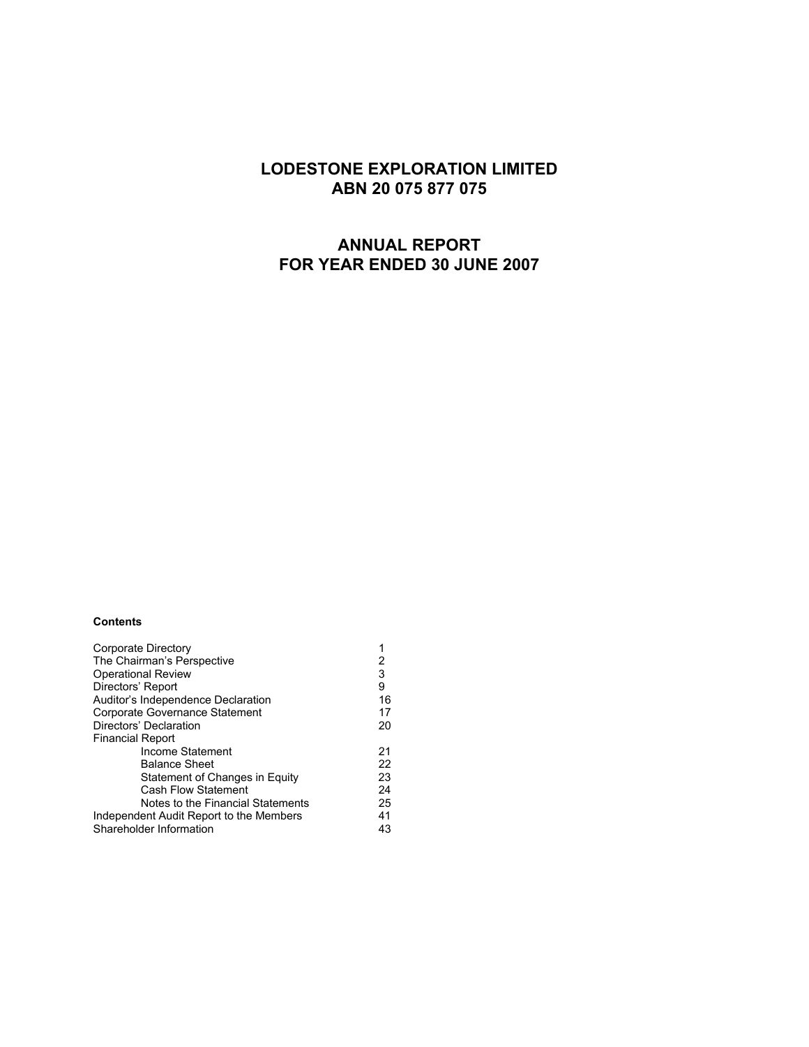# LODESTONE EXPLORATION LIMITED
# ABN 20 075 877 075

# ANNUAL REPORT
# FOR YEAR ENDED 30 JUNE 2007

**Contents**

| | |
|---|---|
| Corporate Directory | 1 |
| The Chairman's Perspective | 2 |
| Operational Review | 3 |
| Directors' Report | 9 |
| Auditor's Independence Declaration | 16 |
| Corporate Governance Statement | 17 |
| Directors' Declaration | 20 |
| Financial Report | |
| Income Statement | 21 |
| Balance Sheet | 22 |
| Statement of Changes in Equity | 23 |
| Cash Flow Statement | 24 |
| Notes to the Financial Statements | 25 |
| Independent Audit Report to the Members | 41 |
| Shareholder Information | 43 |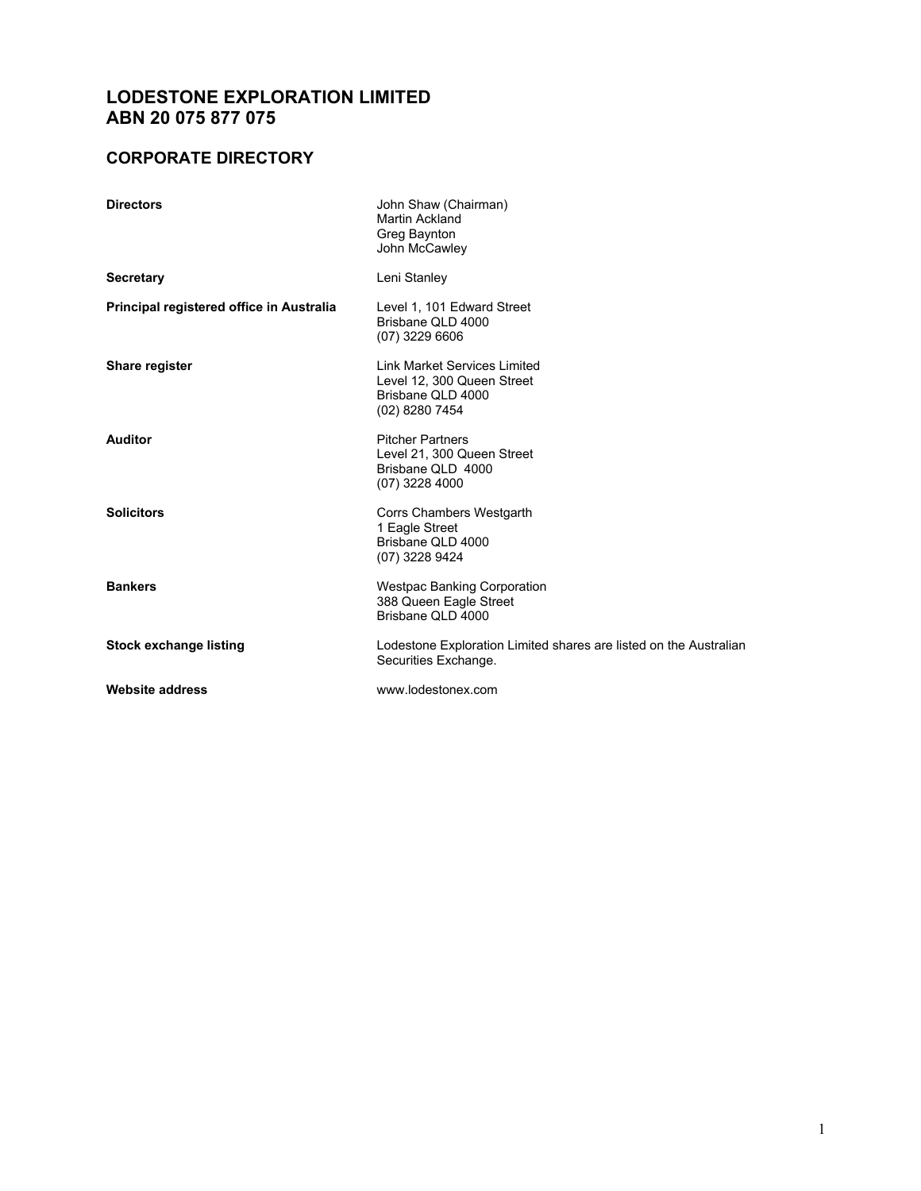# LODESTONE EXPLORATION LIMITED
# ABN 20 075 877 075

## CORPORATE DIRECTORY

| | |
|---|---|
| **Directors** | John Shaw (Chairman)<br>Martin Ackland<br>Greg Baynton<br>John McCawley |
| **Secretary** | Leni Stanley |
| **Principal registered office in Australia** | Level 1, 101 Edward Street<br>Brisbane QLD 4000<br>(07) 3229 6606 |
| **Share register** | Link Market Services Limited<br>Level 12, 300 Queen Street<br>Brisbane QLD 4000<br>(02) 8280 7454 |
| **Auditor** | Pitcher Partners<br>Level 21, 300 Queen Street<br>Brisbane QLD 4000<br>(07) 3228 4000 |
| **Solicitors** | Corrs Chambers Westgarth<br>1 Eagle Street<br>Brisbane QLD 4000<br>(07) 3228 9424 |
| **Bankers** | Westpac Banking Corporation<br>388 Queen Eagle Street<br>Brisbane QLD 4000 |
| **Stock exchange listing** | Lodestone Exploration Limited shares are listed on the Australian Securities Exchange. |
| **Website address** | www.lodestonex.com |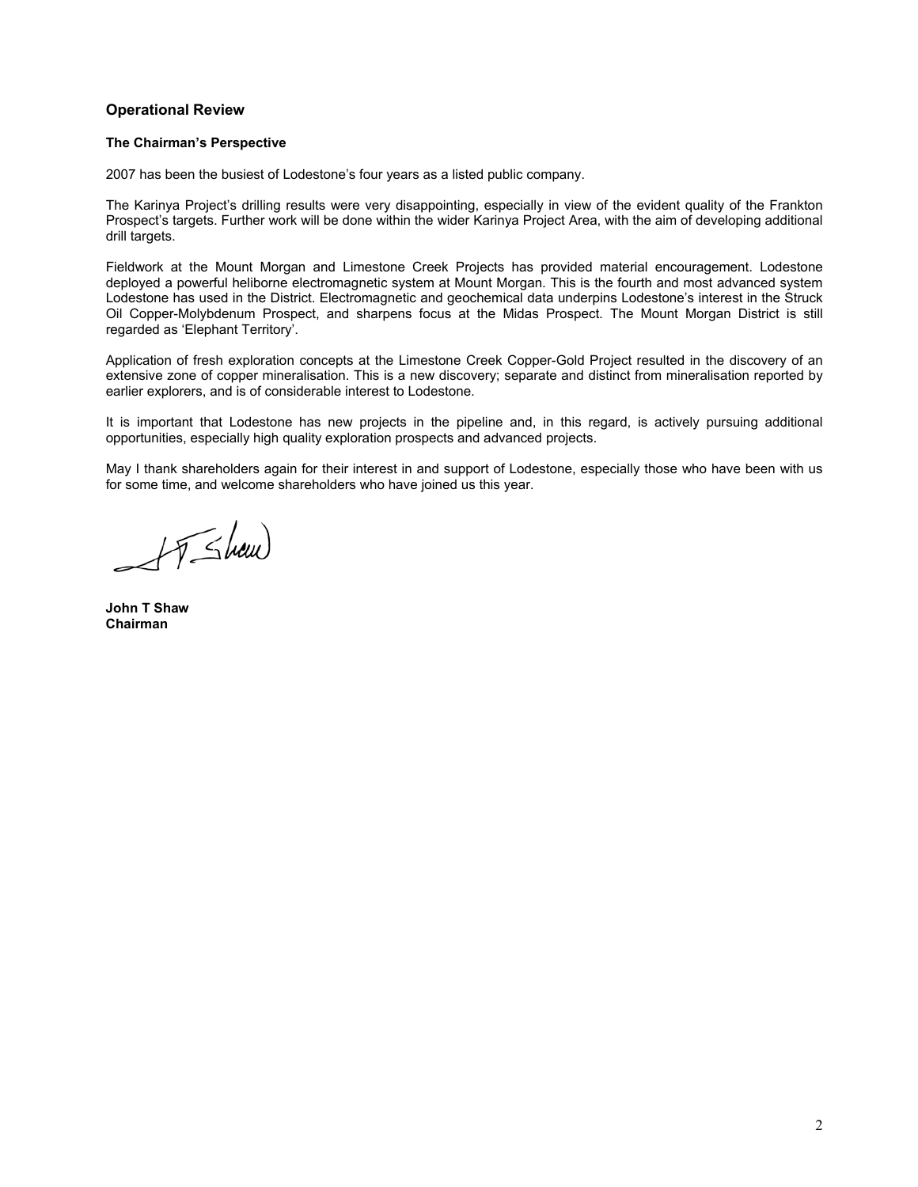## Operational Review

### The Chairman's Perspective

2007 has been the busiest of Lodestone's four years as a listed public company.

The Karinya Project's drilling results were very disappointing, especially in view of the evident quality of the Frankton Prospect's targets. Further work will be done within the wider Karinya Project Area, with the aim of developing additional drill targets.

Fieldwork at the Mount Morgan and Limestone Creek Projects has provided material encouragement. Lodestone deployed a powerful heliborne electromagnetic system at Mount Morgan. This is the fourth and most advanced system Lodestone has used in the District. Electromagnetic and geochemical data underpins Lodestone's interest in the Struck Oil Copper-Molybdenum Prospect, and sharpens focus at the Midas Prospect. The Mount Morgan District is still regarded as 'Elephant Territory'.

Application of fresh exploration concepts at the Limestone Creek Copper-Gold Project resulted in the discovery of an extensive zone of copper mineralisation. This is a new discovery; separate and distinct from mineralisation reported by earlier explorers, and is of considerable interest to Lodestone.

It is important that Lodestone has new projects in the pipeline and, in this regard, is actively pursuing additional opportunities, especially high quality exploration prospects and advanced projects.

May I thank shareholders again for their interest in and support of Lodestone, especially those who have been with us for some time, and welcome shareholders who have joined us this year.

**John T Shaw**
**Chairman**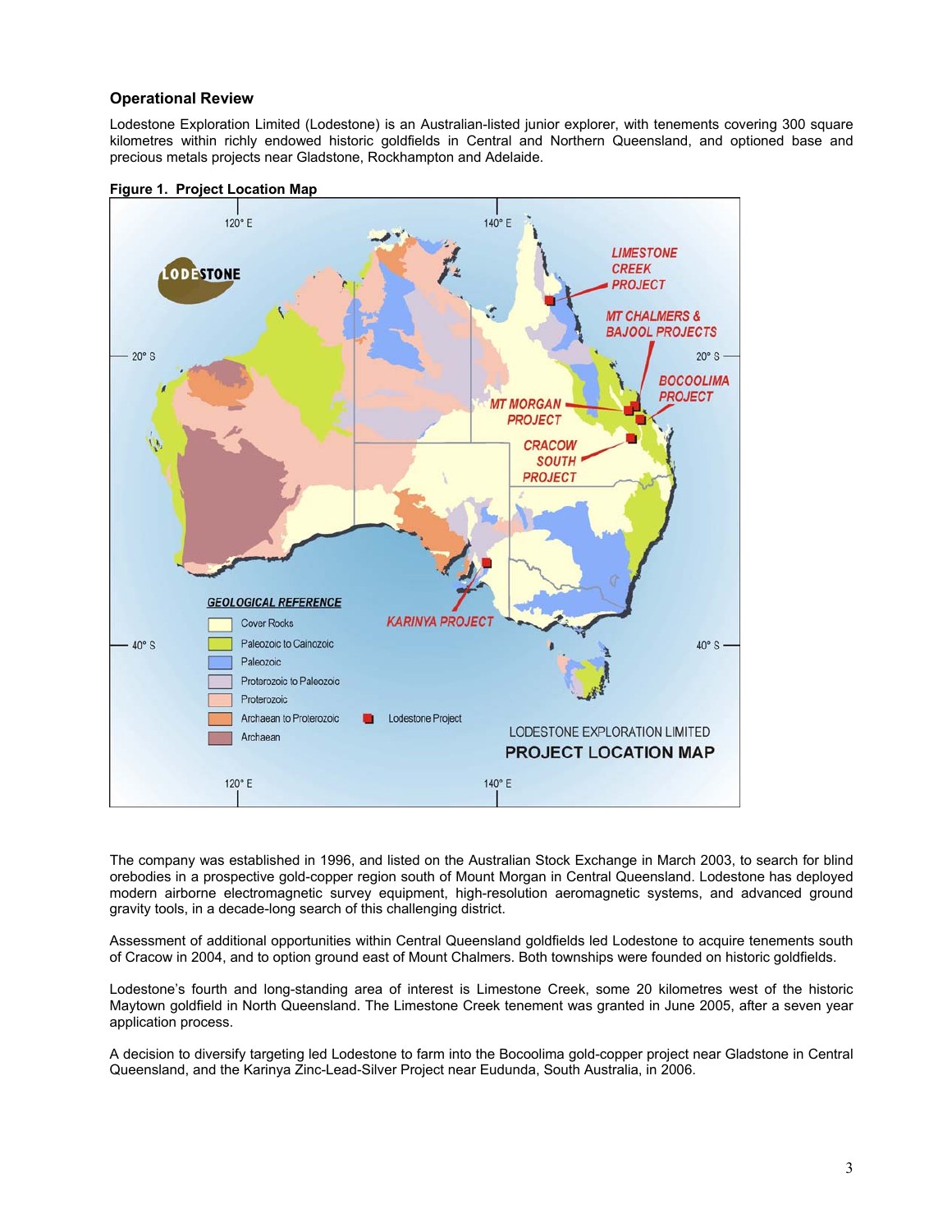### Operational Review

Lodestone Exploration Limited (Lodestone) is an Australian-listed junior explorer, with tenements covering 300 square kilometres within richly endowed historic goldfields in Central and Northern Queensland, and optioned base and precious metals projects near Gladstone, Rockhampton and Adelaide.

**Figure 1. Project Location Map**

The company was established in 1996, and listed on the Australian Stock Exchange in March 2003, to search for blind orebodies in a prospective gold-copper region south of Mount Morgan in Central Queensland. Lodestone has deployed modern airborne electromagnetic survey equipment, high-resolution aeromagnetic systems, and advanced ground gravity tools, in a decade-long search of this challenging district.

Assessment of additional opportunities within Central Queensland goldfields led Lodestone to acquire tenements south of Cracow in 2004, and to option ground east of Mount Chalmers. Both townships were founded on historic goldfields.

Lodestone's fourth and long-standing area of interest is Limestone Creek, some 20 kilometres west of the historic Maytown goldfield in North Queensland. The Limestone Creek tenement was granted in June 2005, after a seven year application process.

A decision to diversify targeting led Lodestone to farm into the Bocoolima gold-copper project near Gladstone in Central Queensland, and the Karinya Zinc-Lead-Silver Project near Eudunda, South Australia, in 2006.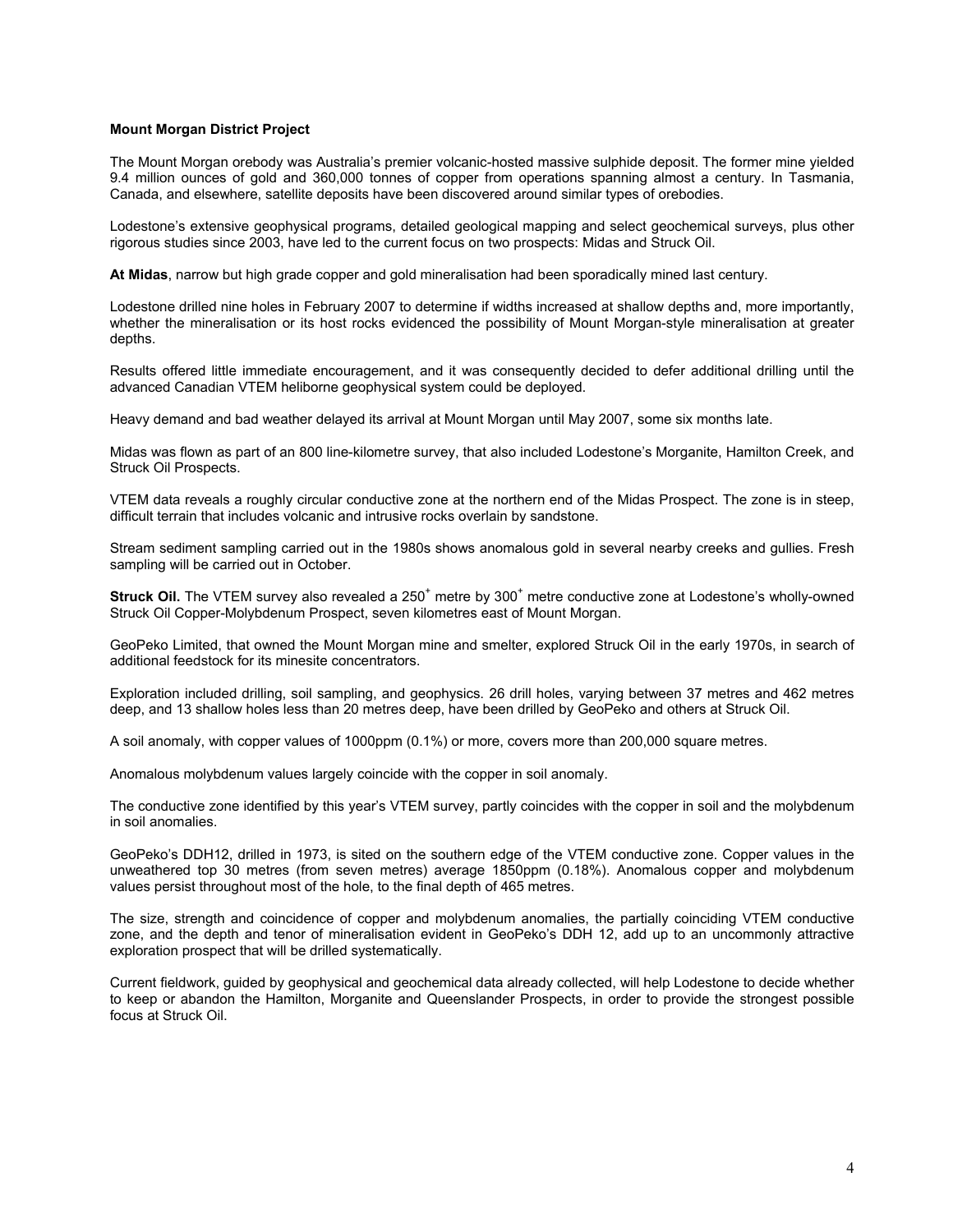**Mount Morgan District Project**

The Mount Morgan orebody was Australia's premier volcanic-hosted massive sulphide deposit. The former mine yielded 9.4 million ounces of gold and 360,000 tonnes of copper from operations spanning almost a century. In Tasmania, Canada, and elsewhere, satellite deposits have been discovered around similar types of orebodies.

Lodestone's extensive geophysical programs, detailed geological mapping and select geochemical surveys, plus other rigorous studies since 2003, have led to the current focus on two prospects: Midas and Struck Oil.

**At Midas**, narrow but high grade copper and gold mineralisation had been sporadically mined last century.

Lodestone drilled nine holes in February 2007 to determine if widths increased at shallow depths and, more importantly, whether the mineralisation or its host rocks evidenced the possibility of Mount Morgan-style mineralisation at greater depths.

Results offered little immediate encouragement, and it was consequently decided to defer additional drilling until the advanced Canadian VTEM heliborne geophysical system could be deployed.

Heavy demand and bad weather delayed its arrival at Mount Morgan until May 2007, some six months late.

Midas was flown as part of an 800 line-kilometre survey, that also included Lodestone's Morganite, Hamilton Creek, and Struck Oil Prospects.

VTEM data reveals a roughly circular conductive zone at the northern end of the Midas Prospect. The zone is in steep, difficult terrain that includes volcanic and intrusive rocks overlain by sandstone.

Stream sediment sampling carried out in the 1980s shows anomalous gold in several nearby creeks and gullies. Fresh sampling will be carried out in October.

**Struck Oil.** The VTEM survey also revealed a $250^+$ metre by $300^+$ metre conductive zone at Lodestone's wholly-owned Struck Oil Copper-Molybdenum Prospect, seven kilometres east of Mount Morgan.

GeoPeko Limited, that owned the Mount Morgan mine and smelter, explored Struck Oil in the early 1970s, in search of additional feedstock for its minesite concentrators.

Exploration included drilling, soil sampling, and geophysics. 26 drill holes, varying between 37 metres and 462 metres deep, and 13 shallow holes less than 20 metres deep, have been drilled by GeoPeko and others at Struck Oil.

A soil anomaly, with copper values of 1000ppm (0.1%) or more, covers more than 200,000 square metres.

Anomalous molybdenum values largely coincide with the copper in soil anomaly.

The conductive zone identified by this year's VTEM survey, partly coincides with the copper in soil and the molybdenum in soil anomalies.

GeoPeko's DDH12, drilled in 1973, is sited on the southern edge of the VTEM conductive zone. Copper values in the unweathered top 30 metres (from seven metres) average 1850ppm (0.18%). Anomalous copper and molybdenum values persist throughout most of the hole, to the final depth of 465 metres.

The size, strength and coincidence of copper and molybdenum anomalies, the partially coinciding VTEM conductive zone, and the depth and tenor of mineralisation evident in GeoPeko's DDH 12, add up to an uncommonly attractive exploration prospect that will be drilled systematically.

Current fieldwork, guided by geophysical and geochemical data already collected, will help Lodestone to decide whether to keep or abandon the Hamilton, Morganite and Queenslander Prospects, in order to provide the strongest possible focus at Struck Oil.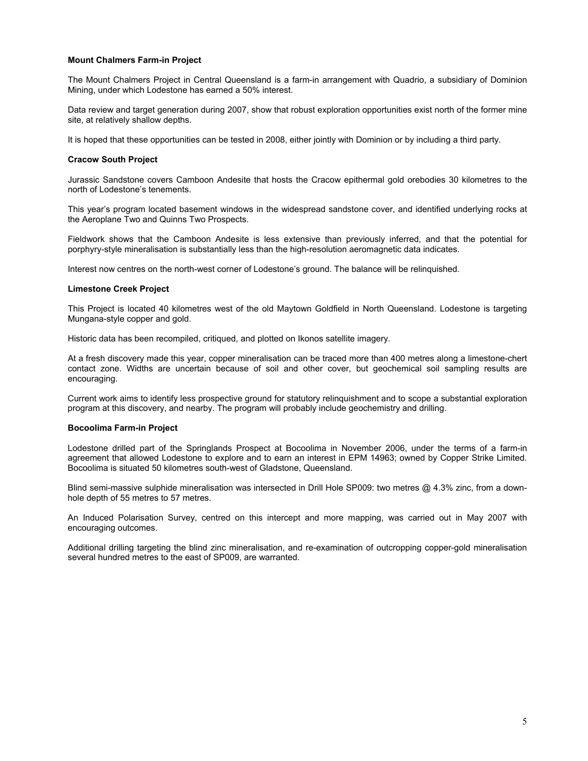**Mount Chalmers Farm-in Project**

The Mount Chalmers Project in Central Queensland is a farm-in arrangement with Quadrio, a subsidiary of Dominion Mining, under which Lodestone has earned a 50% interest.

Data review and target generation during 2007, show that robust exploration opportunities exist north of the former mine site, at relatively shallow depths.

It is hoped that these opportunities can be tested in 2008, either jointly with Dominion or by including a third party.

**Cracow South Project**

Jurassic Sandstone covers Camboon Andesite that hosts the Cracow epithermal gold orebodies 30 kilometres to the north of Lodestone's tenements.

This year's program located basement windows in the widespread sandstone cover, and identified underlying rocks at the Aeroplane Two and Quinns Two Prospects.

Fieldwork shows that the Camboon Andesite is less extensive than previously inferred, and that the potential for porphyry-style mineralisation is substantially less than the high-resolution aeromagnetic data indicates.

Interest now centres on the north-west corner of Lodestone's ground. The balance will be relinquished.

**Limestone Creek Project**

This Project is located 40 kilometres west of the old Maytown Goldfield in North Queensland. Lodestone is targeting Mungana-style copper and gold.

Historic data has been recompiled, critiqued, and plotted on Ikonos satellite imagery.

At a fresh discovery made this year, copper mineralisation can be traced more than 400 metres along a limestone-chert contact zone. Widths are uncertain because of soil and other cover, but geochemical soil sampling results are encouraging.

Current work aims to identify less prospective ground for statutory relinquishment and to scope a substantial exploration program at this discovery, and nearby. The program will probably include geochemistry and drilling.

**Bocoolima Farm-in Project**

Lodestone drilled part of the Springlands Prospect at Bocoolima in November 2006, under the terms of a farm-in agreement that allowed Lodestone to explore and to earn an interest in EPM 14963; owned by Copper Strike Limited. Bocoolima is situated 50 kilometres south-west of Gladstone, Queensland.

Blind semi-massive sulphide mineralisation was intersected in Drill Hole SP009: two metres @ 4.3% zinc, from a down-hole depth of 55 metres to 57 metres.

An Induced Polarisation Survey, centred on this intercept and more mapping, was carried out in May 2007 with encouraging outcomes.

Additional drilling targeting the blind zinc mineralisation, and re-examination of outcropping copper-gold mineralisation several hundred metres to the east of SP009, are warranted.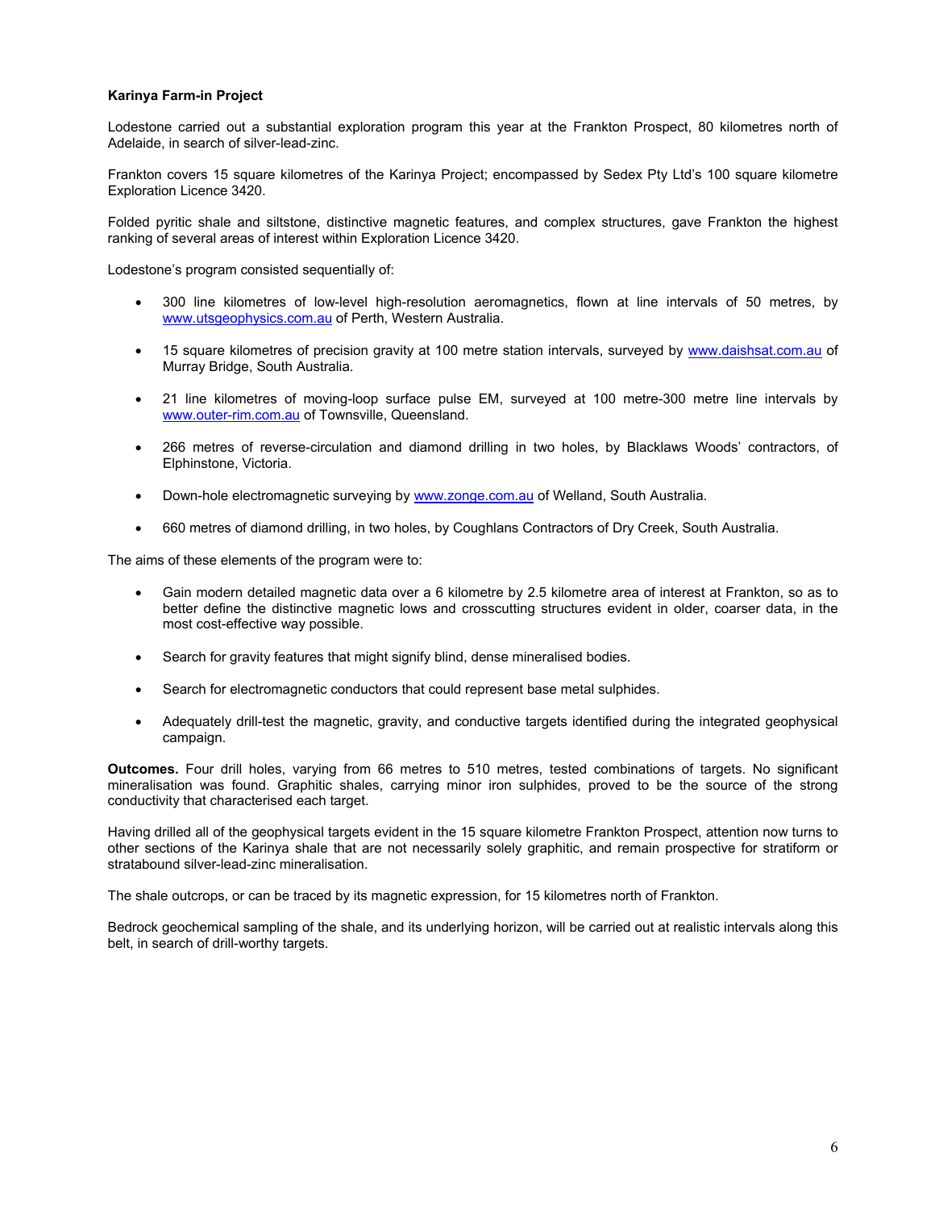**Karinya Farm-in Project**

Lodestone carried out a substantial exploration program this year at the Frankton Prospect, 80 kilometres north of Adelaide, in search of silver-lead-zinc.

Frankton covers 15 square kilometres of the Karinya Project; encompassed by Sedex Pty Ltd's 100 square kilometre Exploration Licence 3420.

Folded pyritic shale and siltstone, distinctive magnetic features, and complex structures, gave Frankton the highest ranking of several areas of interest within Exploration Licence 3420.

Lodestone's program consisted sequentially of:

- 300 line kilometres of low-level high-resolution aeromagnetics, flown at line intervals of 50 metres, by www.utsgeophysics.com.au of Perth, Western Australia.
- 15 square kilometres of precision gravity at 100 metre station intervals, surveyed by www.daishsat.com.au of Murray Bridge, South Australia.
- 21 line kilometres of moving-loop surface pulse EM, surveyed at 100 metre-300 metre line intervals by www.outer-rim.com.au of Townsville, Queensland.
- 266 metres of reverse-circulation and diamond drilling in two holes, by Blacklaws Woods' contractors, of Elphinstone, Victoria.
- Down-hole electromagnetic surveying by www.zonge.com.au of Welland, South Australia.
- 660 metres of diamond drilling, in two holes, by Coughlans Contractors of Dry Creek, South Australia.

The aims of these elements of the program were to:

- Gain modern detailed magnetic data over a 6 kilometre by 2.5 kilometre area of interest at Frankton, so as to better define the distinctive magnetic lows and crosscutting structures evident in older, coarser data, in the most cost-effective way possible.
- Search for gravity features that might signify blind, dense mineralised bodies.
- Search for electromagnetic conductors that could represent base metal sulphides.
- Adequately drill-test the magnetic, gravity, and conductive targets identified during the integrated geophysical campaign.

**Outcomes.** Four drill holes, varying from 66 metres to 510 metres, tested combinations of targets. No significant mineralisation was found. Graphitic shales, carrying minor iron sulphides, proved to be the source of the strong conductivity that characterised each target.

Having drilled all of the geophysical targets evident in the 15 square kilometre Frankton Prospect, attention now turns to other sections of the Karinya shale that are not necessarily solely graphitic, and remain prospective for stratiform or stratabound silver-lead-zinc mineralisation.

The shale outcrops, or can be traced by its magnetic expression, for 15 kilometres north of Frankton.

Bedrock geochemical sampling of the shale, and its underlying horizon, will be carried out at realistic intervals along this belt, in search of drill-worthy targets.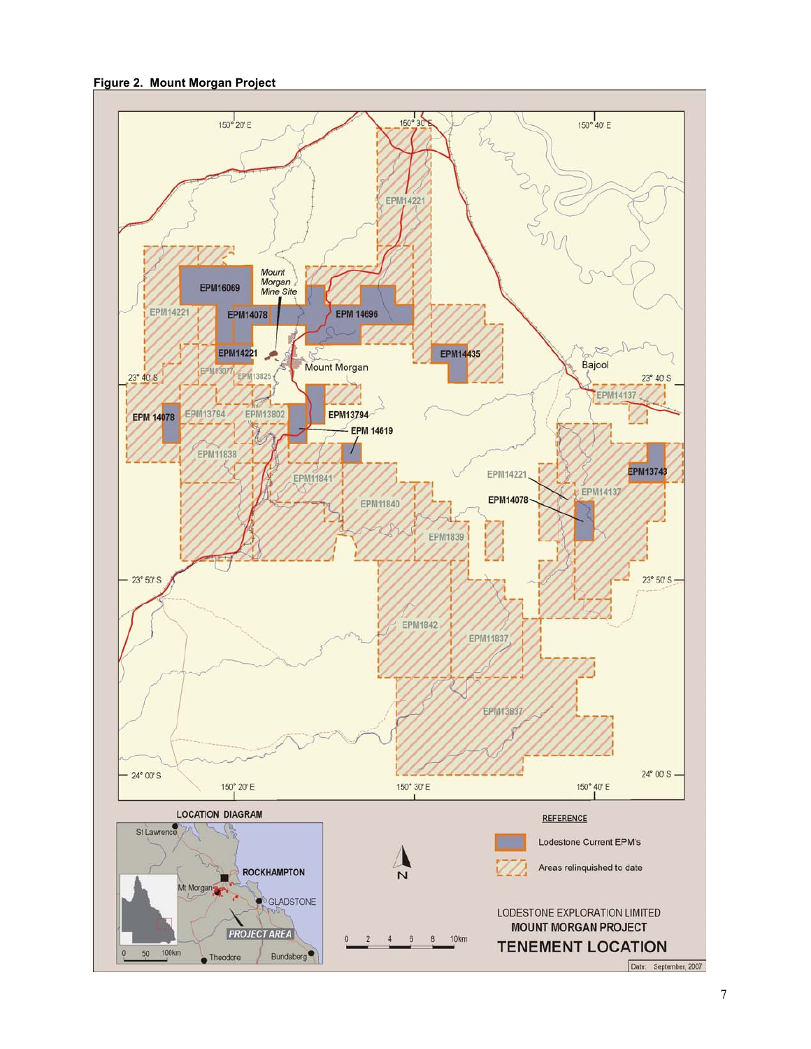**Figure 2. Mount Morgan Project**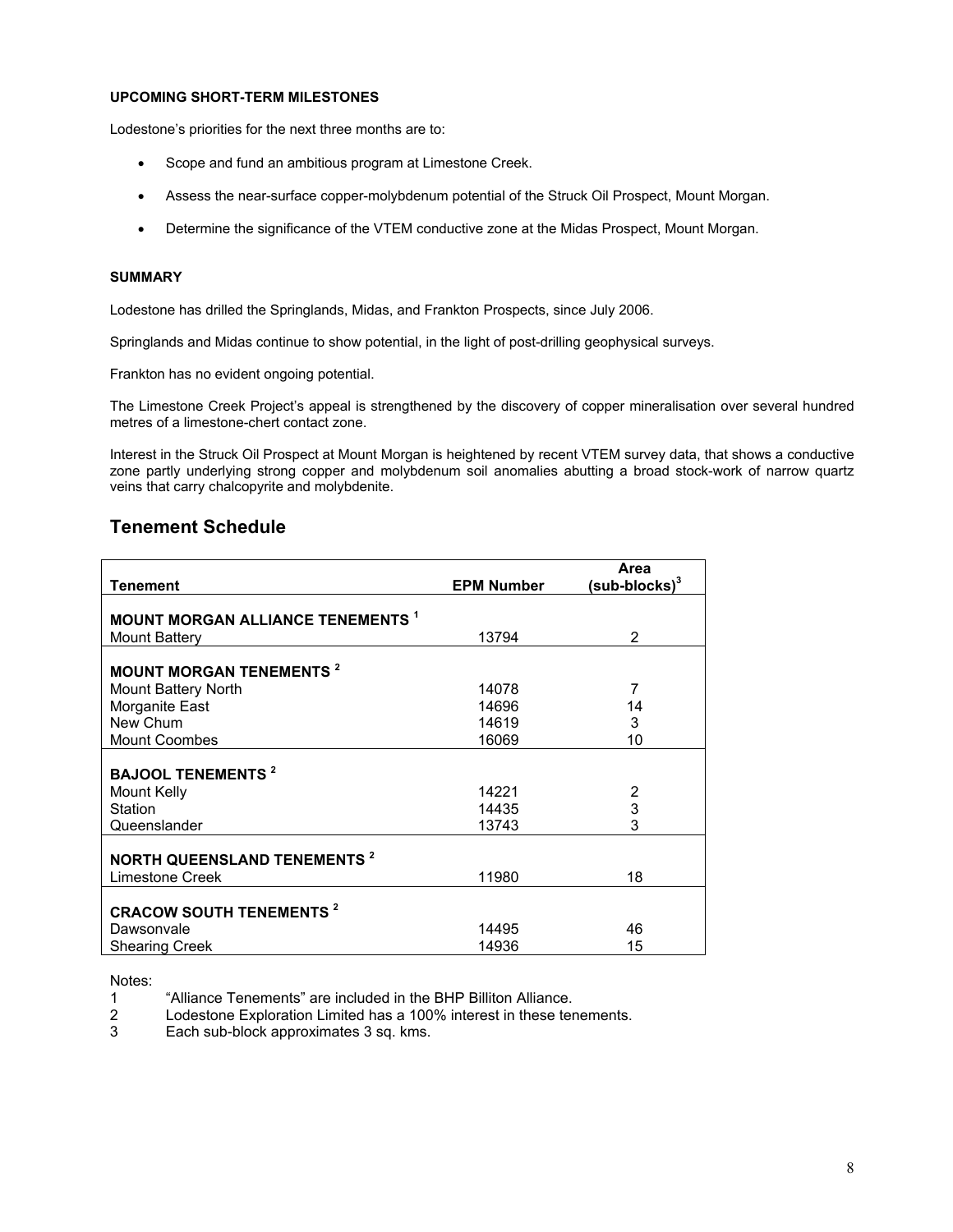#### UPCOMING SHORT-TERM MILESTONES

Lodestone's priorities for the next three months are to:

- Scope and fund an ambitious program at Limestone Creek.
- Assess the near-surface copper-molybdenum potential of the Struck Oil Prospect, Mount Morgan.
- Determine the significance of the VTEM conductive zone at the Midas Prospect, Mount Morgan.

#### SUMMARY

Lodestone has drilled the Springlands, Midas, and Frankton Prospects, since July 2006.

Springlands and Midas continue to show potential, in the light of post-drilling geophysical surveys.

Frankton has no evident ongoing potential.

The Limestone Creek Project's appeal is strengthened by the discovery of copper mineralisation over several hundred metres of a limestone-chert contact zone.

Interest in the Struck Oil Prospect at Mount Morgan is heightened by recent VTEM survey data, that shows a conductive zone partly underlying strong copper and molybdenum soil anomalies abutting a broad stock-work of narrow quartz veins that carry chalcopyrite and molybdenite.

## Tenement Schedule

| Tenement | EPM Number | Area (sub-blocks)[3] |
|---|---|---|
| **MOUNT MORGAN ALLIANCE TENEMENTS [1]** | | |
| Mount Battery | 13794 | 2 |
| **MOUNT MORGAN TENEMENTS [2]** | | |
| Mount Battery North | 14078 | 7 |
| Morganite East | 14696 | 14 |
| New Chum | 14619 | 3 |
| Mount Coombes | 16069 | 10 |
| **BAJOOL TENEMENTS [2]** | | |
| Mount Kelly | 14221 | 2 |
| Station | 14435 | 3 |
| Queenslander | 13743 | 3 |
| **NORTH QUEENSLAND TENEMENTS [2]** | | |
| Limestone Creek | 11980 | 18 |
| **CRACOW SOUTH TENEMENTS [2]** | | |
| Dawsonvale | 14495 | 46 |
| Shearing Creek | 14936 | 15 |

Notes:

1 "Alliance Tenements" are included in the BHP Billiton Alliance.

2 Lodestone Exploration Limited has a 100% interest in these tenements.

3 Each sub-block approximates 3 sq. kms.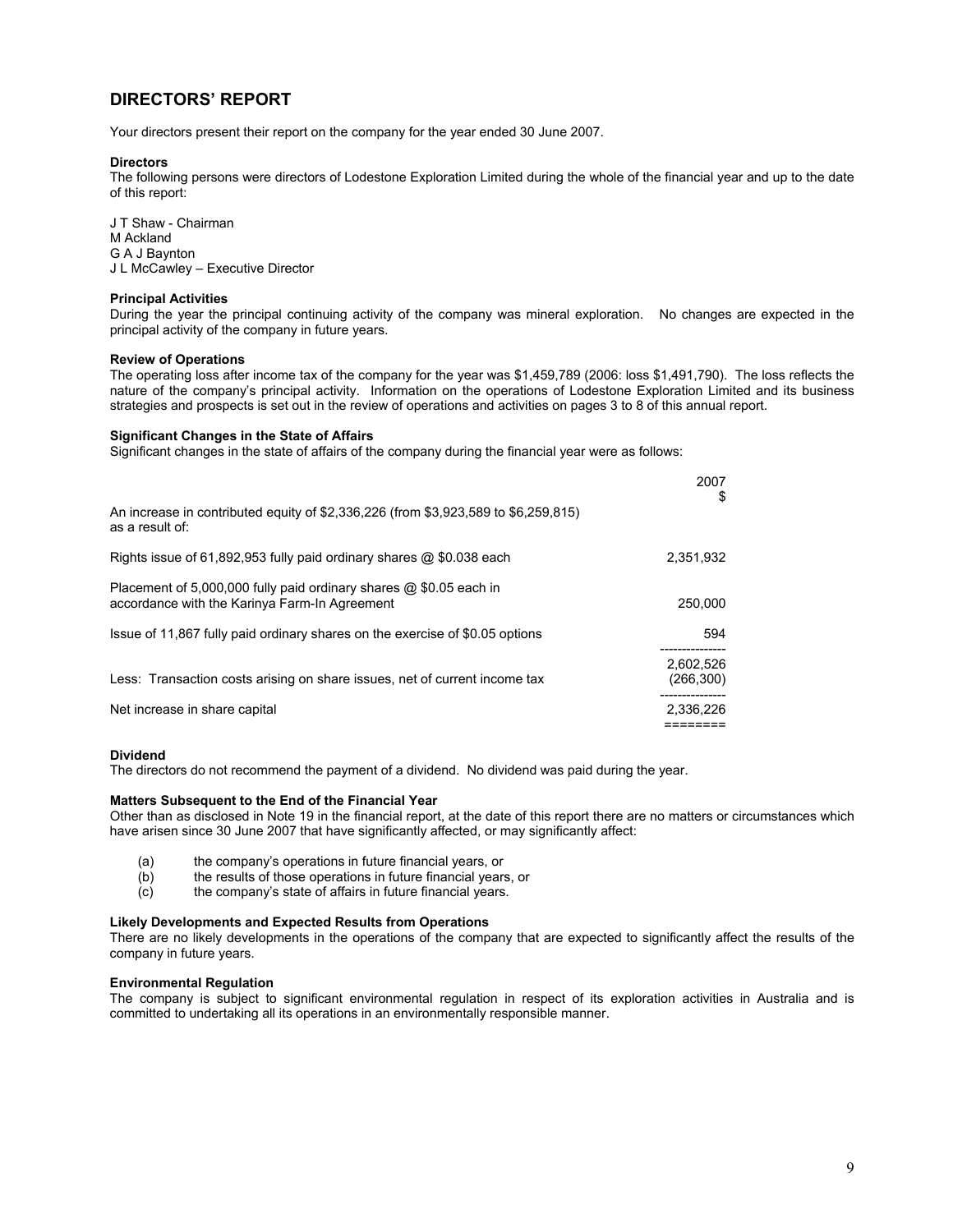# DIRECTORS' REPORT

Your directors present their report on the company for the year ended 30 June 2007.

**Directors**
The following persons were directors of Lodestone Exploration Limited during the whole of the financial year and up to the date of this report:

J T Shaw - Chairman
M Ackland
G A J Baynton
J L McCawley – Executive Director

**Principal Activities**
During the year the principal continuing activity of the company was mineral exploration. No changes are expected in the principal activity of the company in future years.

**Review of Operations**
The operating loss after income tax of the company for the year was $1,459,789 (2006: loss $1,491,790). The loss reflects the nature of the company's principal activity. Information on the operations of Lodestone Exploration Limited and its business strategies and prospects is set out in the review of operations and activities on pages 3 to 8 of this annual report.

**Significant Changes in the State of Affairs**
Significant changes in the state of affairs of the company during the financial year were as follows:

| | 2007 $ |
|---|---|
| An increase in contributed equity of $2,336,226 (from $3,923,589 to $6,259,815) as a result of: | |
| Rights issue of 61,892,953 fully paid ordinary shares @ $0.038 each | 2,351,932 |
| Placement of 5,000,000 fully paid ordinary shares @ $0.05 each in accordance with the Karinya Farm-In Agreement | 250,000 |
| Issue of 11,867 fully paid ordinary shares on the exercise of $0.05 options | 594 |
| | 2,602,526 |
| Less: Transaction costs arising on share issues, net of current income tax | (266,300) |
| Net increase in share capital | 2,336,226 |

**Dividend**
The directors do not recommend the payment of a dividend. No dividend was paid during the year.

**Matters Subsequent to the End of the Financial Year**
Other than as disclosed in Note 19 in the financial report, at the date of this report there are no matters or circumstances which have arisen since 30 June 2007 that have significantly affected, or may significantly affect:

(a) the company's operations in future financial years, or
(b) the results of those operations in future financial years, or
(c) the company's state of affairs in future financial years.

**Likely Developments and Expected Results from Operations**
There are no likely developments in the operations of the company that are expected to significantly affect the results of the company in future years.

**Environmental Regulation**
The company is subject to significant environmental regulation in respect of its exploration activities in Australia and is committed to undertaking all its operations in an environmentally responsible manner.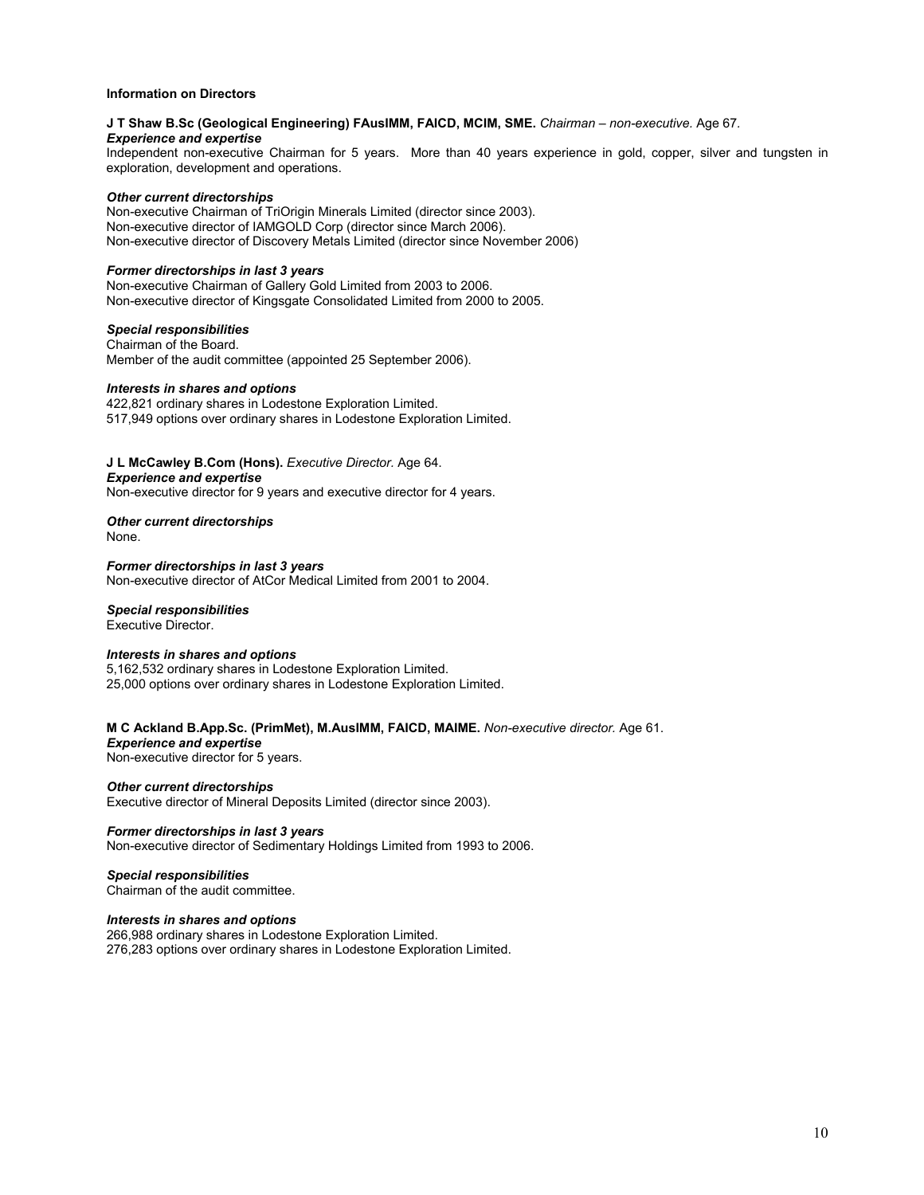**Information on Directors**

**J T Shaw B.Sc (Geological Engineering) FAusIMM, FAICD, MCIM, SME.** *Chairman – non-executive.* Age 67.

***Experience and expertise***

Independent non-executive Chairman for 5 years. More than 40 years experience in gold, copper, silver and tungsten in exploration, development and operations.

***Other current directorships***

Non-executive Chairman of TriOrigin Minerals Limited (director since 2003).
Non-executive director of IAMGOLD Corp (director since March 2006).
Non-executive director of Discovery Metals Limited (director since November 2006)

***Former directorships in last 3 years***

Non-executive Chairman of Gallery Gold Limited from 2003 to 2006.
Non-executive director of Kingsgate Consolidated Limited from 2000 to 2005.

***Special responsibilities***

Chairman of the Board.
Member of the audit committee (appointed 25 September 2006).

***Interests in shares and options***

422,821 ordinary shares in Lodestone Exploration Limited.
517,949 options over ordinary shares in Lodestone Exploration Limited.

**J L McCawley B.Com (Hons).** *Executive Director.* Age 64.

***Experience and expertise***

Non-executive director for 9 years and executive director for 4 years.

***Other current directorships***

None.

***Former directorships in last 3 years***

Non-executive director of AtCor Medical Limited from 2001 to 2004.

***Special responsibilities***

Executive Director.

***Interests in shares and options***

5,162,532 ordinary shares in Lodestone Exploration Limited.
25,000 options over ordinary shares in Lodestone Exploration Limited.

**M C Ackland B.App.Sc. (PrimMet), M.AusIMM, FAICD, MAIME.** *Non-executive director.* Age 61.

***Experience and expertise***

Non-executive director for 5 years.

***Other current directorships***

Executive director of Mineral Deposits Limited (director since 2003).

***Former directorships in last 3 years***

Non-executive director of Sedimentary Holdings Limited from 1993 to 2006.

***Special responsibilities***

Chairman of the audit committee.

***Interests in shares and options***

266,988 ordinary shares in Lodestone Exploration Limited.
276,283 options over ordinary shares in Lodestone Exploration Limited.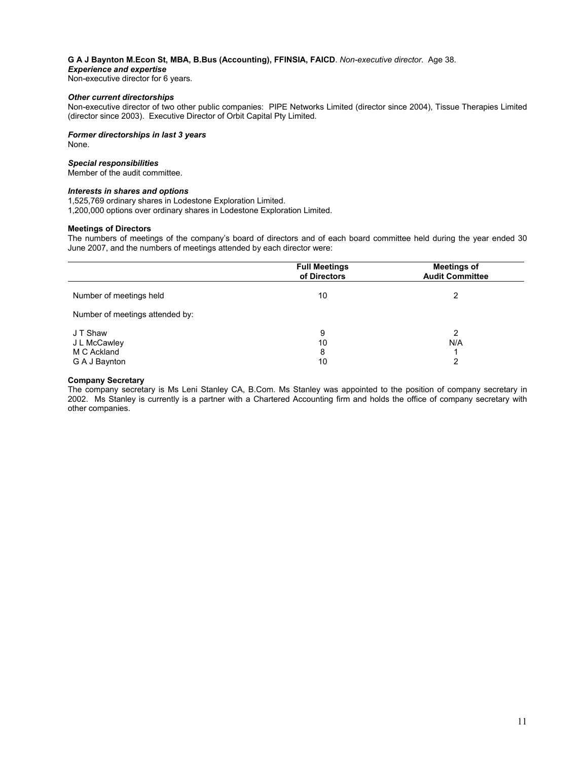**G A J Baynton M.Econ St, MBA, B.Bus (Accounting), FFINSIA, FAICD**. *Non-executive director.* Age 38.

***Experience and expertise***
Non-executive director for 6 years.

***Other current directorships***
Non-executive director of two other public companies: PIPE Networks Limited (director since 2004), Tissue Therapies Limited (director since 2003). Executive Director of Orbit Capital Pty Limited.

***Former directorships in last 3 years***
None.

***Special responsibilities***
Member of the audit committee.

***Interests in shares and options***
1,525,769 ordinary shares in Lodestone Exploration Limited.
1,200,000 options over ordinary shares in Lodestone Exploration Limited.

**Meetings of Directors**
The numbers of meetings of the company's board of directors and of each board committee held during the year ended 30 June 2007, and the numbers of meetings attended by each director were:

| | Full Meetings of Directors | Meetings of Audit Committee |
|---|---|---|
| Number of meetings held | 10 | 2 |
| Number of meetings attended by: | | |
| J T Shaw | 9 | 2 |
| J L McCawley | 10 | N/A |
| M C Ackland | 8 | 1 |
| G A J Baynton | 10 | 2 |

**Company Secretary**
The company secretary is Ms Leni Stanley CA, B.Com. Ms Stanley was appointed to the position of company secretary in 2002. Ms Stanley is currently is a partner with a Chartered Accounting firm and holds the office of company secretary with other companies.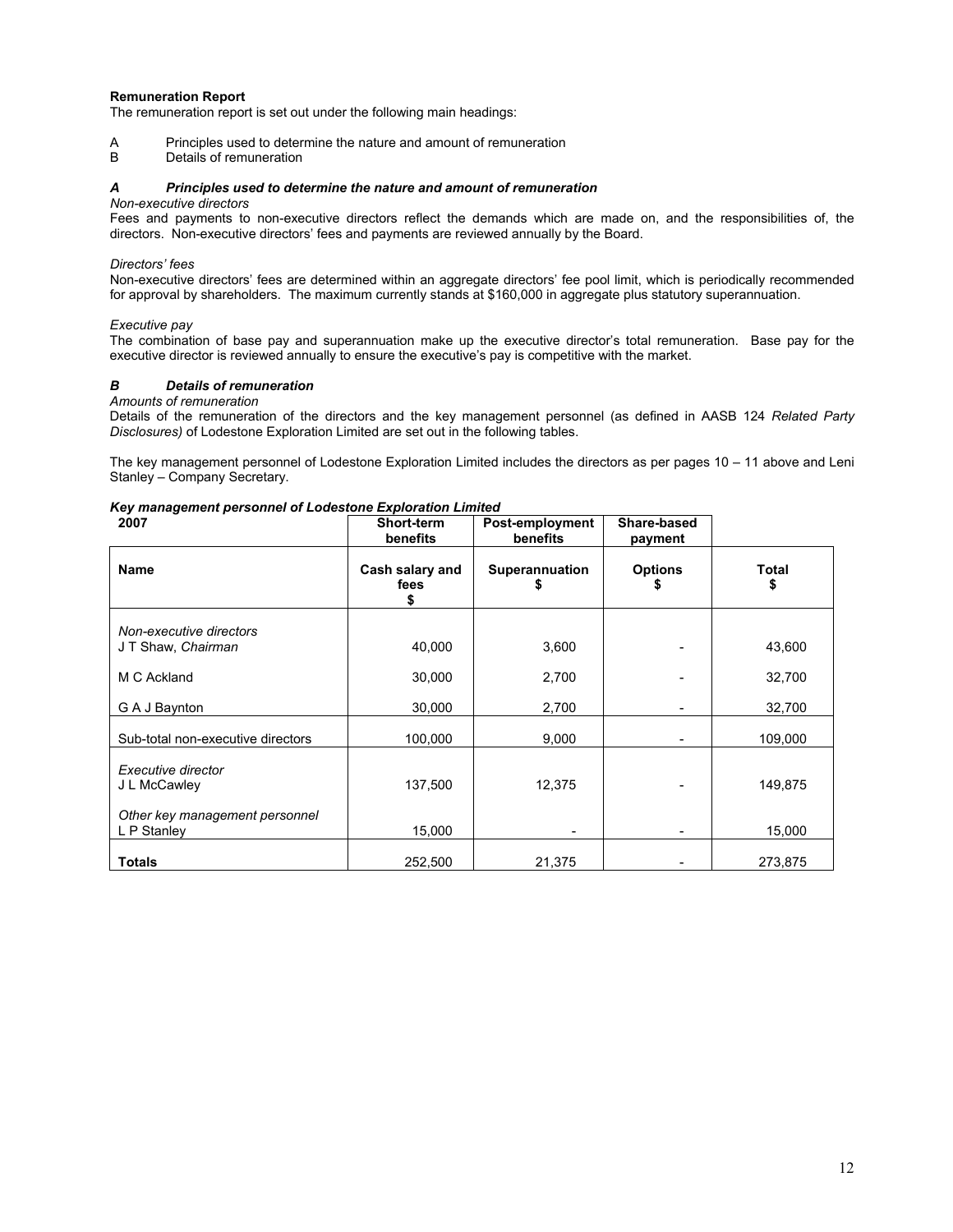**Remuneration Report**

The remuneration report is set out under the following main headings:

A Principles used to determine the nature and amount of remuneration
B Details of remuneration

### *A Principles used to determine the nature and amount of remuneration*

*Non-executive directors*

Fees and payments to non-executive directors reflect the demands which are made on, and the responsibilities of, the directors. Non-executive directors' fees and payments are reviewed annually by the Board.

*Directors' fees*

Non-executive directors' fees are determined within an aggregate directors' fee pool limit, which is periodically recommended for approval by shareholders. The maximum currently stands at $160,000 in aggregate plus statutory superannuation.

*Executive pay*

The combination of base pay and superannuation make up the executive director's total remuneration. Base pay for the executive director is reviewed annually to ensure the executive's pay is competitive with the market.

### *B Details of remuneration*

*Amounts of remuneration*

Details of the remuneration of the directors and the key management personnel (as defined in AASB 124 *Related Party Disclosures)* of Lodestone Exploration Limited are set out in the following tables.

The key management personnel of Lodestone Exploration Limited includes the directors as per pages 10 – 11 above and Leni Stanley – Company Secretary.

***Key management personnel of Lodestone Exploration Limited***

| 2007 | Short-term benefits | Post-employment benefits | Share-based payment | |
|---|---|---|---|---|
| **Name** | **Cash salary and fees $** | **Superannuation $** | **Options $** | **Total $** |
| *Non-executive directors* | | | | |
| J T Shaw, *Chairman* | 40,000 | 3,600 | - | 43,600 |
| M C Ackland | 30,000 | 2,700 | - | 32,700 |
| G A J Baynton | 30,000 | 2,700 | - | 32,700 |
| Sub-total non-executive directors | 100,000 | 9,000 | - | 109,000 |
| *Executive director* | | | | |
| J L McCawley | 137,500 | 12,375 | - | 149,875 |
| *Other key management personnel* | | | | |
| L P Stanley | 15,000 | - | - | 15,000 |
| **Totals** | 252,500 | 21,375 | - | 273,875 |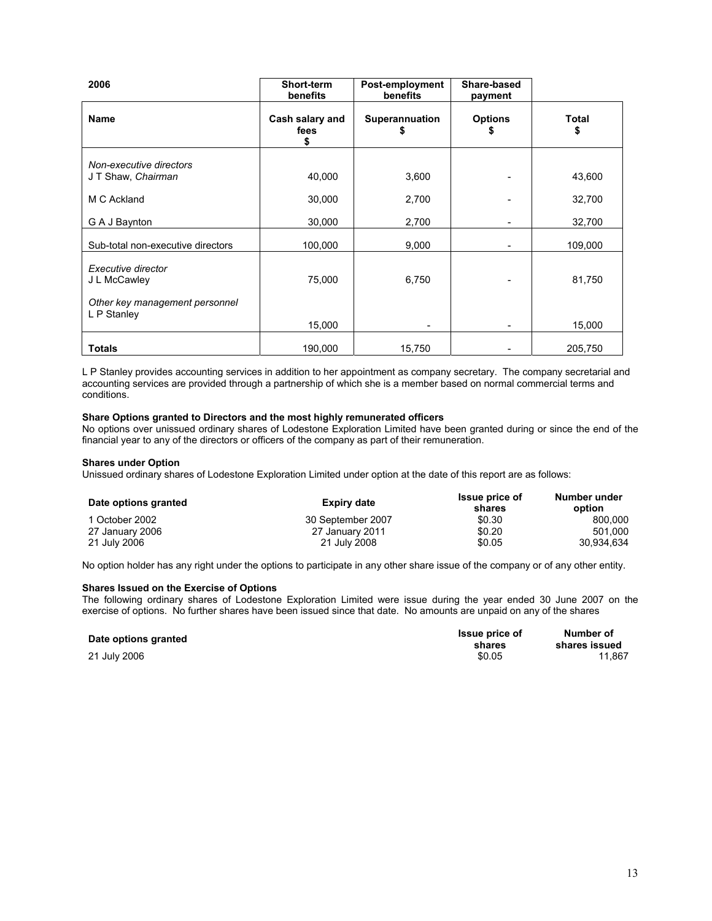| 2006 | Short-term benefits | Post-employment benefits | Share-based payment | |
|---|---|---|---|---|
| **Name** | **Cash salary and fees $** | **Superannuation $** | **Options $** | **Total $** |
| *Non-executive directors* | | | | |
| J T Shaw, *Chairman* | 40,000 | 3,600 | - | 43,600 |
| M C Ackland | 30,000 | 2,700 | - | 32,700 |
| G A J Baynton | 30,000 | 2,700 | - | 32,700 |
| Sub-total non-executive directors | 100,000 | 9,000 | - | 109,000 |
| *Executive director* | | | | |
| J L McCawley | 75,000 | 6,750 | - | 81,750 |
| *Other key management personnel* | | | | |
| L P Stanley | 15,000 | - | - | 15,000 |
| **Totals** | 190,000 | 15,750 | - | 205,750 |

L P Stanley provides accounting services in addition to her appointment as company secretary. The company secretarial and accounting services are provided through a partnership of which she is a member based on normal commercial terms and conditions.

**Share Options granted to Directors and the most highly remunerated officers**

No options over unissued ordinary shares of Lodestone Exploration Limited have been granted during or since the end of the financial year to any of the directors or officers of the company as part of their remuneration.

**Shares under Option**

Unissued ordinary shares of Lodestone Exploration Limited under option at the date of this report are as follows:

| Date options granted | Expiry date | Issue price of shares | Number under option |
|---|---|---|---|
| 1 October 2002 | 30 September 2007 | $0.30 | 800,000 |
| 27 January 2006 | 27 January 2011 | $0.20 | 501,000 |
| 21 July 2006 | 21 July 2008 | $0.05 | 30,934,634 |

No option holder has any right under the options to participate in any other share issue of the company or of any other entity.

**Shares Issued on the Exercise of Options**

The following ordinary shares of Lodestone Exploration Limited were issue during the year ended 30 June 2007 on the exercise of options. No further shares have been issued since that date. No amounts are unpaid on any of the shares

| Date options granted | Issue price of shares | Number of shares issued |
|---|---|---|
| 21 July 2006 | $0.05 | 11,867 |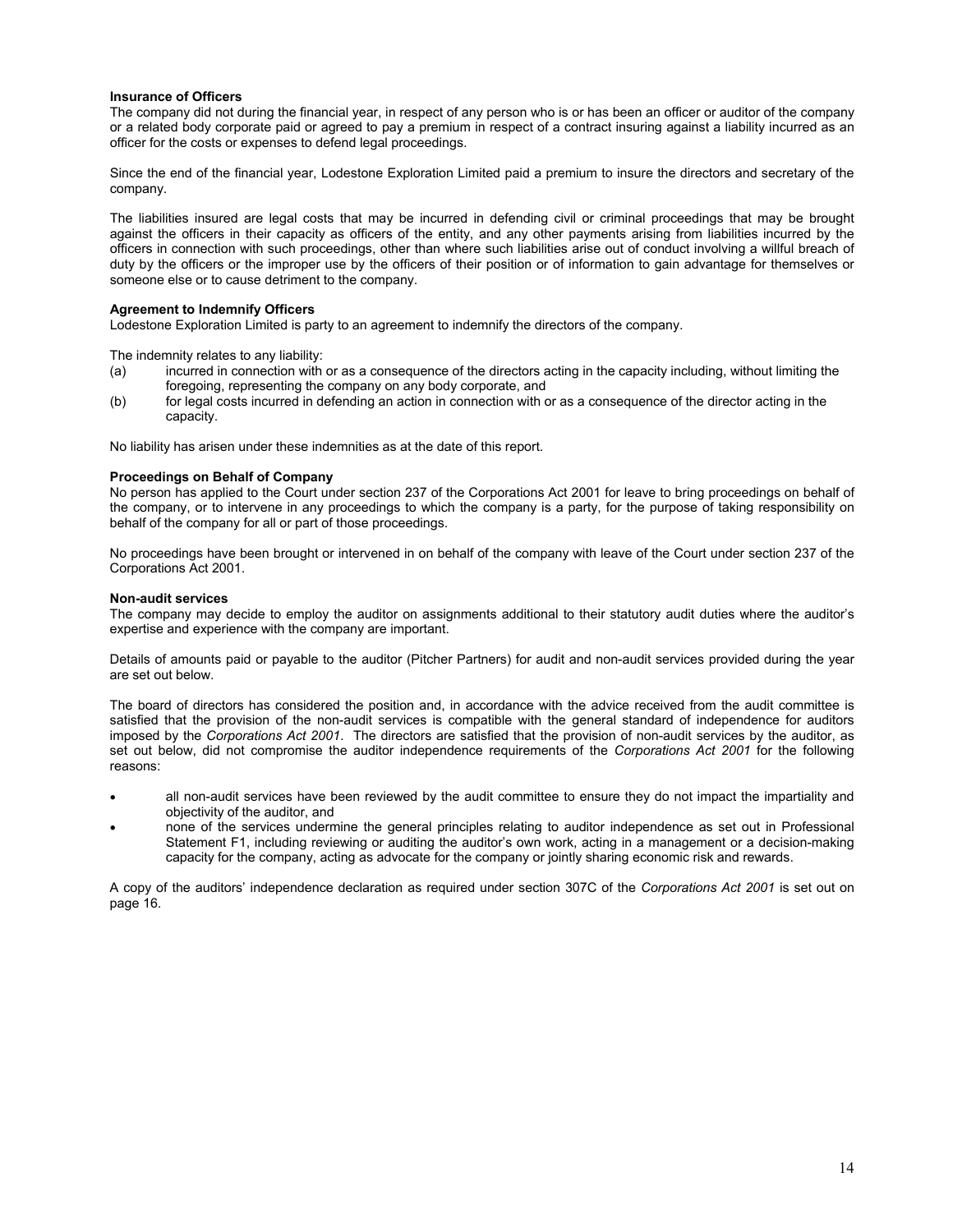**Insurance of Officers**

The company did not during the financial year, in respect of any person who is or has been an officer or auditor of the company or a related body corporate paid or agreed to pay a premium in respect of a contract insuring against a liability incurred as an officer for the costs or expenses to defend legal proceedings.

Since the end of the financial year, Lodestone Exploration Limited paid a premium to insure the directors and secretary of the company.

The liabilities insured are legal costs that may be incurred in defending civil or criminal proceedings that may be brought against the officers in their capacity as officers of the entity, and any other payments arising from liabilities incurred by the officers in connection with such proceedings, other than where such liabilities arise out of conduct involving a willful breach of duty by the officers or the improper use by the officers of their position or of information to gain advantage for themselves or someone else or to cause detriment to the company.

**Agreement to Indemnify Officers**

Lodestone Exploration Limited is party to an agreement to indemnify the directors of the company.

The indemnity relates to any liability:

(a) incurred in connection with or as a consequence of the directors acting in the capacity including, without limiting the foregoing, representing the company on any body corporate, and

(b) for legal costs incurred in defending an action in connection with or as a consequence of the director acting in the capacity.

No liability has arisen under these indemnities as at the date of this report.

**Proceedings on Behalf of Company**

No person has applied to the Court under section 237 of the Corporations Act 2001 for leave to bring proceedings on behalf of the company, or to intervene in any proceedings to which the company is a party, for the purpose of taking responsibility on behalf of the company for all or part of those proceedings.

No proceedings have been brought or intervened in on behalf of the company with leave of the Court under section 237 of the Corporations Act 2001.

**Non-audit services**

The company may decide to employ the auditor on assignments additional to their statutory audit duties where the auditor's expertise and experience with the company are important.

Details of amounts paid or payable to the auditor (Pitcher Partners) for audit and non-audit services provided during the year are set out below.

The board of directors has considered the position and, in accordance with the advice received from the audit committee is satisfied that the provision of the non-audit services is compatible with the general standard of independence for auditors imposed by the *Corporations Act 2001*. The directors are satisfied that the provision of non-audit services by the auditor, as set out below, did not compromise the auditor independence requirements of the *Corporations Act 2001* for the following reasons:

- all non-audit services have been reviewed by the audit committee to ensure they do not impact the impartiality and objectivity of the auditor, and
- none of the services undermine the general principles relating to auditor independence as set out in Professional Statement F1, including reviewing or auditing the auditor's own work, acting in a management or a decision-making capacity for the company, acting as advocate for the company or jointly sharing economic risk and rewards.

A copy of the auditors' independence declaration as required under section 307C of the *Corporations Act 2001* is set out on page 16.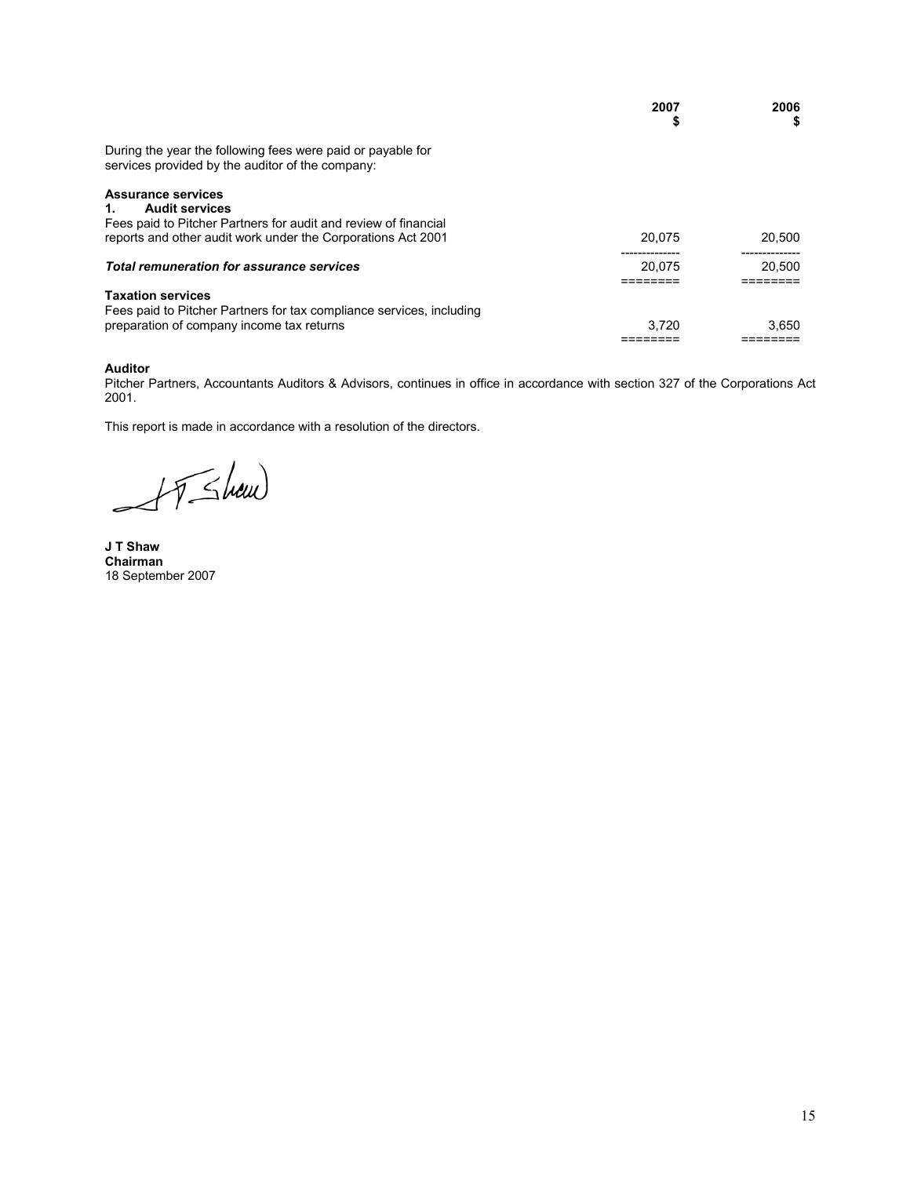| | 2007 $ | 2006 $ |
|---|---|---|
| During the year the following fees were paid or payable for services provided by the auditor of the company: | | |
| **Assurance services** | | |
| **1. Audit services** | | |
| Fees paid to Pitcher Partners for audit and review of financial reports and other audit work under the Corporations Act 2001 | 20,075 | 20,500 |
| ***Total remuneration for assurance services*** | 20,075 | 20,500 |
| **Taxation services** | | |
| Fees paid to Pitcher Partners for tax compliance services, including preparation of company income tax returns | 3,720 | 3,650 |

**Auditor**

Pitcher Partners, Accountants Auditors & Advisors, continues in office in accordance with section 327 of the Corporations Act 2001.

This report is made in accordance with a resolution of the directors.

**J T Shaw**
**Chairman**
18 September 2007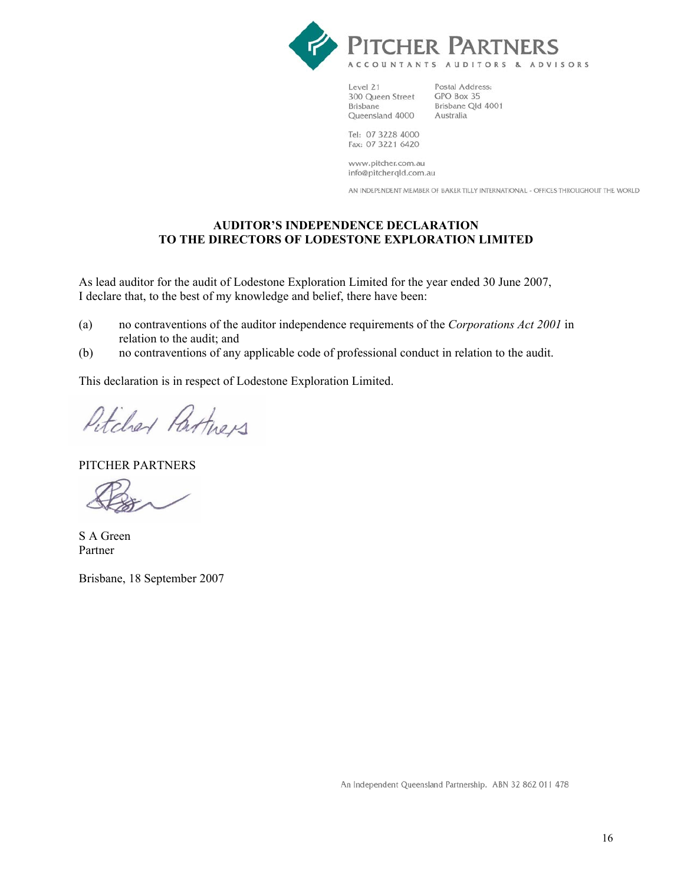PITCHER PARTNERS
ACCOUNTANTS AUDITORS & ADVISORS

Level 21
300 Queen Street
Brisbane
Queensland 4000

Postal Address:
GPO Box 35
Brisbane Qld 4001
Australia

Tel: 07 3228 4000
Fax: 07 3221 6420

www.pitcher.com.au
info@pitcherqld.com.au

AN INDEPENDENT MEMBER OF BAKER TILLY INTERNATIONAL - OFFICES THROUGHOUT THE WORLD

## AUDITOR'S INDEPENDENCE DECLARATION TO THE DIRECTORS OF LODESTONE EXPLORATION LIMITED

As lead auditor for the audit of Lodestone Exploration Limited for the year ended 30 June 2007, I declare that, to the best of my knowledge and belief, there have been:

(a) no contraventions of the auditor independence requirements of the *Corporations Act 2001* in relation to the audit; and

(b) no contraventions of any applicable code of professional conduct in relation to the audit.

This declaration is in respect of Lodestone Exploration Limited.

PITCHER PARTNERS

S A Green
Partner

Brisbane, 18 September 2007

An Independent Queensland Partnership. ABN 32 862 011 478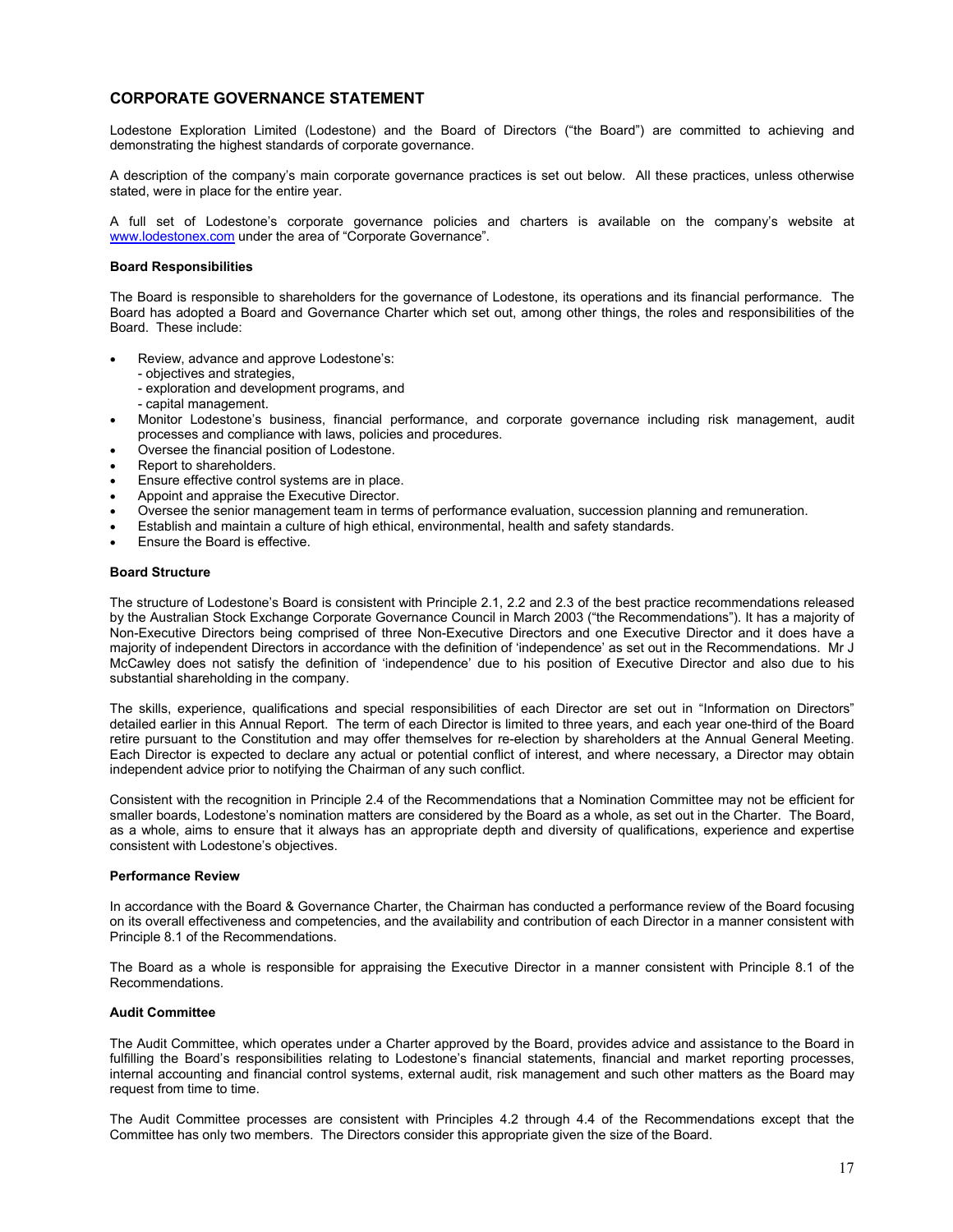## CORPORATE GOVERNANCE STATEMENT

Lodestone Exploration Limited (Lodestone) and the Board of Directors ("the Board") are committed to achieving and demonstrating the highest standards of corporate governance.

A description of the company's main corporate governance practices is set out below. All these practices, unless otherwise stated, were in place for the entire year.

A full set of Lodestone's corporate governance policies and charters is available on the company's website at www.lodestonex.com under the area of "Corporate Governance".

### Board Responsibilities

The Board is responsible to shareholders for the governance of Lodestone, its operations and its financial performance. The Board has adopted a Board and Governance Charter which set out, among other things, the roles and responsibilities of the Board. These include:

- Review, advance and approve Lodestone's:
  - objectives and strategies,
  - exploration and development programs, and
  - capital management.
- Monitor Lodestone's business, financial performance, and corporate governance including risk management, audit processes and compliance with laws, policies and procedures.
- Oversee the financial position of Lodestone.
- Report to shareholders.
- Ensure effective control systems are in place.
- Appoint and appraise the Executive Director.
- Oversee the senior management team in terms of performance evaluation, succession planning and remuneration.
- Establish and maintain a culture of high ethical, environmental, health and safety standards.
- Ensure the Board is effective.

### Board Structure

The structure of Lodestone's Board is consistent with Principle 2.1, 2.2 and 2.3 of the best practice recommendations released by the Australian Stock Exchange Corporate Governance Council in March 2003 ("the Recommendations"). It has a majority of Non-Executive Directors being comprised of three Non-Executive Directors and one Executive Director and it does have a majority of independent Directors in accordance with the definition of 'independence' as set out in the Recommendations. Mr J McCawley does not satisfy the definition of 'independence' due to his position of Executive Director and also due to his substantial shareholding in the company.

The skills, experience, qualifications and special responsibilities of each Director are set out in "Information on Directors" detailed earlier in this Annual Report. The term of each Director is limited to three years, and each year one-third of the Board retire pursuant to the Constitution and may offer themselves for re-election by shareholders at the Annual General Meeting. Each Director is expected to declare any actual or potential conflict of interest, and where necessary, a Director may obtain independent advice prior to notifying the Chairman of any such conflict.

Consistent with the recognition in Principle 2.4 of the Recommendations that a Nomination Committee may not be efficient for smaller boards, Lodestone's nomination matters are considered by the Board as a whole, as set out in the Charter. The Board, as a whole, aims to ensure that it always has an appropriate depth and diversity of qualifications, experience and expertise consistent with Lodestone's objectives.

### Performance Review

In accordance with the Board & Governance Charter, the Chairman has conducted a performance review of the Board focusing on its overall effectiveness and competencies, and the availability and contribution of each Director in a manner consistent with Principle 8.1 of the Recommendations.

The Board as a whole is responsible for appraising the Executive Director in a manner consistent with Principle 8.1 of the Recommendations.

### Audit Committee

The Audit Committee, which operates under a Charter approved by the Board, provides advice and assistance to the Board in fulfilling the Board's responsibilities relating to Lodestone's financial statements, financial and market reporting processes, internal accounting and financial control systems, external audit, risk management and such other matters as the Board may request from time to time.

The Audit Committee processes are consistent with Principles 4.2 through 4.4 of the Recommendations except that the Committee has only two members. The Directors consider this appropriate given the size of the Board.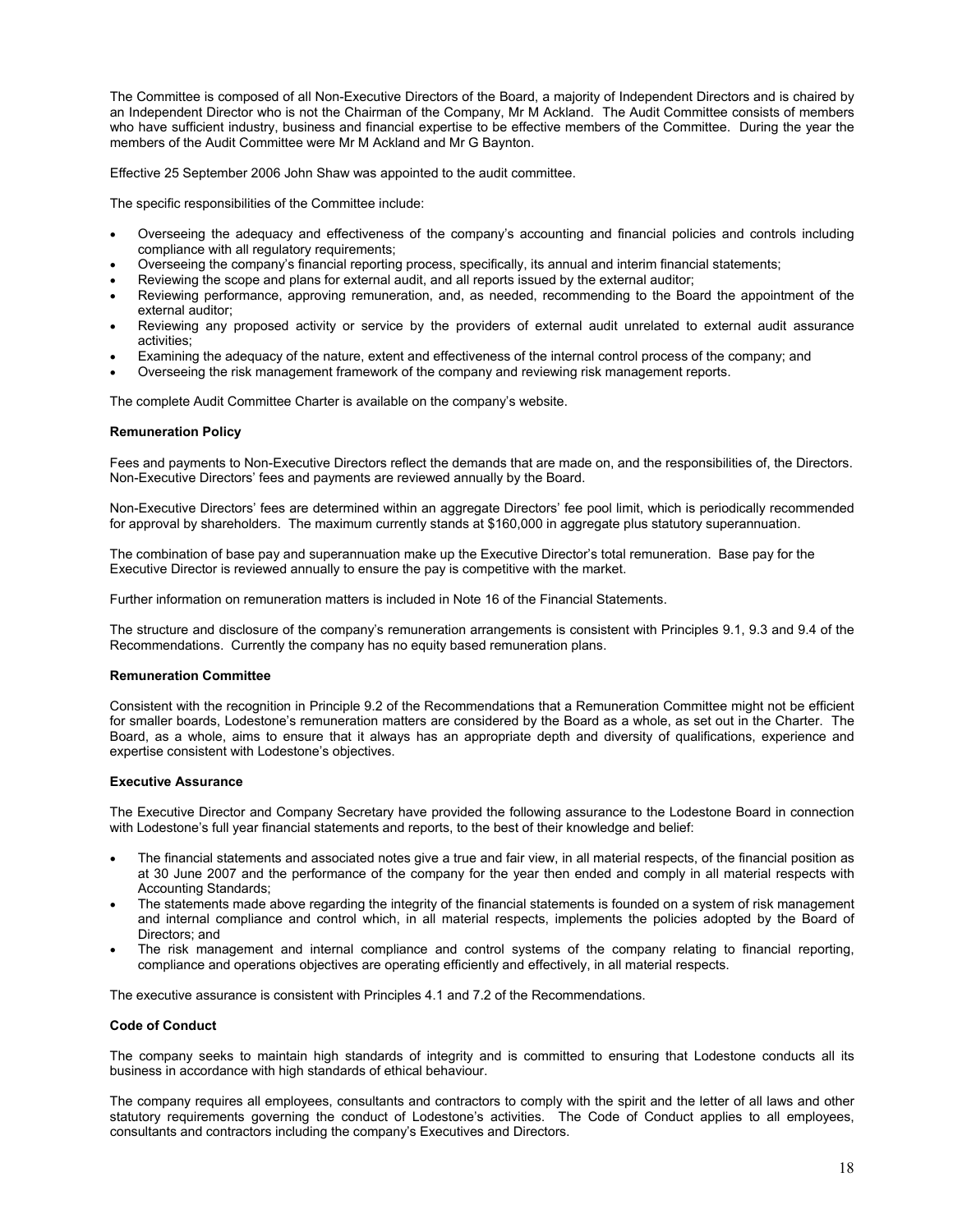The Committee is composed of all Non-Executive Directors of the Board, a majority of Independent Directors and is chaired by an Independent Director who is not the Chairman of the Company, Mr M Ackland. The Audit Committee consists of members who have sufficient industry, business and financial expertise to be effective members of the Committee. During the year the members of the Audit Committee were Mr M Ackland and Mr G Baynton.

Effective 25 September 2006 John Shaw was appointed to the audit committee.

The specific responsibilities of the Committee include:

- Overseeing the adequacy and effectiveness of the company's accounting and financial policies and controls including compliance with all regulatory requirements;
- Overseeing the company's financial reporting process, specifically, its annual and interim financial statements;
- Reviewing the scope and plans for external audit, and all reports issued by the external auditor;
- Reviewing performance, approving remuneration, and, as needed, recommending to the Board the appointment of the external auditor;
- Reviewing any proposed activity or service by the providers of external audit unrelated to external audit assurance activities;
- Examining the adequacy of the nature, extent and effectiveness of the internal control process of the company; and
- Overseeing the risk management framework of the company and reviewing risk management reports.

The complete Audit Committee Charter is available on the company's website.

**Remuneration Policy**

Fees and payments to Non-Executive Directors reflect the demands that are made on, and the responsibilities of, the Directors. Non-Executive Directors' fees and payments are reviewed annually by the Board.

Non-Executive Directors' fees are determined within an aggregate Directors' fee pool limit, which is periodically recommended for approval by shareholders. The maximum currently stands at $160,000 in aggregate plus statutory superannuation.

The combination of base pay and superannuation make up the Executive Director's total remuneration. Base pay for the Executive Director is reviewed annually to ensure the pay is competitive with the market.

Further information on remuneration matters is included in Note 16 of the Financial Statements.

The structure and disclosure of the company's remuneration arrangements is consistent with Principles 9.1, 9.3 and 9.4 of the Recommendations. Currently the company has no equity based remuneration plans.

**Remuneration Committee**

Consistent with the recognition in Principle 9.2 of the Recommendations that a Remuneration Committee might not be efficient for smaller boards, Lodestone's remuneration matters are considered by the Board as a whole, as set out in the Charter. The Board, as a whole, aims to ensure that it always has an appropriate depth and diversity of qualifications, experience and expertise consistent with Lodestone's objectives.

**Executive Assurance**

The Executive Director and Company Secretary have provided the following assurance to the Lodestone Board in connection with Lodestone's full year financial statements and reports, to the best of their knowledge and belief:

- The financial statements and associated notes give a true and fair view, in all material respects, of the financial position as at 30 June 2007 and the performance of the company for the year then ended and comply in all material respects with Accounting Standards;
- The statements made above regarding the integrity of the financial statements is founded on a system of risk management and internal compliance and control which, in all material respects, implements the policies adopted by the Board of Directors; and
- The risk management and internal compliance and control systems of the company relating to financial reporting, compliance and operations objectives are operating efficiently and effectively, in all material respects.

The executive assurance is consistent with Principles 4.1 and 7.2 of the Recommendations.

**Code of Conduct**

The company seeks to maintain high standards of integrity and is committed to ensuring that Lodestone conducts all its business in accordance with high standards of ethical behaviour.

The company requires all employees, consultants and contractors to comply with the spirit and the letter of all laws and other statutory requirements governing the conduct of Lodestone's activities. The Code of Conduct applies to all employees, consultants and contractors including the company's Executives and Directors.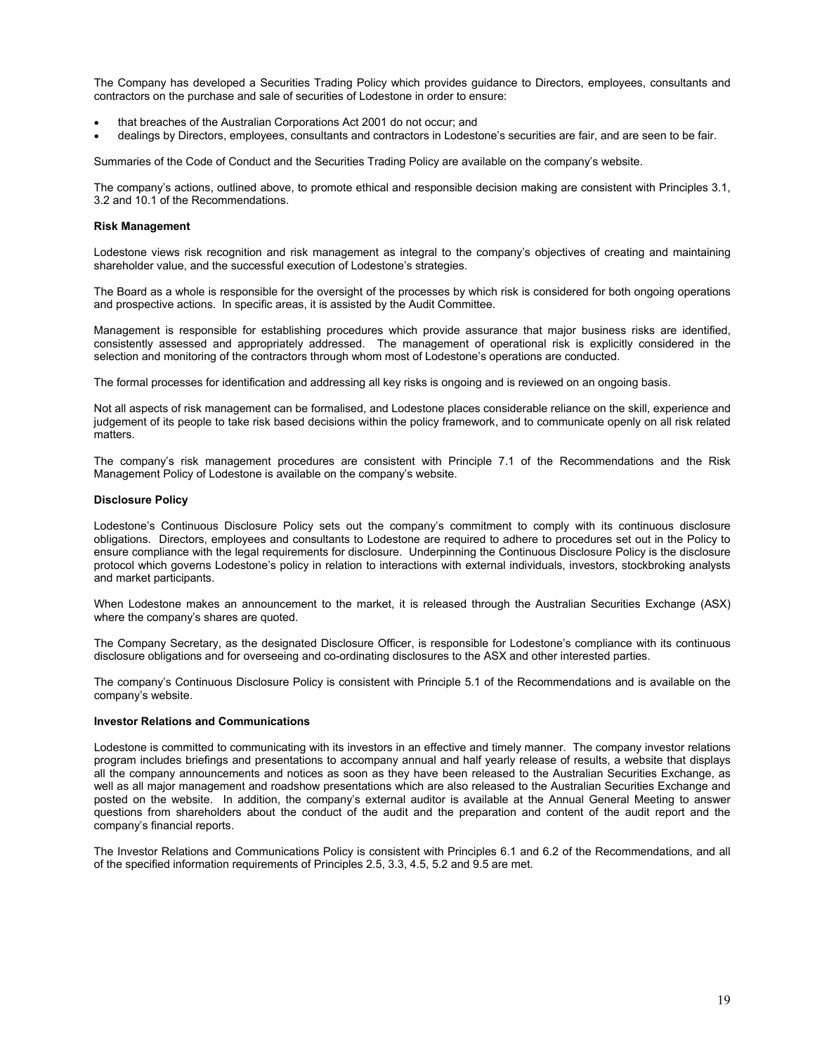The Company has developed a Securities Trading Policy which provides guidance to Directors, employees, consultants and contractors on the purchase and sale of securities of Lodestone in order to ensure:

- that breaches of the Australian Corporations Act 2001 do not occur; and
- dealings by Directors, employees, consultants and contractors in Lodestone's securities are fair, and are seen to be fair.

Summaries of the Code of Conduct and the Securities Trading Policy are available on the company's website.

The company's actions, outlined above, to promote ethical and responsible decision making are consistent with Principles 3.1, 3.2 and 10.1 of the Recommendations.

**Risk Management**

Lodestone views risk recognition and risk management as integral to the company's objectives of creating and maintaining shareholder value, and the successful execution of Lodestone's strategies.

The Board as a whole is responsible for the oversight of the processes by which risk is considered for both ongoing operations and prospective actions. In specific areas, it is assisted by the Audit Committee.

Management is responsible for establishing procedures which provide assurance that major business risks are identified, consistently assessed and appropriately addressed. The management of operational risk is explicitly considered in the selection and monitoring of the contractors through whom most of Lodestone's operations are conducted.

The formal processes for identification and addressing all key risks is ongoing and is reviewed on an ongoing basis.

Not all aspects of risk management can be formalised, and Lodestone places considerable reliance on the skill, experience and judgement of its people to take risk based decisions within the policy framework, and to communicate openly on all risk related matters.

The company's risk management procedures are consistent with Principle 7.1 of the Recommendations and the Risk Management Policy of Lodestone is available on the company's website.

**Disclosure Policy**

Lodestone's Continuous Disclosure Policy sets out the company's commitment to comply with its continuous disclosure obligations. Directors, employees and consultants to Lodestone are required to adhere to procedures set out in the Policy to ensure compliance with the legal requirements for disclosure. Underpinning the Continuous Disclosure Policy is the disclosure protocol which governs Lodestone's policy in relation to interactions with external individuals, investors, stockbroking analysts and market participants.

When Lodestone makes an announcement to the market, it is released through the Australian Securities Exchange (ASX) where the company's shares are quoted.

The Company Secretary, as the designated Disclosure Officer, is responsible for Lodestone's compliance with its continuous disclosure obligations and for overseeing and co-ordinating disclosures to the ASX and other interested parties.

The company's Continuous Disclosure Policy is consistent with Principle 5.1 of the Recommendations and is available on the company's website.

**Investor Relations and Communications**

Lodestone is committed to communicating with its investors in an effective and timely manner. The company investor relations program includes briefings and presentations to accompany annual and half yearly release of results, a website that displays all the company announcements and notices as soon as they have been released to the Australian Securities Exchange, as well as all major management and roadshow presentations which are also released to the Australian Securities Exchange and posted on the website. In addition, the company's external auditor is available at the Annual General Meeting to answer questions from shareholders about the conduct of the audit and the preparation and content of the audit report and the company's financial reports.

The Investor Relations and Communications Policy is consistent with Principles 6.1 and 6.2 of the Recommendations, and all of the specified information requirements of Principles 2.5, 3.3, 4.5, 5.2 and 9.5 are met.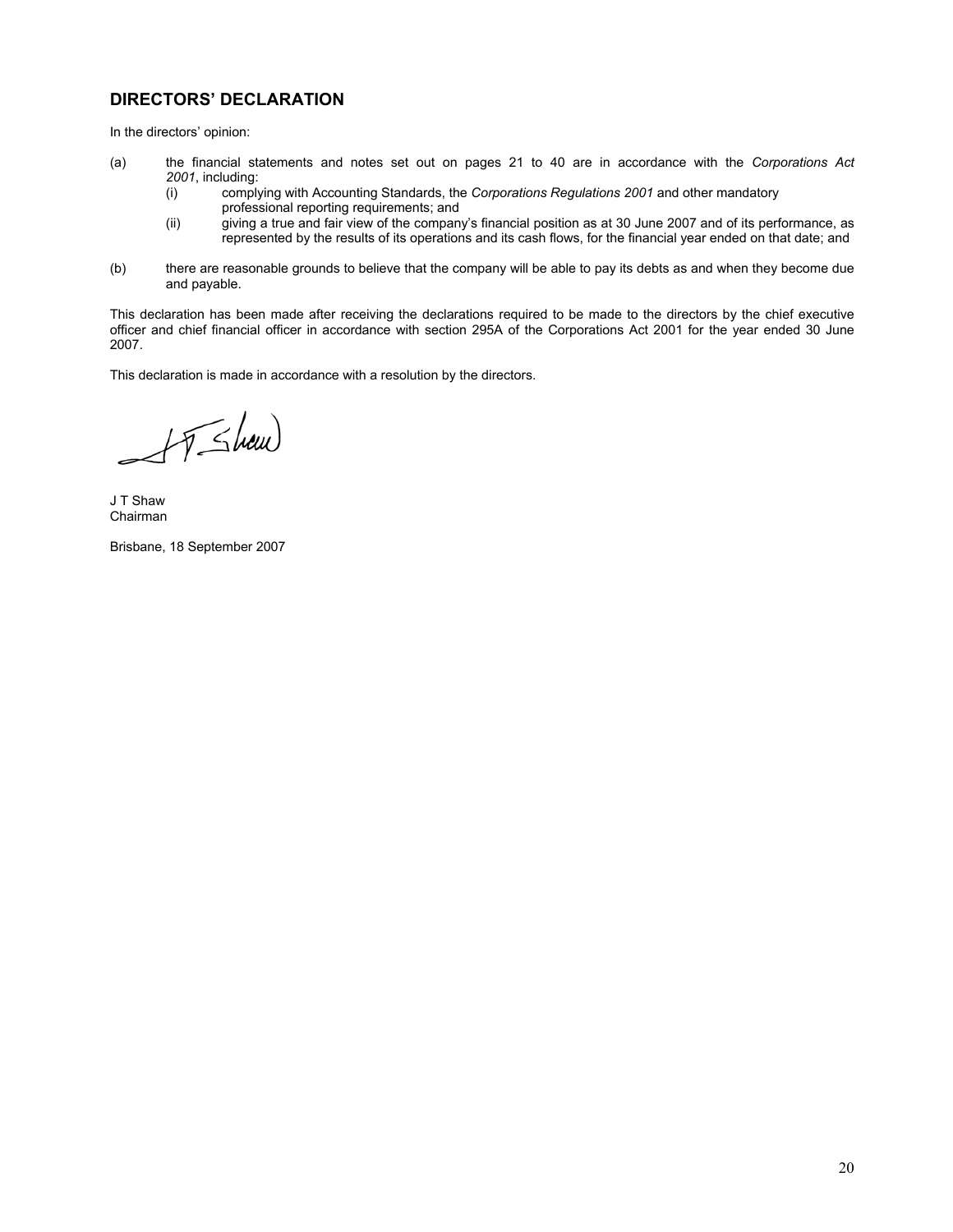## DIRECTORS' DECLARATION

In the directors' opinion:

(a) the financial statements and notes set out on pages 21 to 40 are in accordance with the *Corporations Act 2001*, including:

   (i) complying with Accounting Standards, the *Corporations Regulations 2001* and other mandatory professional reporting requirements; and

   (ii) giving a true and fair view of the company's financial position as at 30 June 2007 and of its performance, as represented by the results of its operations and its cash flows, for the financial year ended on that date; and

(b) there are reasonable grounds to believe that the company will be able to pay its debts as and when they become due and payable.

This declaration has been made after receiving the declarations required to be made to the directors by the chief executive officer and chief financial officer in accordance with section 295A of the Corporations Act 2001 for the year ended 30 June 2007.

This declaration is made in accordance with a resolution by the directors.

J T Shaw
Chairman

Brisbane, 18 September 2007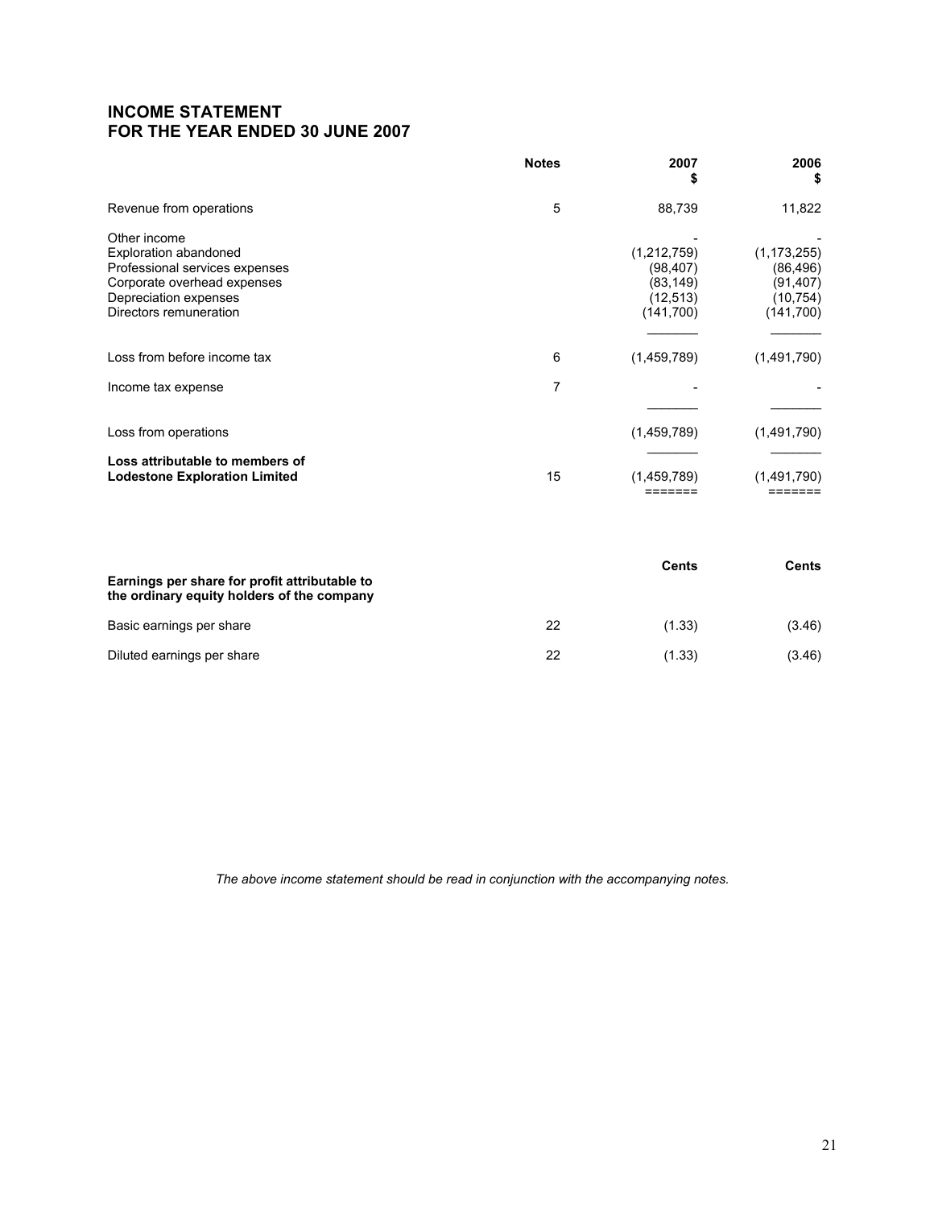## INCOME STATEMENT
## FOR THE YEAR ENDED 30 JUNE 2007

| | Notes | 2007<br>$ | 2006<br>$ |
|---|---|---|---|
| Revenue from operations | 5 | 88,739 | 11,822 |
| Other income | | - | - |
| Exploration abandoned | | (1,212,759) | (1,173,255) |
| Professional services expenses | | (98,407) | (86,496) |
| Corporate overhead expenses | | (83,149) | (91,407) |
| Depreciation expenses | | (12,513) | (10,754) |
| Directors remuneration | | (141,700) | (141,700) |
| Loss from before income tax | 6 | (1,459,789) | (1,491,790) |
| Income tax expense | 7 | - | - |
| Loss from operations | | (1,459,789) | (1,491,790) |
| **Loss attributable to members of Lodestone Exploration Limited** | 15 | (1,459,789) | (1,491,790) |

| **Earnings per share for profit attributable to the ordinary equity holders of the company** | | **Cents** | **Cents** |
|---|---|---|---|
| Basic earnings per share | 22 | (1.33) | (3.46) |
| Diluted earnings per share | 22 | (1.33) | (3.46) |

*The above income statement should be read in conjunction with the accompanying notes.*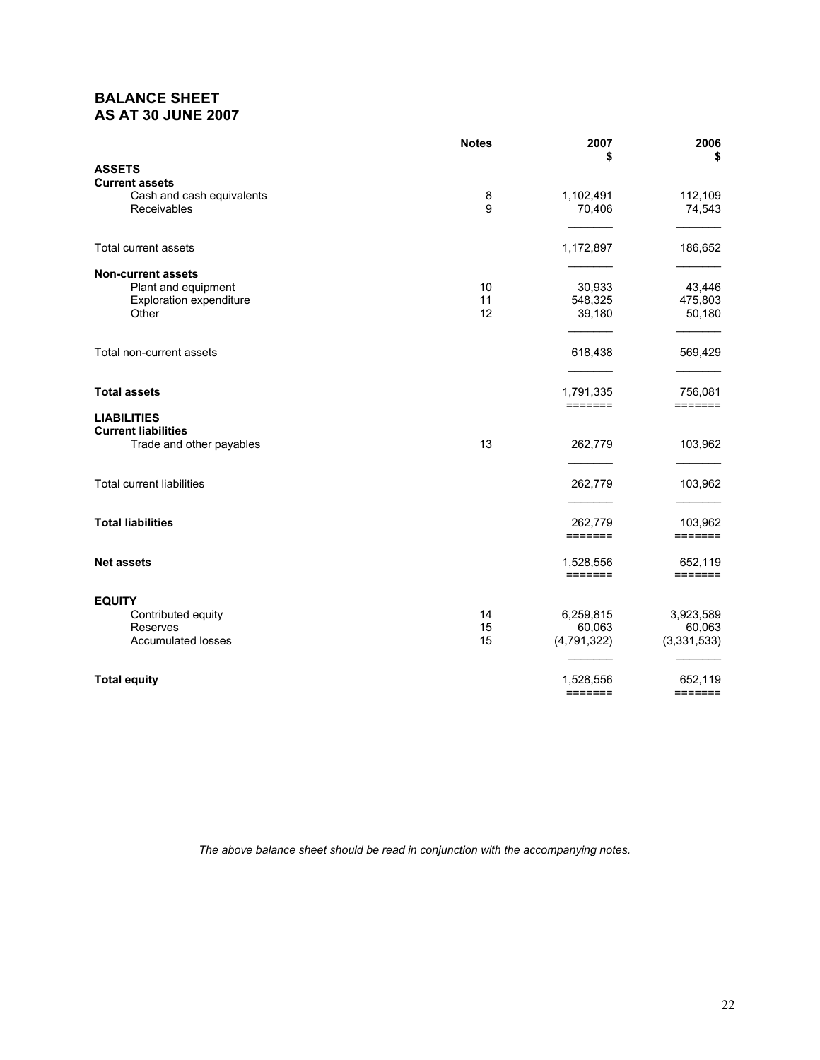## BALANCE SHEET
## AS AT 30 JUNE 2007

| | Notes | 2007 $ | 2006 $ |
|---|---|---|---|
| **ASSETS** | | | |
| **Current assets** | | | |
| Cash and cash equivalents | 8 | 1,102,491 | 112,109 |
| Receivables | 9 | 70,406 | 74,543 |
| Total current assets | | 1,172,897 | 186,652 |
| **Non-current assets** | | | |
| Plant and equipment | 10 | 30,933 | 43,446 |
| Exploration expenditure | 11 | 548,325 | 475,803 |
| Other | 12 | 39,180 | 50,180 |
| Total non-current assets | | 618,438 | 569,429 |
| **Total assets** | | 1,791,335 | 756,081 |
| **LIABILITIES** | | | |
| **Current liabilities** | | | |
| Trade and other payables | 13 | 262,779 | 103,962 |
| Total current liabilities | | 262,779 | 103,962 |
| **Total liabilities** | | 262,779 | 103,962 |
| **Net assets** | | 1,528,556 | 652,119 |
| **EQUITY** | | | |
| Contributed equity | 14 | 6,259,815 | 3,923,589 |
| Reserves | 15 | 60,063 | 60,063 |
| Accumulated losses | 15 | (4,791,322) | (3,331,533) |
| **Total equity** | | 1,528,556 | 652,119 |

*The above balance sheet should be read in conjunction with the accompanying notes.*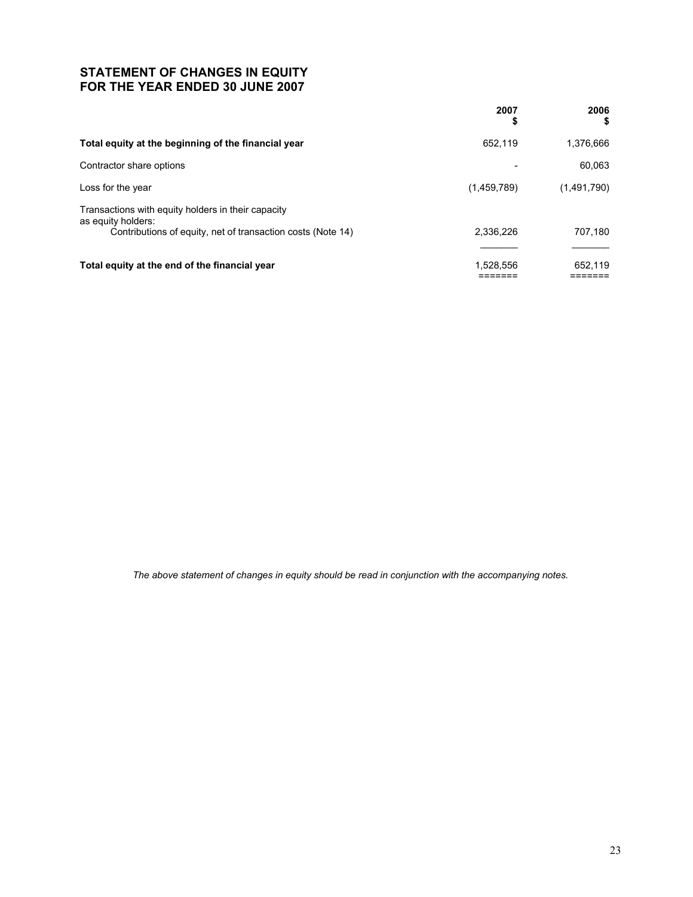## STATEMENT OF CHANGES IN EQUITY
## FOR THE YEAR ENDED 30 JUNE 2007

| | 2007<br>$ | 2006<br>$ |
|---|---|---|
| **Total equity at the beginning of the financial year** | 652,119 | 1,376,666 |
| Contractor share options | - | 60,063 |
| Loss for the year | (1,459,789) | (1,491,790) |
| Transactions with equity holders in their capacity as equity holders: | | |
| Contributions of equity, net of transaction costs (Note 14) | 2,336,226 | 707,180 |
| **Total equity at the end of the financial year** | 1,528,556 | 652,119 |

*The above statement of changes in equity should be read in conjunction with the accompanying notes.*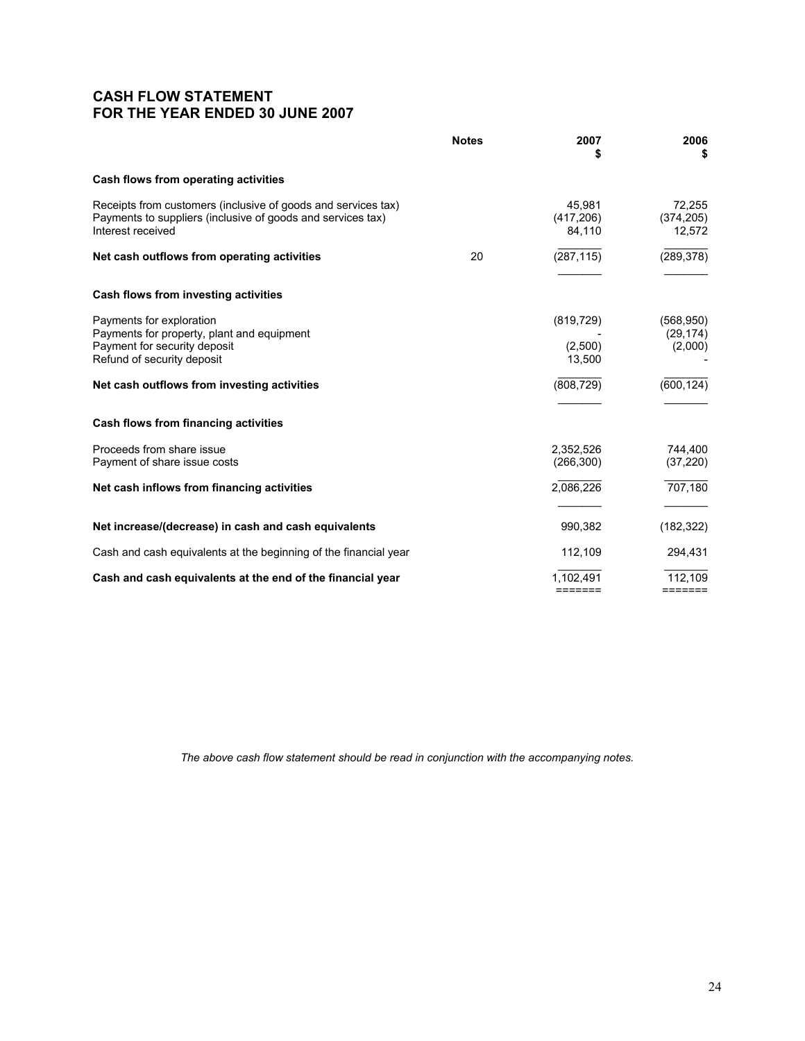# CASH FLOW STATEMENT
# FOR THE YEAR ENDED 30 JUNE 2007

| | Notes | 2007<br>$ | 2006<br>$ |
|---|---|---|---|
| **Cash flows from operating activities** | | | |
| Receipts from customers (inclusive of goods and services tax) | | 45,981 | 72,255 |
| Payments to suppliers (inclusive of goods and services tax) | | (417,206) | (374,205) |
| Interest received | | 84,110 | 12,572 |
| **Net cash outflows from operating activities** | 20 | (287,115) | (289,378) |
| **Cash flows from investing activities** | | | |
| Payments for exploration | | (819,729) | (568,950) |
| Payments for property, plant and equipment | | - | (29,174) |
| Payment for security deposit | | (2,500) | (2,000) |
| Refund of security deposit | | 13,500 | - |
| **Net cash outflows from investing activities** | | (808,729) | (600,124) |
| **Cash flows from financing activities** | | | |
| Proceeds from share issue | | 2,352,526 | 744,400 |
| Payment of share issue costs | | (266,300) | (37,220) |
| **Net cash inflows from financing activities** | | 2,086,226 | 707,180 |
| **Net increase/(decrease) in cash and cash equivalents** | | 990,382 | (182,322) |
| Cash and cash equivalents at the beginning of the financial year | | 112,109 | 294,431 |
| **Cash and cash equivalents at the end of the financial year** | | 1,102,491 | 112,109 |

*The above cash flow statement should be read in conjunction with the accompanying notes.*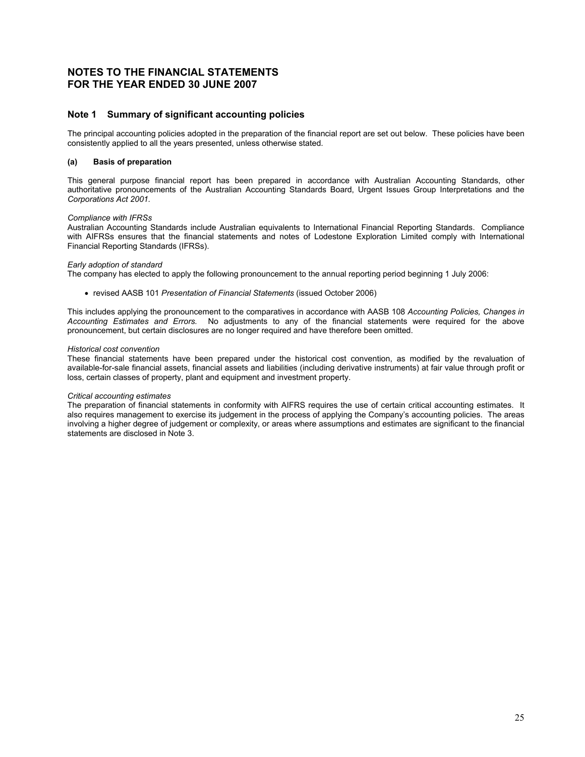# NOTES TO THE FINANCIAL STATEMENTS
# FOR THE YEAR ENDED 30 JUNE 2007

## Note 1 Summary of significant accounting policies

The principal accounting policies adopted in the preparation of the financial report are set out below. These policies have been consistently applied to all the years presented, unless otherwise stated.

### (a) Basis of preparation

This general purpose financial report has been prepared in accordance with Australian Accounting Standards, other authoritative pronouncements of the Australian Accounting Standards Board, Urgent Issues Group Interpretations and the *Corporations Act 2001.*

*Compliance with IFRSs*
Australian Accounting Standards include Australian equivalents to International Financial Reporting Standards. Compliance with AIFRSs ensures that the financial statements and notes of Lodestone Exploration Limited comply with International Financial Reporting Standards (IFRSs).

*Early adoption of standard*
The company has elected to apply the following pronouncement to the annual reporting period beginning 1 July 2006:

- revised AASB 101 *Presentation of Financial Statements* (issued October 2006)

This includes applying the pronouncement to the comparatives in accordance with AASB 108 *Accounting Policies, Changes in Accounting Estimates and Errors.* No adjustments to any of the financial statements were required for the above pronouncement, but certain disclosures are no longer required and have therefore been omitted.

*Historical cost convention*
These financial statements have been prepared under the historical cost convention, as modified by the revaluation of available-for-sale financial assets, financial assets and liabilities (including derivative instruments) at fair value through profit or loss, certain classes of property, plant and equipment and investment property.

*Critical accounting estimates*
The preparation of financial statements in conformity with AIFRS requires the use of certain critical accounting estimates. It also requires management to exercise its judgement in the process of applying the Company's accounting policies. The areas involving a higher degree of judgement or complexity, or areas where assumptions and estimates are significant to the financial statements are disclosed in Note 3.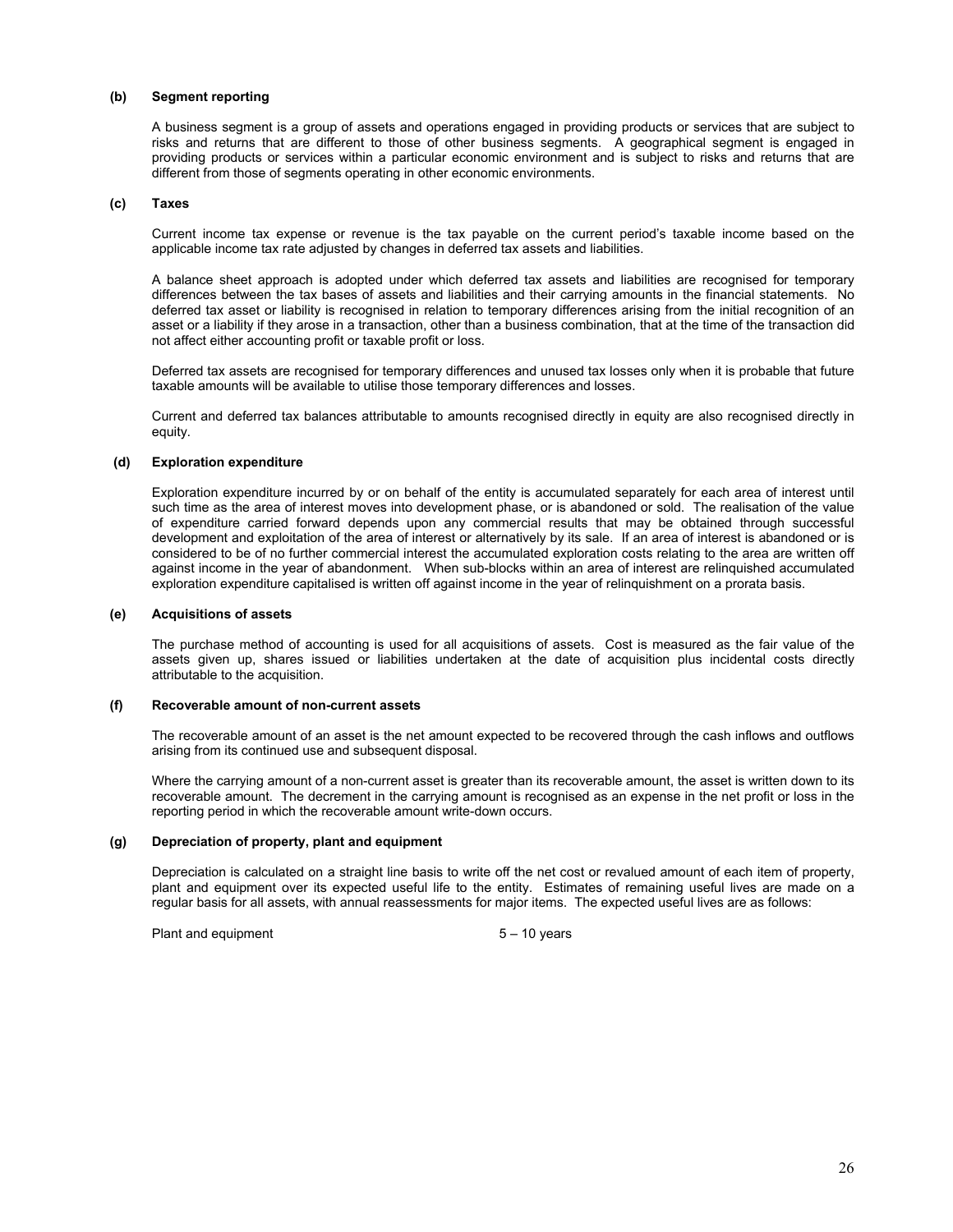**(b) Segment reporting**

A business segment is a group of assets and operations engaged in providing products or services that are subject to risks and returns that are different to those of other business segments. A geographical segment is engaged in providing products or services within a particular economic environment and is subject to risks and returns that are different from those of segments operating in other economic environments.

**(c) Taxes**

Current income tax expense or revenue is the tax payable on the current period's taxable income based on the applicable income tax rate adjusted by changes in deferred tax assets and liabilities.

A balance sheet approach is adopted under which deferred tax assets and liabilities are recognised for temporary differences between the tax bases of assets and liabilities and their carrying amounts in the financial statements. No deferred tax asset or liability is recognised in relation to temporary differences arising from the initial recognition of an asset or a liability if they arose in a transaction, other than a business combination, that at the time of the transaction did not affect either accounting profit or taxable profit or loss.

Deferred tax assets are recognised for temporary differences and unused tax losses only when it is probable that future taxable amounts will be available to utilise those temporary differences and losses.

Current and deferred tax balances attributable to amounts recognised directly in equity are also recognised directly in equity.

**(d) Exploration expenditure**

Exploration expenditure incurred by or on behalf of the entity is accumulated separately for each area of interest until such time as the area of interest moves into development phase, or is abandoned or sold. The realisation of the value of expenditure carried forward depends upon any commercial results that may be obtained through successful development and exploitation of the area of interest or alternatively by its sale. If an area of interest is abandoned or is considered to be of no further commercial interest the accumulated exploration costs relating to the area are written off against income in the year of abandonment. When sub-blocks within an area of interest are relinquished accumulated exploration expenditure capitalised is written off against income in the year of relinquishment on a prorata basis.

**(e) Acquisitions of assets**

The purchase method of accounting is used for all acquisitions of assets. Cost is measured as the fair value of the assets given up, shares issued or liabilities undertaken at the date of acquisition plus incidental costs directly attributable to the acquisition.

**(f) Recoverable amount of non-current assets**

The recoverable amount of an asset is the net amount expected to be recovered through the cash inflows and outflows arising from its continued use and subsequent disposal.

Where the carrying amount of a non-current asset is greater than its recoverable amount, the asset is written down to its recoverable amount. The decrement in the carrying amount is recognised as an expense in the net profit or loss in the reporting period in which the recoverable amount write-down occurs.

**(g) Depreciation of property, plant and equipment**

Depreciation is calculated on a straight line basis to write off the net cost or revalued amount of each item of property, plant and equipment over its expected useful life to the entity. Estimates of remaining useful lives are made on a regular basis for all assets, with annual reassessments for major items. The expected useful lives are as follows:

| | |
|---|---|
| Plant and equipment | 5 – 10 years |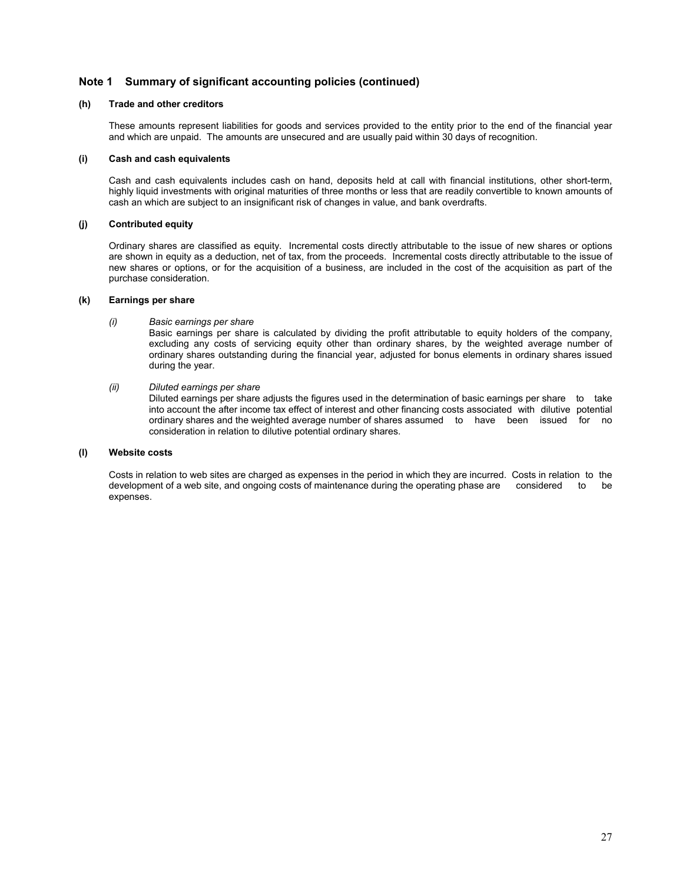## Note 1 Summary of significant accounting policies (continued)

### (h) Trade and other creditors

These amounts represent liabilities for goods and services provided to the entity prior to the end of the financial year and which are unpaid. The amounts are unsecured and are usually paid within 30 days of recognition.

### (i) Cash and cash equivalents

Cash and cash equivalents includes cash on hand, deposits held at call with financial institutions, other short-term, highly liquid investments with original maturities of three months or less that are readily convertible to known amounts of cash an which are subject to an insignificant risk of changes in value, and bank overdrafts.

### (j) Contributed equity

Ordinary shares are classified as equity. Incremental costs directly attributable to the issue of new shares or options are shown in equity as a deduction, net of tax, from the proceeds. Incremental costs directly attributable to the issue of new shares or options, or for the acquisition of a business, are included in the cost of the acquisition as part of the purchase consideration.

### (k) Earnings per share

*(i) Basic earnings per share*

Basic earnings per share is calculated by dividing the profit attributable to equity holders of the company, excluding any costs of servicing equity other than ordinary shares, by the weighted average number of ordinary shares outstanding during the financial year, adjusted for bonus elements in ordinary shares issued during the year.

*(ii) Diluted earnings per share*

Diluted earnings per share adjusts the figures used in the determination of basic earnings per share to take into account the after income tax effect of interest and other financing costs associated with dilutive potential ordinary shares and the weighted average number of shares assumed to have been issued for no consideration in relation to dilutive potential ordinary shares.

### (l) Website costs

Costs in relation to web sites are charged as expenses in the period in which they are incurred. Costs in relation to the development of a web site, and ongoing costs of maintenance during the operating phase are considered to be expenses.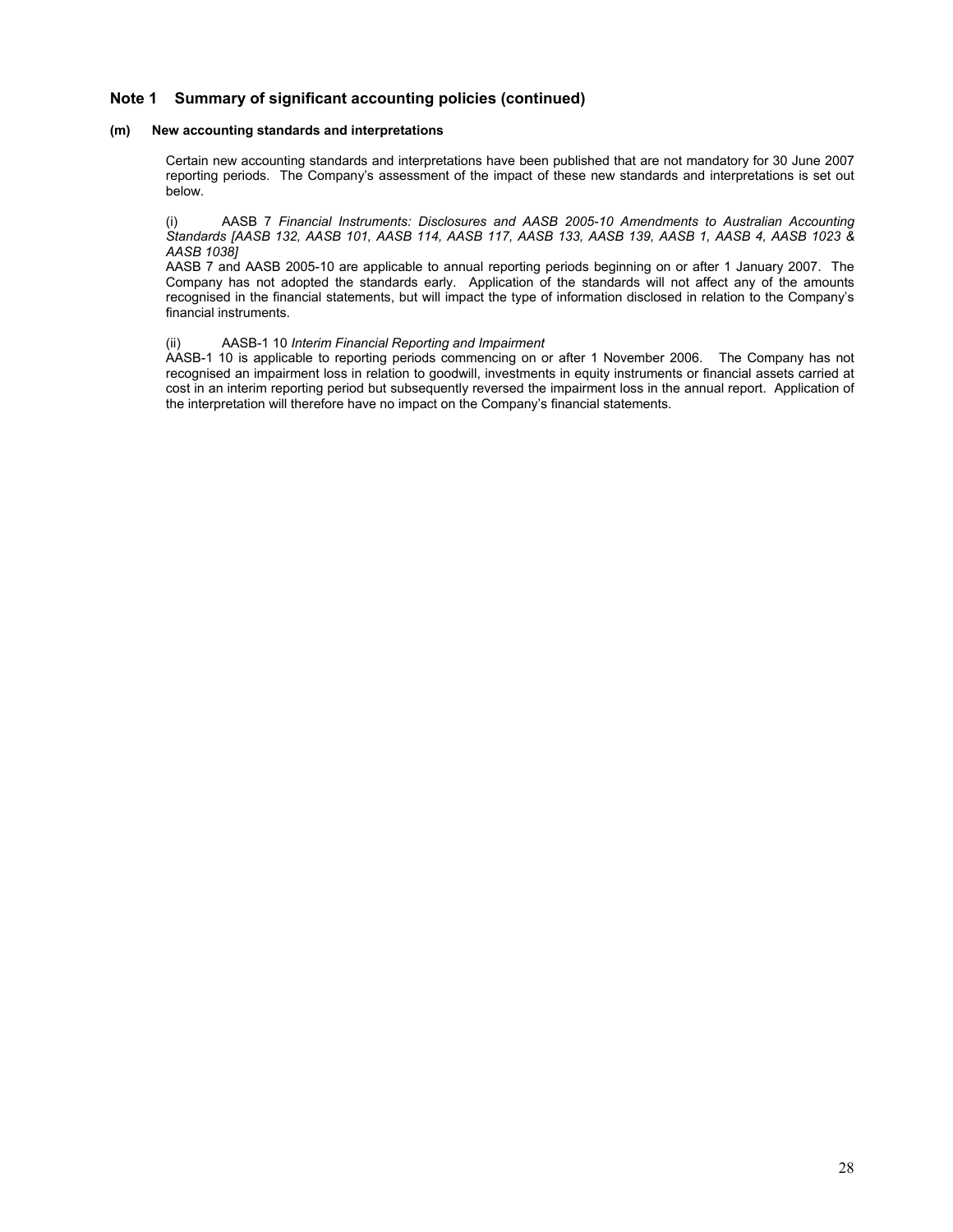## Note 1 Summary of significant accounting policies (continued)

### (m) New accounting standards and interpretations

Certain new accounting standards and interpretations have been published that are not mandatory for 30 June 2007 reporting periods. The Company's assessment of the impact of these new standards and interpretations is set out below.

(i) AASB 7 *Financial Instruments: Disclosures and AASB 2005-10 Amendments to Australian Accounting Standards [AASB 132, AASB 101, AASB 114, AASB 117, AASB 133, AASB 139, AASB 1, AASB 4, AASB 1023 & AASB 1038]*

AASB 7 and AASB 2005-10 are applicable to annual reporting periods beginning on or after 1 January 2007. The Company has not adopted the standards early. Application of the standards will not affect any of the amounts recognised in the financial statements, but will impact the type of information disclosed in relation to the Company's financial instruments.

(ii) AASB-1 10 *Interim Financial Reporting and Impairment*

AASB-1 10 is applicable to reporting periods commencing on or after 1 November 2006. The Company has not recognised an impairment loss in relation to goodwill, investments in equity instruments or financial assets carried at cost in an interim reporting period but subsequently reversed the impairment loss in the annual report. Application of the interpretation will therefore have no impact on the Company's financial statements.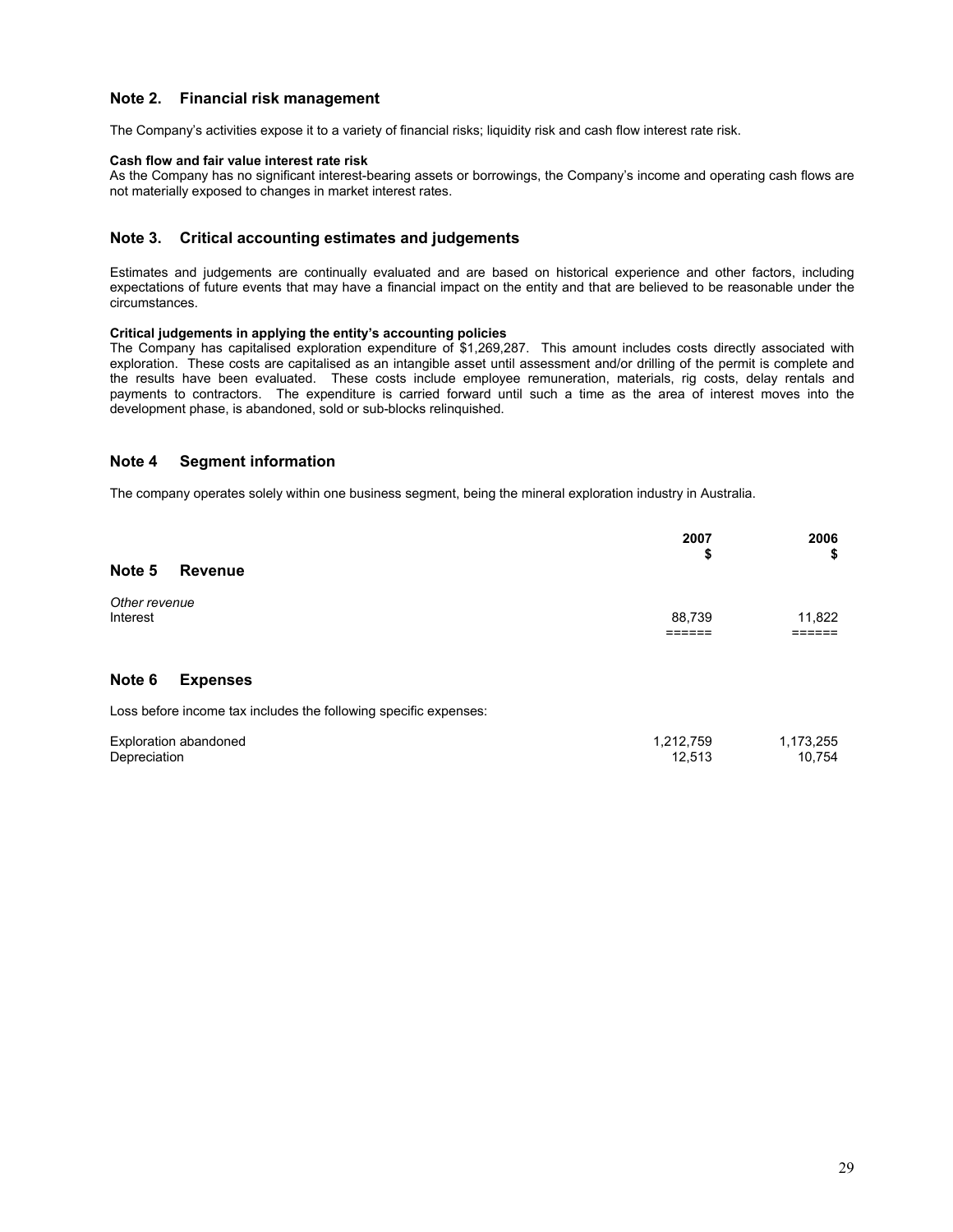## Note 2. Financial risk management

The Company's activities expose it to a variety of financial risks; liquidity risk and cash flow interest rate risk.

**Cash flow and fair value interest rate risk**
As the Company has no significant interest-bearing assets or borrowings, the Company's income and operating cash flows are not materially exposed to changes in market interest rates.

## Note 3. Critical accounting estimates and judgements

Estimates and judgements are continually evaluated and are based on historical experience and other factors, including expectations of future events that may have a financial impact on the entity and that are believed to be reasonable under the circumstances.

**Critical judgements in applying the entity's accounting policies**
The Company has capitalised exploration expenditure of $1,269,287. This amount includes costs directly associated with exploration. These costs are capitalised as an intangible asset until assessment and/or drilling of the permit is complete and the results have been evaluated. These costs include employee remuneration, materials, rig costs, delay rentals and payments to contractors. The expenditure is carried forward until such a time as the area of interest moves into the development phase, is abandoned, sold or sub-blocks relinquished.

## Note 4 Segment information

The company operates solely within one business segment, being the mineral exploration industry in Australia.

| | 2007 $ | 2006 $ |
|---|---|---|
| **Note 5 Revenue** | | |
| *Other revenue* | | |
| Interest | 88,739 | 11,822 |
| | ====== | ====== |

## Note 6 Expenses

Loss before income tax includes the following specific expenses:

| | 2007 $ | 2006 $ |
|---|---|---|
| Exploration abandoned | 1,212,759 | 1,173,255 |
| Depreciation | 12,513 | 10,754 |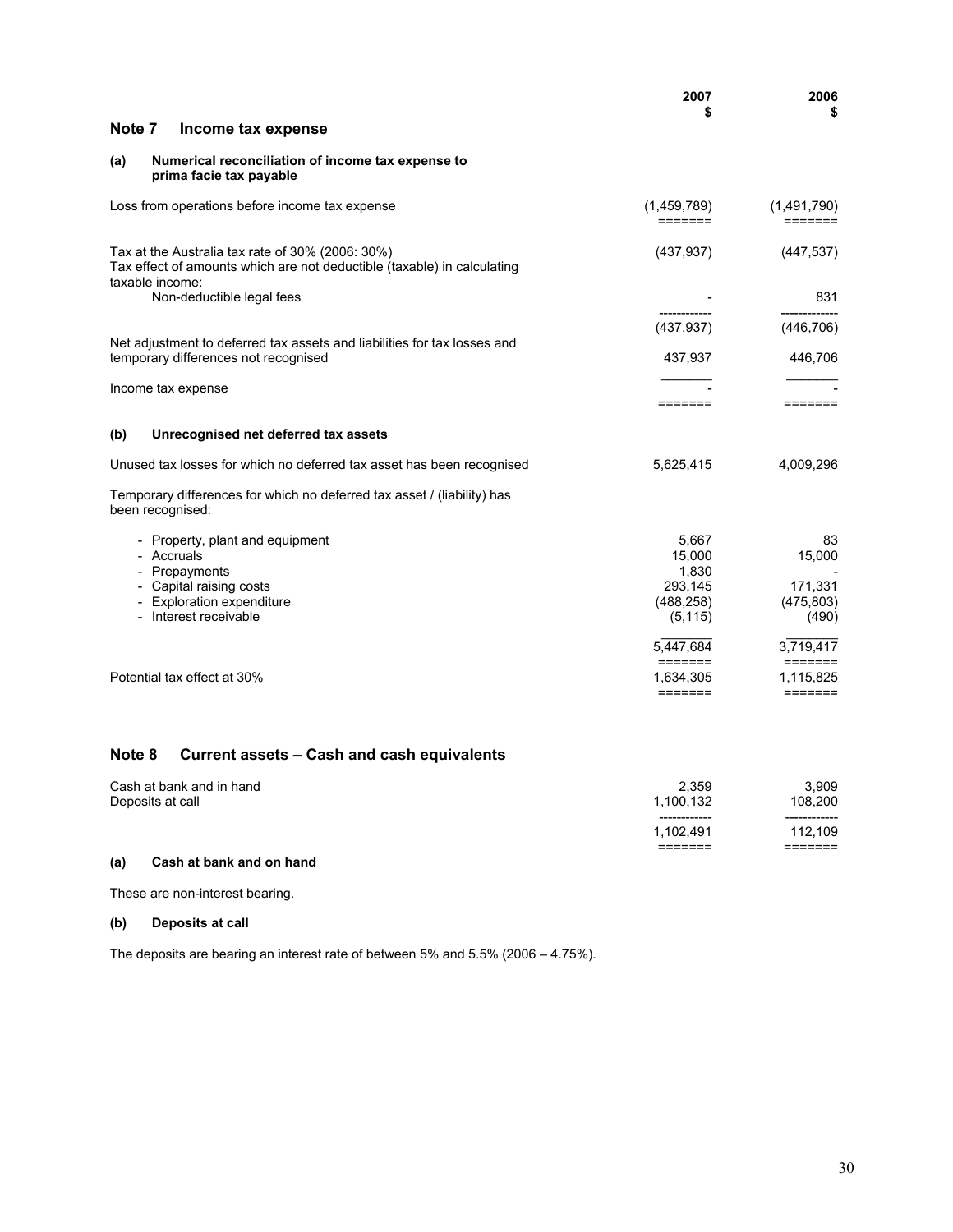## Note 7 Income tax expense

| | 2007 $ | 2006 $ |
|---|---|---|
| **(a) Numerical reconciliation of income tax expense to prima facie tax payable** | | |
| Loss from operations before income tax expense | (1,459,789) | (1,491,790) |
| Tax at the Australia tax rate of 30% (2006: 30%) | (437,937) | (447,537) |
| Tax effect of amounts which are not deductible (taxable) in calculating taxable income: | | |
| Non-deductible legal fees | - | 831 |
| | (437,937) | (446,706) |
| Net adjustment to deferred tax assets and liabilities for tax losses and temporary differences not recognised | 437,937 | 446,706 |
| Income tax expense | - | - |
| **(b) Unrecognised net deferred tax assets** | | |
| Unused tax losses for which no deferred tax asset has been recognised | 5,625,415 | 4,009,296 |
| Temporary differences for which no deferred tax asset / (liability) has been recognised: | | |
| - Property, plant and equipment | 5,667 | 83 |
| - Accruals | 15,000 | 15,000 |
| - Prepayments | 1,830 | - |
| - Capital raising costs | 293,145 | 171,331 |
| - Exploration expenditure | (488,258) | (475,803) |
| - Interest receivable | (5,115) | (490) |
| | 5,447,684 | 3,719,417 |
| Potential tax effect at 30% | 1,634,305 | 1,115,825 |

## Note 8 Current assets – Cash and cash equivalents

| | 2007 $ | 2006 $ |
|---|---|---|
| Cash at bank and in hand | 2,359 | 3,909 |
| Deposits at call | 1,100,132 | 108,200 |
| | 1,102,491 | 112,109 |

### (a) Cash at bank and on hand

These are non-interest bearing.

### (b) Deposits at call

The deposits are bearing an interest rate of between 5% and 5.5% (2006 – 4.75%).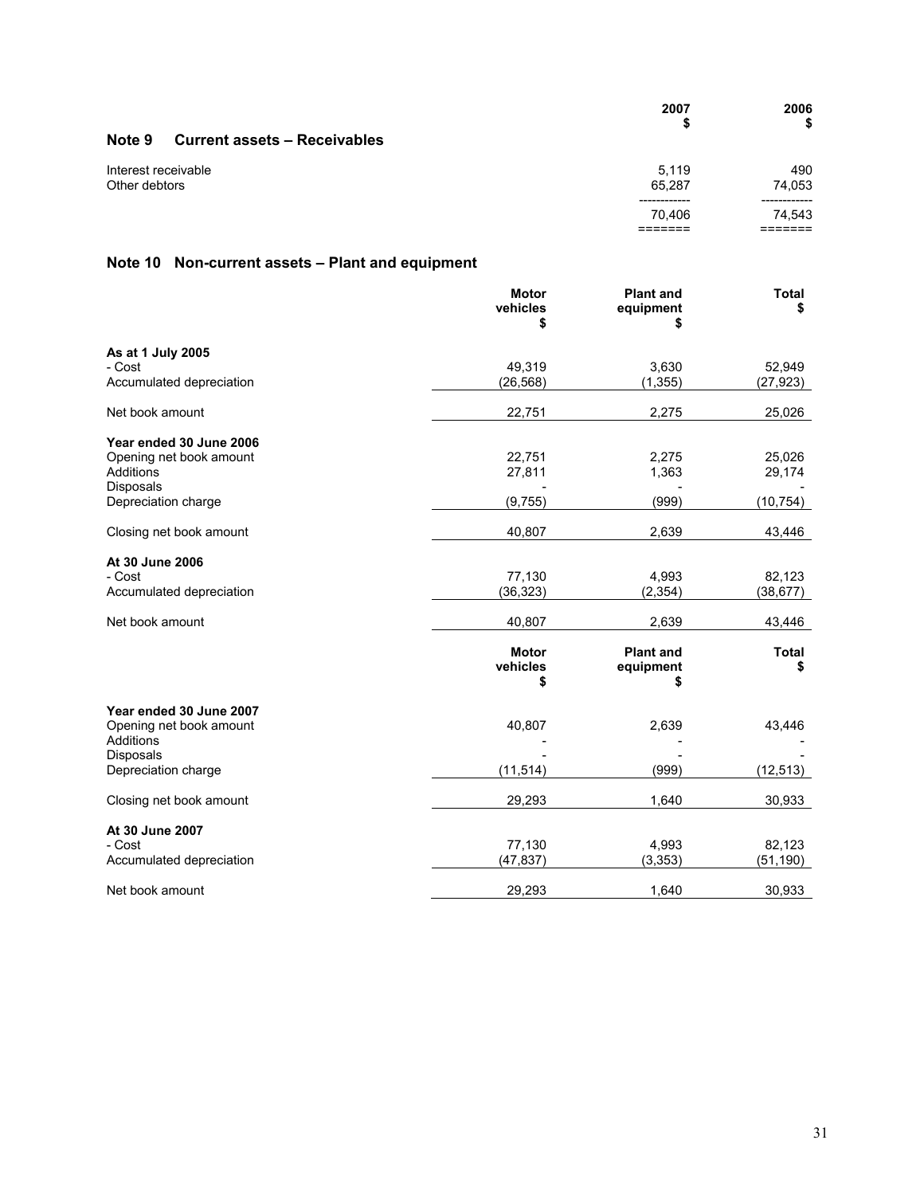## Note 9 Current assets – Receivables

| | 2007 $ | 2006 $ |
|---|---|---|
| Interest receivable | 5,119 | 490 |
| Other debtors | 65,287 | 74,053 |
| | 70,406 | 74,543 |

## Note 10 Non-current assets – Plant and equipment

| | Motor vehicles $ | Plant and equipment $ | Total $ |
|---|---|---|---|
| **As at 1 July 2005** | | | |
| - Cost | 49,319 | 3,630 | 52,949 |
| Accumulated depreciation | (26,568) | (1,355) | (27,923) |
| Net book amount | 22,751 | 2,275 | 25,026 |
| **Year ended 30 June 2006** | | | |
| Opening net book amount | 22,751 | 2,275 | 25,026 |
| Additions | 27,811 | 1,363 | 29,174 |
| Disposals | - | - | - |
| Depreciation charge | (9,755) | (999) | (10,754) |
| Closing net book amount | 40,807 | 2,639 | 43,446 |
| **At 30 June 2006** | | | |
| - Cost | 77,130 | 4,993 | 82,123 |
| Accumulated depreciation | (36,323) | (2,354) | (38,677) |
| Net book amount | 40,807 | 2,639 | 43,446 |

| | Motor vehicles $ | Plant and equipment $ | Total $ |
|---|---|---|---|
| **Year ended 30 June 2007** | | | |
| Opening net book amount | 40,807 | 2,639 | 43,446 |
| Additions | - | - | - |
| Disposals | - | - | - |
| Depreciation charge | (11,514) | (999) | (12,513) |
| Closing net book amount | 29,293 | 1,640 | 30,933 |
| **At 30 June 2007** | | | |
| - Cost | 77,130 | 4,993 | 82,123 |
| Accumulated depreciation | (47,837) | (3,353) | (51,190) |
| Net book amount | 29,293 | 1,640 | 30,933 |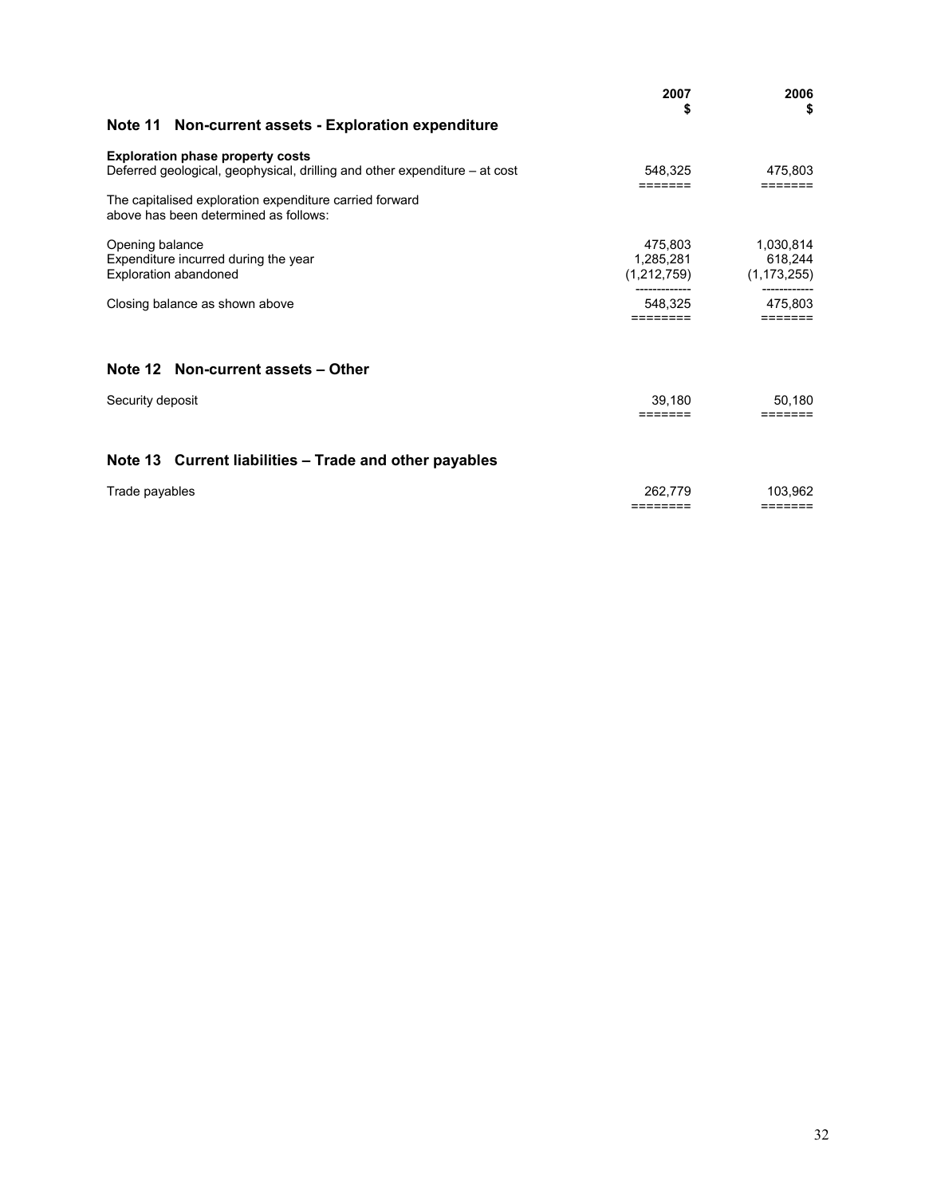| | 2007<br>$ | 2006<br>$ |
|---|---|---|

## Note 11 Non-current assets - Exploration expenditure

| | 2007<br>$ | 2006<br>$ |
|---|---|---|
| **Exploration phase property costs** | | |
| Deferred geological, geophysical, drilling and other expenditure – at cost | 548,325 | 475,803 |
| The capitalised exploration expenditure carried forward above has been determined as follows: | | |
| Opening balance | 475,803 | 1,030,814 |
| Expenditure incurred during the year | 1,285,281 | 618,244 |
| Exploration abandoned | (1,212,759) | (1,173,255) |
| Closing balance as shown above | 548,325 | 475,803 |

## Note 12 Non-current assets – Other

| | 2007<br>$ | 2006<br>$ |
|---|---|---|
| Security deposit | 39,180 | 50,180 |

## Note 13 Current liabilities – Trade and other payables

| | 2007<br>$ | 2006<br>$ |
|---|---|---|
| Trade payables | 262,779 | 103,962 |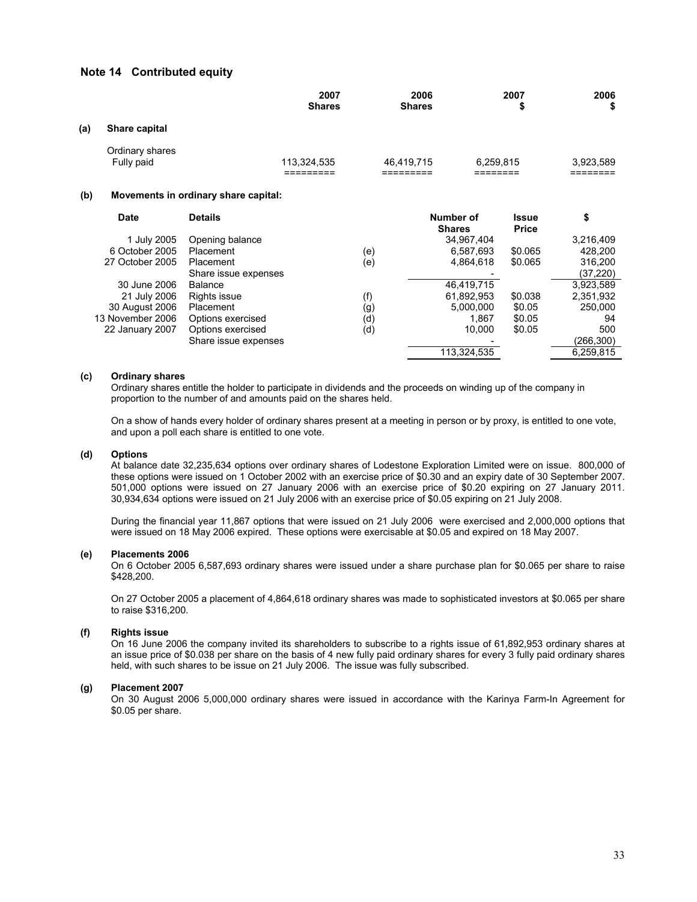## Note 14 Contributed equity

| | 2007 Shares | 2006 Shares | 2007 $ | 2006 $ |
|---|---|---|---|---|
| **(a) Share capital** | | | | |
| Ordinary shares Fully paid | 113,324,535 | 46,419,715 | 6,259,815 | 3,923,589 |

**(b) Movements in ordinary share capital:**

| Date | Details | | Number of Shares | Issue Price | $ |
|---|---|---|---|---|---|
| 1 July 2005 | Opening balance | | 34,967,404 | | 3,216,409 |
| 6 October 2005 | Placement | (e) | 6,587,693 | $0.065 | 428,200 |
| 27 October 2005 | Placement | (e) | 4,864,618 | $0.065 | 316,200 |
| | Share issue expenses | | - | | (37,220) |
| 30 June 2006 | Balance | | 46,419,715 | | 3,923,589 |
| 21 July 2006 | Rights issue | (f) | 61,892,953 | $0.038 | 2,351,932 |
| 30 August 2006 | Placement | (g) | 5,000,000 | $0.05 | 250,000 |
| 13 November 2006 | Options exercised | (d) | 1,867 | $0.05 | 94 |
| 22 January 2007 | Options exercised | (d) | 10,000 | $0.05 | 500 |
| | Share issue expenses | | - | | (266,300) |
| | | | 113,324,535 | | 6,259,815 |

**(c) Ordinary shares**

Ordinary shares entitle the holder to participate in dividends and the proceeds on winding up of the company in proportion to the number of and amounts paid on the shares held.

On a show of hands every holder of ordinary shares present at a meeting in person or by proxy, is entitled to one vote, and upon a poll each share is entitled to one vote.

**(d) Options**

At balance date 32,235,634 options over ordinary shares of Lodestone Exploration Limited were on issue. 800,000 of these options were issued on 1 October 2002 with an exercise price of $0.30 and an expiry date of 30 September 2007. 501,000 options were issued on 27 January 2006 with an exercise price of $0.20 expiring on 27 January 2011. 30,934,634 options were issued on 21 July 2006 with an exercise price of $0.05 expiring on 21 July 2008.

During the financial year 11,867 options that were issued on 21 July 2006 were exercised and 2,000,000 options that were issued on 18 May 2006 expired. These options were exercisable at $0.05 and expired on 18 May 2007.

**(e) Placements 2006**

On 6 October 2005 6,587,693 ordinary shares were issued under a share purchase plan for $0.065 per share to raise $428,200.

On 27 October 2005 a placement of 4,864,618 ordinary shares was made to sophisticated investors at $0.065 per share to raise $316,200.

**(f) Rights issue**

On 16 June 2006 the company invited its shareholders to subscribe to a rights issue of 61,892,953 ordinary shares at an issue price of $0.038 per share on the basis of 4 new fully paid ordinary shares for every 3 fully paid ordinary shares held, with such shares to be issue on 21 July 2006. The issue was fully subscribed.

**(g) Placement 2007**

On 30 August 2006 5,000,000 ordinary shares were issued in accordance with the Karinya Farm-In Agreement for $0.05 per share.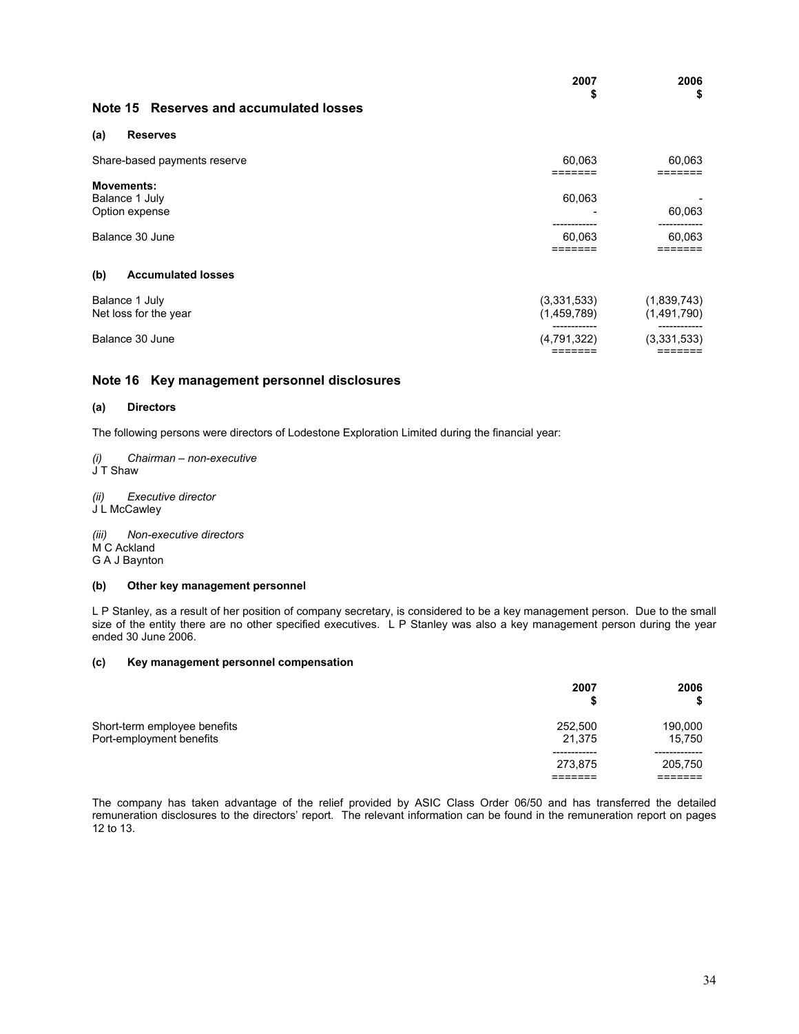## Note 15 Reserves and accumulated losses

### (a) Reserves

| | 2007 $ | 2006 $ |
|---|---|---|
| Share-based payments reserve | 60,063 | 60,063 |
| **Movements:** | | |
| Balance 1 July | 60,063 | - |
| Option expense | - | 60,063 |
| Balance 30 June | 60,063 | 60,063 |

### (b) Accumulated losses

| | 2007 $ | 2006 $ |
|---|---|---|
| Balance 1 July | (3,331,533) | (1,839,743) |
| Net loss for the year | (1,459,789) | (1,491,790) |
| Balance 30 June | (4,791,322) | (3,331,533) |

## Note 16 Key management personnel disclosures

### (a) Directors

The following persons were directors of Lodestone Exploration Limited during the financial year:

*(i) Chairman – non-executive*
J T Shaw

*(ii) Executive director*
J L McCawley

*(iii) Non-executive directors*
M C Ackland
G A J Baynton

### (b) Other key management personnel

L P Stanley, as a result of her position of company secretary, is considered to be a key management person. Due to the small size of the entity there are no other specified executives. L P Stanley was also a key management person during the year ended 30 June 2006.

### (c) Key management personnel compensation

| | 2007 $ | 2006 $ |
|---|---|---|
| Short-term employee benefits | 252,500 | 190,000 |
| Port-employment benefits | 21,375 | 15,750 |
| | 273,875 | 205,750 |

The company has taken advantage of the relief provided by ASIC Class Order 06/50 and has transferred the detailed remuneration disclosures to the directors' report. The relevant information can be found in the remuneration report on pages 12 to 13.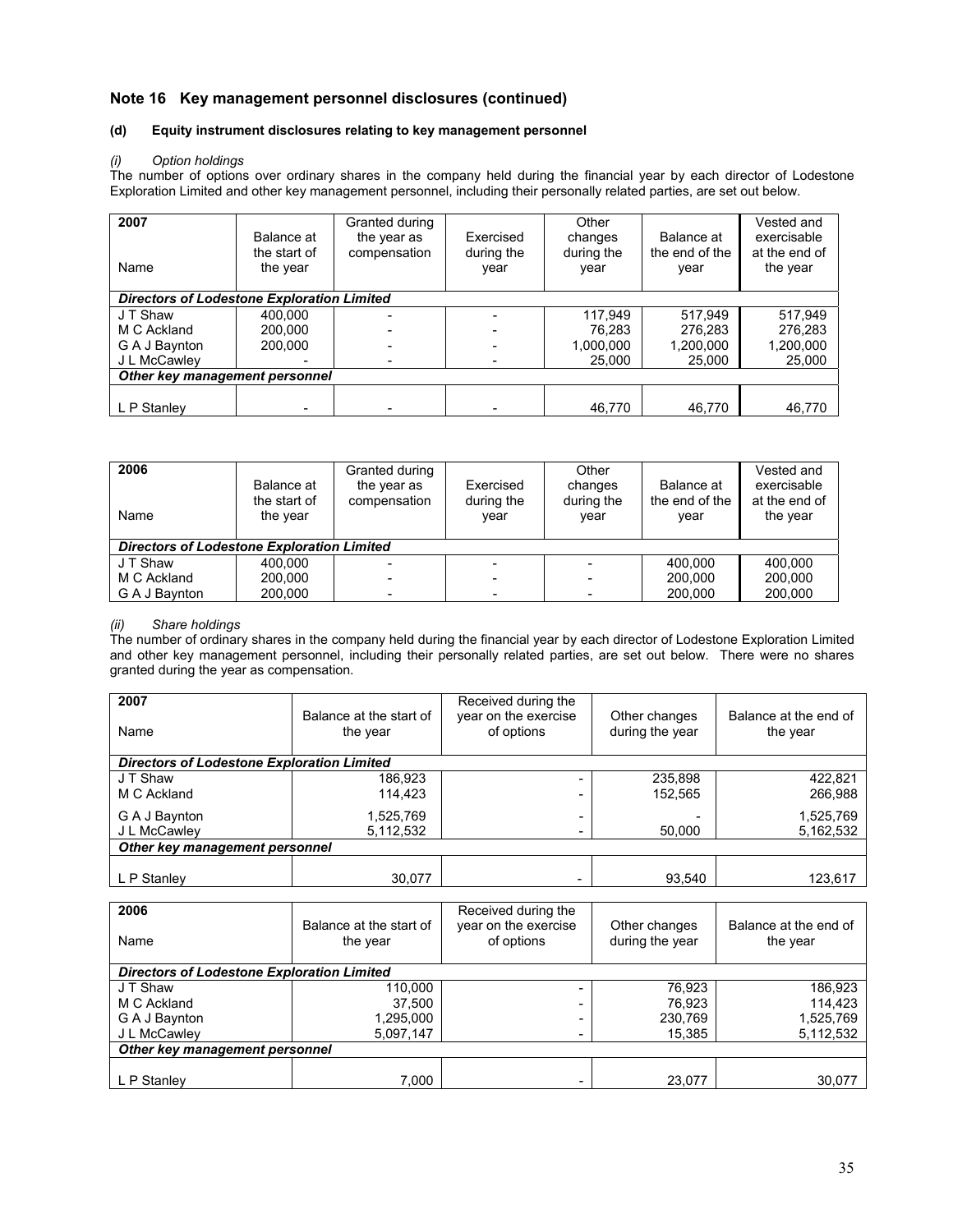## Note 16 Key management personnel disclosures (continued)

### (d) Equity instrument disclosures relating to key management personnel

*(i) Option holdings*

The number of options over ordinary shares in the company held during the financial year by each director of Lodestone Exploration Limited and other key management personnel, including their personally related parties, are set out below.

| 2007<br>Name | Balance at the start of the year | Granted during the year as compensation | Exercised during the year | Other changes during the year | Balance at the end of the year | Vested and exercisable at the end of the year |
|---|---|---|---|---|---|---|
| ***Directors of Lodestone Exploration Limited*** | | | | | | |
| J T Shaw | 400,000 | - | - | 117,949 | 517,949 | 517,949 |
| M C Ackland | 200,000 | - | - | 76,283 | 276,283 | 276,283 |
| G A J Baynton | 200,000 | - | - | 1,000,000 | 1,200,000 | 1,200,000 |
| J L McCawley | - | - | - | 25,000 | 25,000 | 25,000 |
| ***Other key management personnel*** | | | | | | |
| L P Stanley | - | - | - | 46,770 | 46,770 | 46,770 |

| 2006<br>Name | Balance at the start of the year | Granted during the year as compensation | Exercised during the year | Other changes during the year | Balance at the end of the year | Vested and exercisable at the end of the year |
|---|---|---|---|---|---|---|
| ***Directors of Lodestone Exploration Limited*** | | | | | | |
| J T Shaw | 400,000 | - | - | - | 400,000 | 400,000 |
| M C Ackland | 200,000 | - | - | - | 200,000 | 200,000 |
| G A J Baynton | 200,000 | - | - | - | 200,000 | 200,000 |

*(ii) Share holdings*

The number of ordinary shares in the company held during the financial year by each director of Lodestone Exploration Limited and other key management personnel, including their personally related parties, are set out below. There were no shares granted during the year as compensation.

| 2007<br>Name | Balance at the start of the year | Received during the year on the exercise of options | Other changes during the year | Balance at the end of the year |
|---|---|---|---|---|
| ***Directors of Lodestone Exploration Limited*** | | | | |
| J T Shaw | 186,923 | - | 235,898 | 422,821 |
| M C Ackland | 114,423 | - | 152,565 | 266,988 |
| G A J Baynton | 1,525,769 | - | - | 1,525,769 |
| J L McCawley | 5,112,532 | - | 50,000 | 5,162,532 |
| ***Other key management personnel*** | | | | |
| L P Stanley | 30,077 | - | 93,540 | 123,617 |

| 2006<br>Name | Balance at the start of the year | Received during the year on the exercise of options | Other changes during the year | Balance at the end of the year |
|---|---|---|---|---|
| ***Directors of Lodestone Exploration Limited*** | | | | |
| J T Shaw | 110,000 | - | 76,923 | 186,923 |
| M C Ackland | 37,500 | - | 76,923 | 114,423 |
| G A J Baynton | 1,295,000 | - | 230,769 | 1,525,769 |
| J L McCawley | 5,097,147 | - | 15,385 | 5,112,532 |
| ***Other key management personnel*** | | | | |
| L P Stanley | 7,000 | - | 23,077 | 30,077 |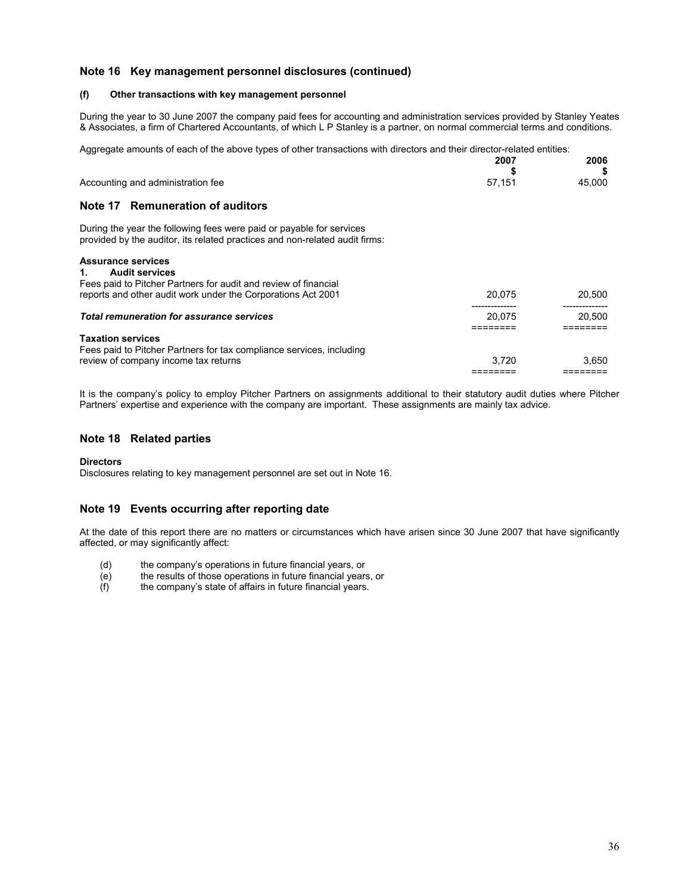## Note 16 Key management personnel disclosures (continued)

**(f) Other transactions with key management personnel**

During the year to 30 June 2007 the company paid fees for accounting and administration services provided by Stanley Yeates & Associates, a firm of Chartered Accountants, of which L P Stanley is a partner, on normal commercial terms and conditions.

Aggregate amounts of each of the above types of other transactions with directors and their director-related entities:

| | 2007 $ | 2006 $ |
|---|---|---|
| Accounting and administration fee | 57,151 | 45,000 |

## Note 17 Remuneration of auditors

During the year the following fees were paid or payable for services provided by the auditor, its related practices and non-related audit firms:

| | 2007 $ | 2006 $ |
|---|---|---|
| **Assurance services** | | |
| **1. Audit services** | | |
| Fees paid to Pitcher Partners for audit and review of financial reports and other audit work under the Corporations Act 2001 | 20,075 | 20,500 |
| ***Total remuneration for assurance services*** | 20,075 | 20,500 |
| **Taxation services** | | |
| Fees paid to Pitcher Partners for tax compliance services, including review of company income tax returns | 3,720 | 3,650 |

It is the company's policy to employ Pitcher Partners on assignments additional to their statutory audit duties where Pitcher Partners' expertise and experience with the company are important. These assignments are mainly tax advice.

## Note 18 Related parties

**Directors**
Disclosures relating to key management personnel are set out in Note 16.

## Note 19 Events occurring after reporting date

At the date of this report there are no matters or circumstances which have arisen since 30 June 2007 that have significantly affected, or may significantly affect:

(d) the company's operations in future financial years, or
(e) the results of those operations in future financial years, or
(f) the company's state of affairs in future financial years.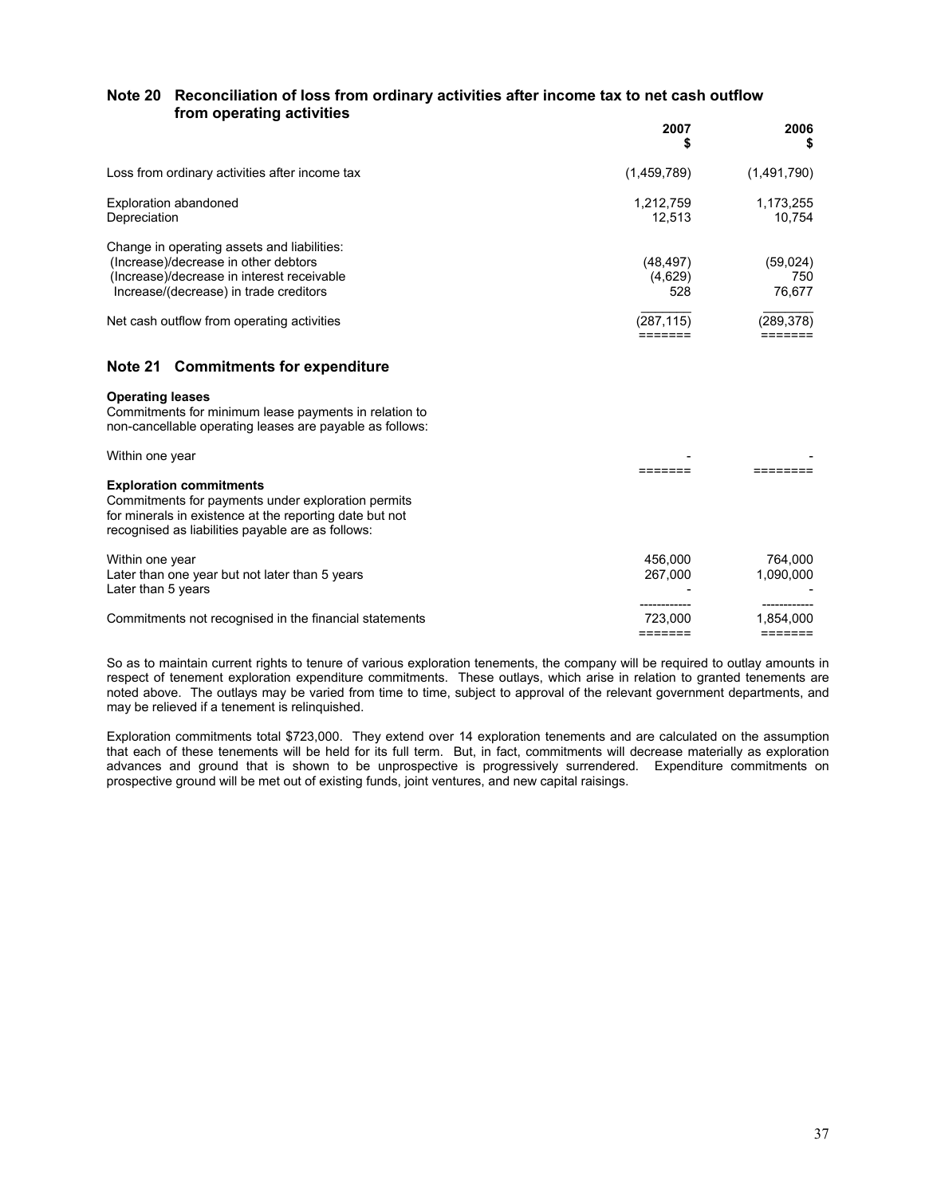## Note 20 Reconciliation of loss from ordinary activities after income tax to net cash outflow from operating activities

| | 2007 $ | 2006 $ |
|---|---|---|
| Loss from ordinary activities after income tax | (1,459,789) | (1,491,790) |
| Exploration abandoned | 1,212,759 | 1,173,255 |
| Depreciation | 12,513 | 10,754 |
| Change in operating assets and liabilities: | | |
| (Increase)/decrease in other debtors | (48,497) | (59,024) |
| (Increase)/decrease in interest receivable | (4,629) | 750 |
| Increase/(decrease) in trade creditors | 528 | 76,677 |
| Net cash outflow from operating activities | (287,115) | (289,378) |

## Note 21 Commitments for expenditure

**Operating leases**
Commitments for minimum lease payments in relation to non-cancellable operating leases are payable as follows:

| | 2007 $ | 2006 $ |
|---|---|---|
| Within one year | - | - |

**Exploration commitments**
Commitments for payments under exploration permits for minerals in existence at the reporting date but not recognised as liabilities payable are as follows:

| | 2007 $ | 2006 $ |
|---|---|---|
| Within one year | 456,000 | 764,000 |
| Later than one year but not later than 5 years | 267,000 | 1,090,000 |
| Later than 5 years | - | - |
| Commitments not recognised in the financial statements | 723,000 | 1,854,000 |

So as to maintain current rights to tenure of various exploration tenements, the company will be required to outlay amounts in respect of tenement exploration expenditure commitments. These outlays, which arise in relation to granted tenements are noted above. The outlays may be varied from time to time, subject to approval of the relevant government departments, and may be relieved if a tenement is relinquished.

Exploration commitments total $723,000. They extend over 14 exploration tenements and are calculated on the assumption that each of these tenements will be held for its full term. But, in fact, commitments will decrease materially as exploration advances and ground that is shown to be unprospective is progressively surrendered. Expenditure commitments on prospective ground will be met out of existing funds, joint ventures, and new capital raisings.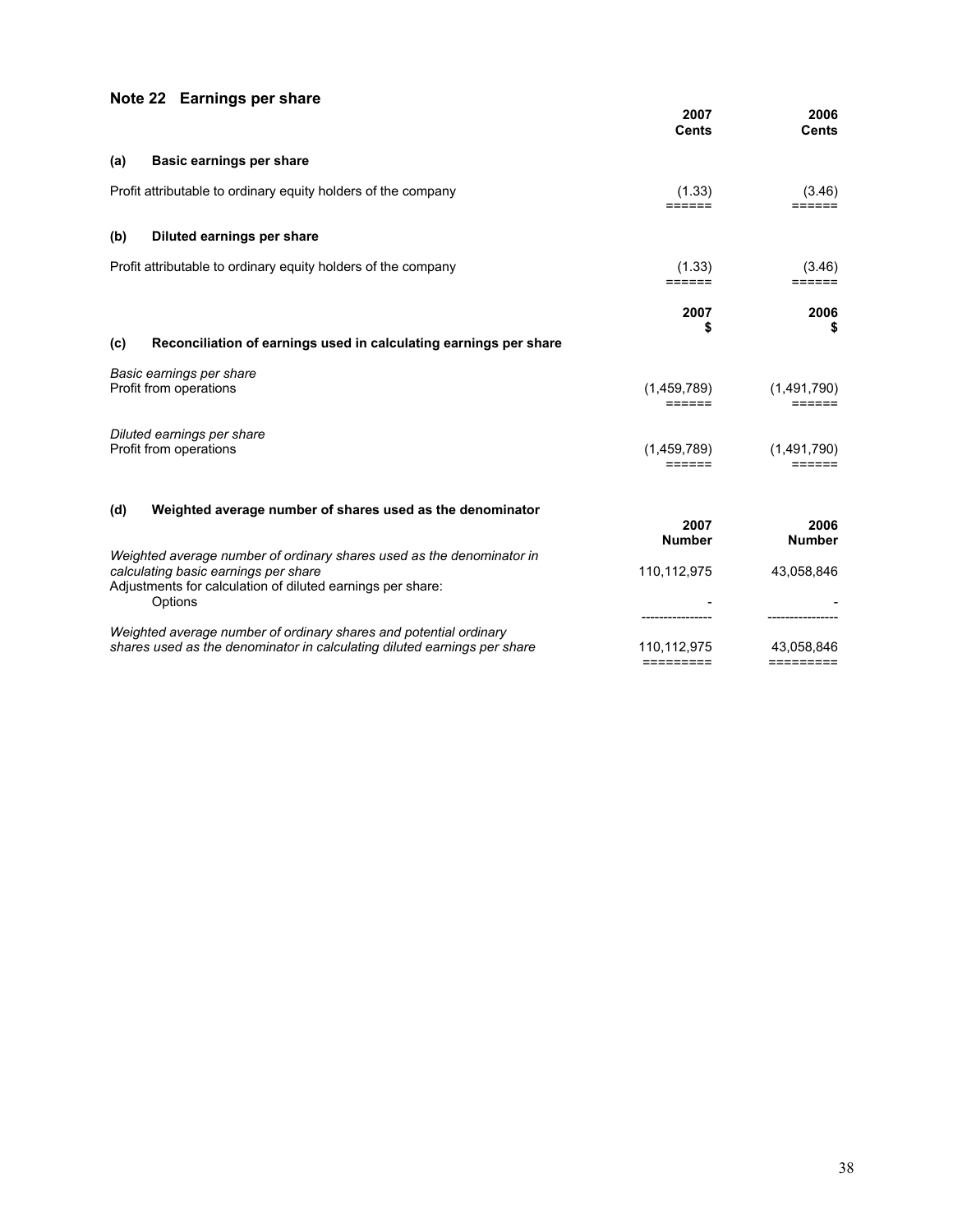## Note 22 Earnings per share

| | 2007 Cents | 2006 Cents |
|---|---|---|
| **(a) Basic earnings per share** | | |
| Profit attributable to ordinary equity holders of the company | (1.33) | (3.46) |
| **(b) Diluted earnings per share** | | |
| Profit attributable to ordinary equity holders of the company | (1.33) | (3.46) |

| | 2007 $ | 2006 $ |
|---|---|---|
| **(c) Reconciliation of earnings used in calculating earnings per share** | | |
| *Basic earnings per share* | | |
| Profit from operations | (1,459,789) | (1,491,790) |
| *Diluted earnings per share* | | |
| Profit from operations | (1,459,789) | (1,491,790) |

**(d) Weighted average number of shares used as the denominator**

| | 2007 Number | 2006 Number |
|---|---|---|
| *Weighted average number of ordinary shares used as the denominator in calculating basic earnings per share* | 110,112,975 | 43,058,846 |
| Adjustments for calculation of diluted earnings per share: | | |
| Options | - | - |
| *Weighted average number of ordinary shares and potential ordinary shares used as the denominator in calculating diluted earnings per share* | 110,112,975 | 43,058,846 |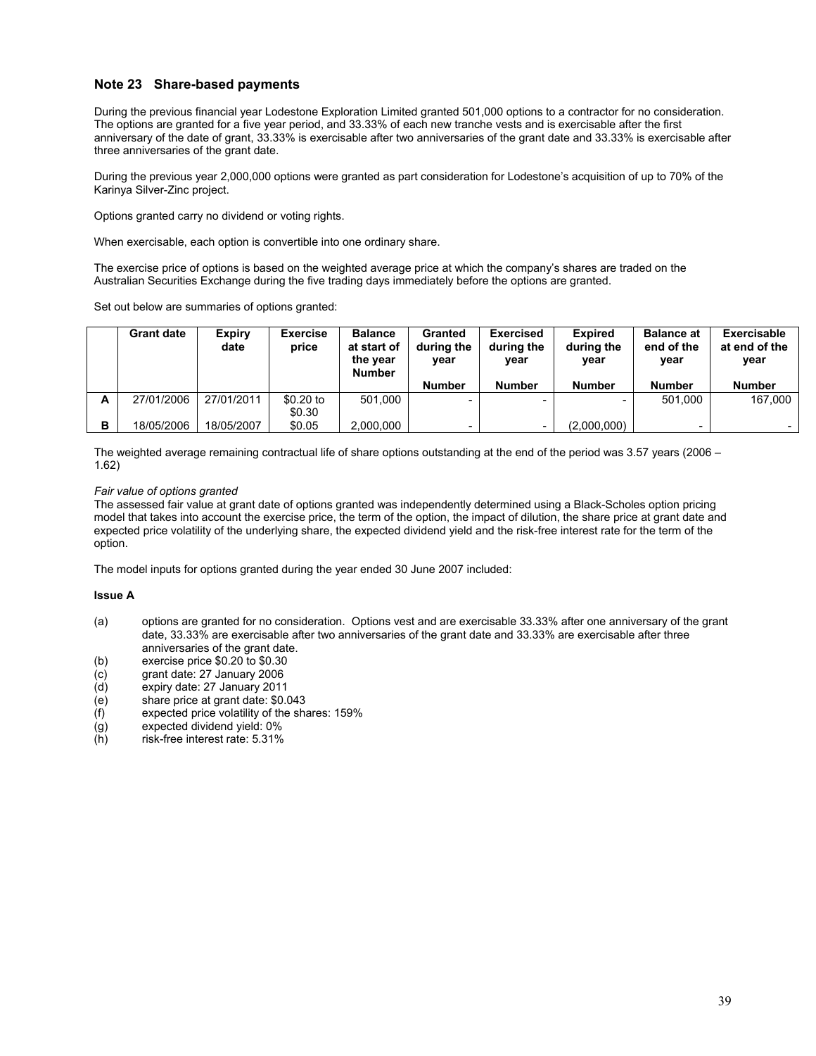## Note 23 Share-based payments

During the previous financial year Lodestone Exploration Limited granted 501,000 options to a contractor for no consideration. The options are granted for a five year period, and 33.33% of each new tranche vests and is exercisable after the first anniversary of the date of grant, 33.33% is exercisable after two anniversaries of the grant date and 33.33% is exercisable after three anniversaries of the grant date.

During the previous year 2,000,000 options were granted as part consideration for Lodestone's acquisition of up to 70% of the Karinya Silver-Zinc project.

Options granted carry no dividend or voting rights.

When exercisable, each option is convertible into one ordinary share.

The exercise price of options is based on the weighted average price at which the company's shares are traded on the Australian Securities Exchange during the five trading days immediately before the options are granted.

Set out below are summaries of options granted:

| | Grant date | Expiry date | Exercise price | Balance at start of the year Number | Granted during the year Number | Exercised during the year Number | Expired during the year Number | Balance at end of the year Number | Exercisable at end of the year Number |
|---|---|---|---|---|---|---|---|---|---|
| A | 27/01/2006 | 27/01/2011 | $0.20 to $0.30 | 501,000 | - | - | - | 501,000 | 167,000 |
| B | 18/05/2006 | 18/05/2007 | $0.05 | 2,000,000 | - | - | (2,000,000) | - | - |

The weighted average remaining contractual life of share options outstanding at the end of the period was 3.57 years (2006 – 1.62)

*Fair value of options granted*

The assessed fair value at grant date of options granted was independently determined using a Black-Scholes option pricing model that takes into account the exercise price, the term of the option, the impact of dilution, the share price at grant date and expected price volatility of the underlying share, the expected dividend yield and the risk-free interest rate for the term of the option.

The model inputs for options granted during the year ended 30 June 2007 included:

**Issue A**

(a) options are granted for no consideration. Options vest and are exercisable 33.33% after one anniversary of the grant date, 33.33% are exercisable after two anniversaries of the grant date and 33.33% are exercisable after three anniversaries of the grant date.

(b) exercise price $0.20 to $0.30

(c) grant date: 27 January 2006

(d) expiry date: 27 January 2011

(e) share price at grant date: $0.043

(f) expected price volatility of the shares: 159%

(g) expected dividend yield: 0%

(h) risk-free interest rate: 5.31%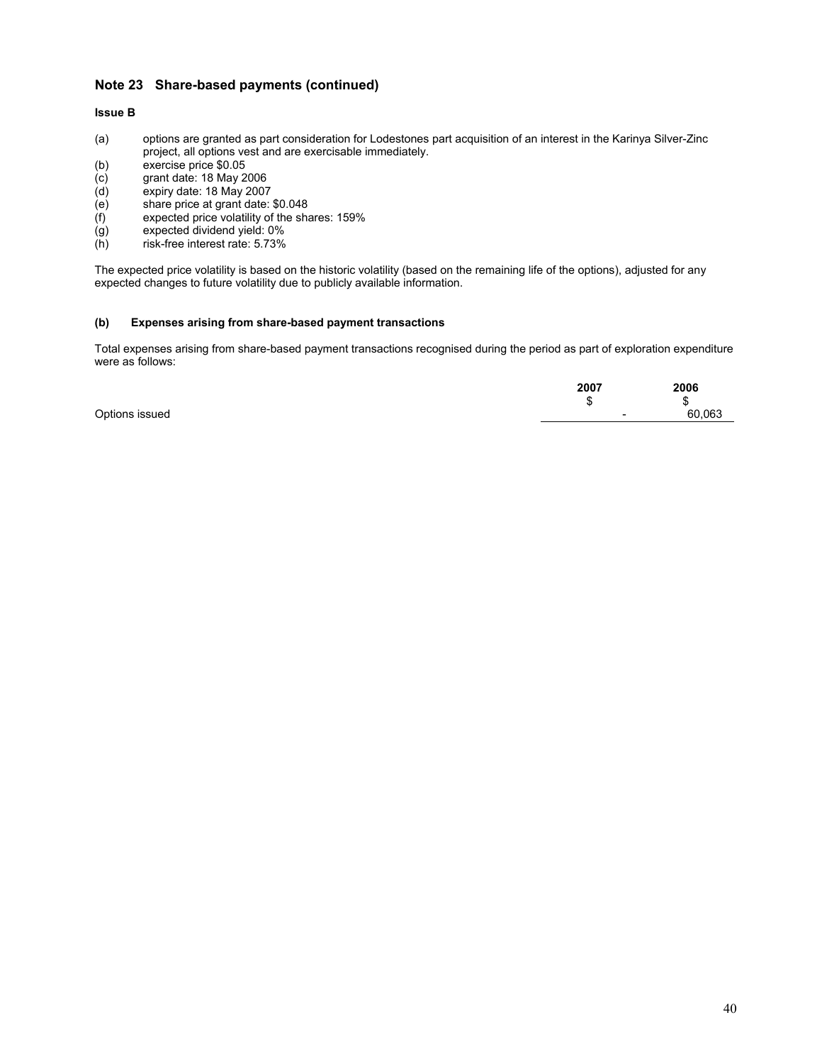## Note 23 Share-based payments (continued)

**Issue B**

(a) options are granted as part consideration for Lodestones part acquisition of an interest in the Karinya Silver-Zinc project, all options vest and are exercisable immediately.
(b) exercise price $0.05
(c) grant date: 18 May 2006
(d) expiry date: 18 May 2007
(e) share price at grant date: $0.048
(f) expected price volatility of the shares: 159%
(g) expected dividend yield: 0%
(h) risk-free interest rate: 5.73%

The expected price volatility is based on the historic volatility (based on the remaining life of the options), adjusted for any expected changes to future volatility due to publicly available information.

### (b) Expenses arising from share-based payment transactions

Total expenses arising from share-based payment transactions recognised during the period as part of exploration expenditure were as follows:

| | 2007 | 2006 |
|---|---|---|
| | $ | $ |
| Options issued | - | 60,063 |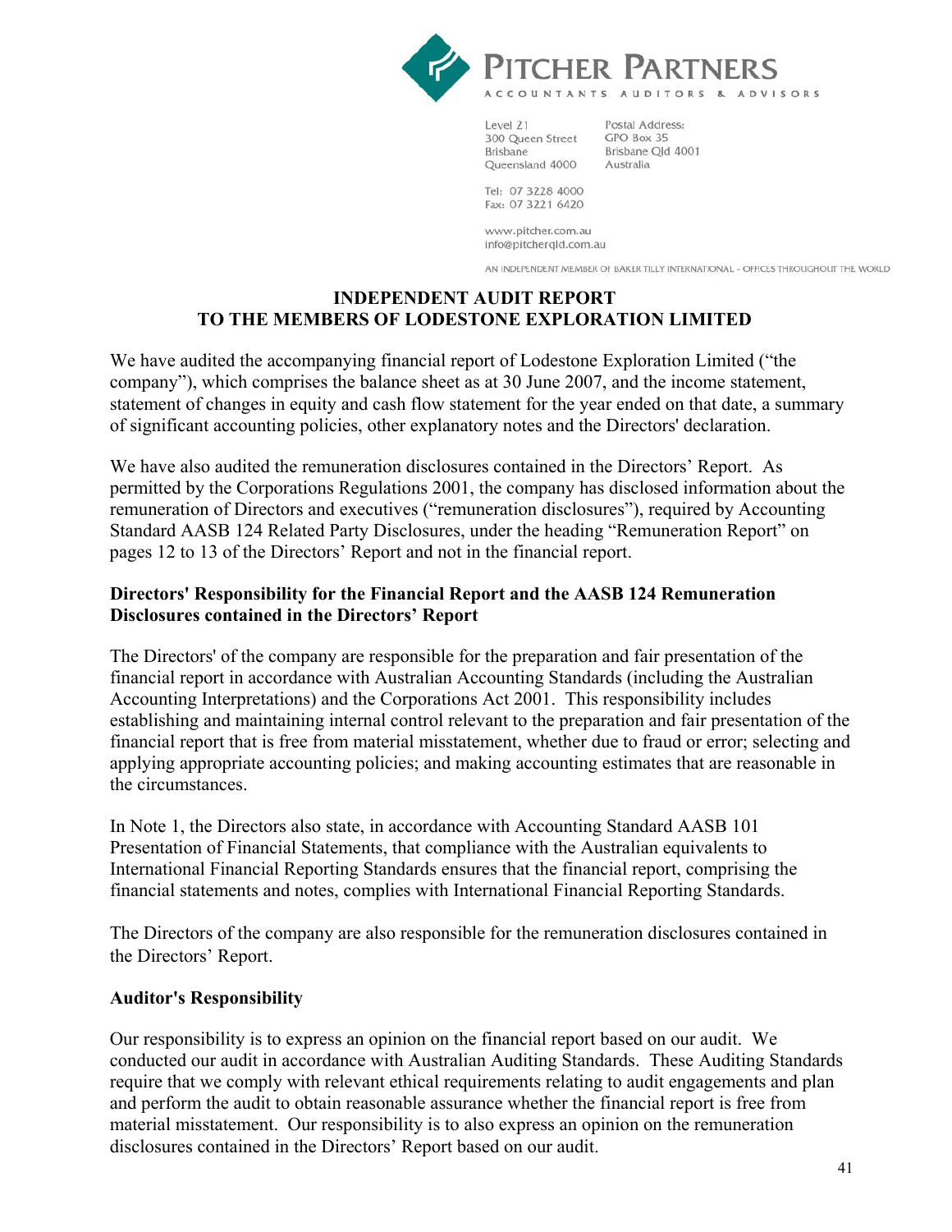PITCHER PARTNERS
ACCOUNTANTS AUDITORS & ADVISORS

Level 21
300 Queen Street
Brisbane
Queensland 4000

Postal Address:
GPO Box 35
Brisbane Qld 4001
Australia

Tel: 07 3228 4000
Fax: 07 3221 6420

www.pitcher.com.au
info@pitcherqld.com.au

AN INDEPENDENT MEMBER OF BAKER TILLY INTERNATIONAL - OFFICES THROUGHOUT THE WORLD

# INDEPENDENT AUDIT REPORT
# TO THE MEMBERS OF LODESTONE EXPLORATION LIMITED

We have audited the accompanying financial report of Lodestone Exploration Limited ("the company"), which comprises the balance sheet as at 30 June 2007, and the income statement, statement of changes in equity and cash flow statement for the year ended on that date, a summary of significant accounting policies, other explanatory notes and the Directors' declaration.

We have also audited the remuneration disclosures contained in the Directors' Report. As permitted by the Corporations Regulations 2001, the company has disclosed information about the remuneration of Directors and executives ("remuneration disclosures"), required by Accounting Standard AASB 124 Related Party Disclosures, under the heading "Remuneration Report" on pages 12 to 13 of the Directors' Report and not in the financial report.

**Directors' Responsibility for the Financial Report and the AASB 124 Remuneration Disclosures contained in the Directors' Report**

The Directors' of the company are responsible for the preparation and fair presentation of the financial report in accordance with Australian Accounting Standards (including the Australian Accounting Interpretations) and the Corporations Act 2001. This responsibility includes establishing and maintaining internal control relevant to the preparation and fair presentation of the financial report that is free from material misstatement, whether due to fraud or error; selecting and applying appropriate accounting policies; and making accounting estimates that are reasonable in the circumstances.

In Note 1, the Directors also state, in accordance with Accounting Standard AASB 101 Presentation of Financial Statements, that compliance with the Australian equivalents to International Financial Reporting Standards ensures that the financial report, comprising the financial statements and notes, complies with International Financial Reporting Standards.

The Directors of the company are also responsible for the remuneration disclosures contained in the Directors' Report.

**Auditor's Responsibility**

Our responsibility is to express an opinion on the financial report based on our audit. We conducted our audit in accordance with Australian Auditing Standards. These Auditing Standards require that we comply with relevant ethical requirements relating to audit engagements and plan and perform the audit to obtain reasonable assurance whether the financial report is free from material misstatement. Our responsibility is to also express an opinion on the remuneration disclosures contained in the Directors' Report based on our audit.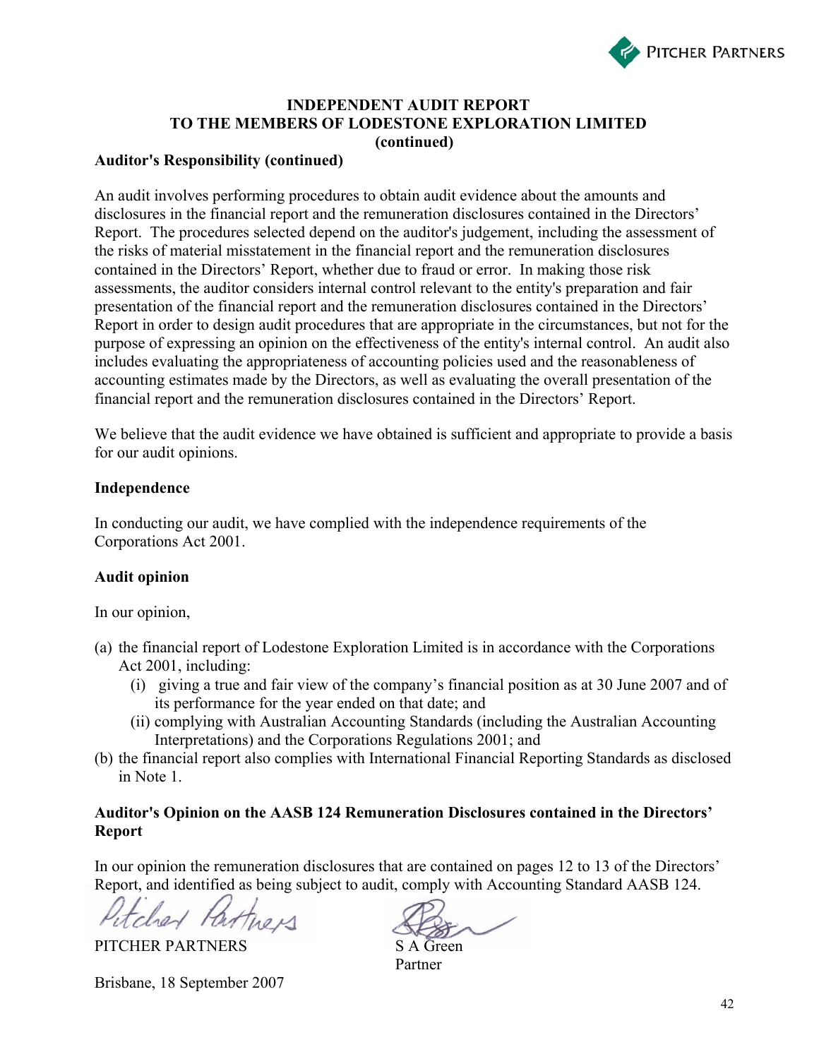# INDEPENDENT AUDIT REPORT TO THE MEMBERS OF LODESTONE EXPLORATION LIMITED (continued)

**Auditor's Responsibility (continued)**

An audit involves performing procedures to obtain audit evidence about the amounts and disclosures in the financial report and the remuneration disclosures contained in the Directors' Report. The procedures selected depend on the auditor's judgement, including the assessment of the risks of material misstatement in the financial report and the remuneration disclosures contained in the Directors' Report, whether due to fraud or error. In making those risk assessments, the auditor considers internal control relevant to the entity's preparation and fair presentation of the financial report and the remuneration disclosures contained in the Directors' Report in order to design audit procedures that are appropriate in the circumstances, but not for the purpose of expressing an opinion on the effectiveness of the entity's internal control. An audit also includes evaluating the appropriateness of accounting policies used and the reasonableness of accounting estimates made by the Directors, as well as evaluating the overall presentation of the financial report and the remuneration disclosures contained in the Directors' Report.

We believe that the audit evidence we have obtained is sufficient and appropriate to provide a basis for our audit opinions.

**Independence**

In conducting our audit, we have complied with the independence requirements of the Corporations Act 2001.

**Audit opinion**

In our opinion,

(a) the financial report of Lodestone Exploration Limited is in accordance with the Corporations Act 2001, including:
   (i) giving a true and fair view of the company's financial position as at 30 June 2007 and of its performance for the year ended on that date; and
   (ii) complying with Australian Accounting Standards (including the Australian Accounting Interpretations) and the Corporations Regulations 2001; and

(b) the financial report also complies with International Financial Reporting Standards as disclosed in Note 1.

**Auditor's Opinion on the AASB 124 Remuneration Disclosures contained in the Directors' Report**

In our opinion the remuneration disclosures that are contained on pages 12 to 13 of the Directors' Report, and identified as being subject to audit, comply with Accounting Standard AASB 124.

PITCHER PARTNERS

S A Green
Partner

Brisbane, 18 September 2007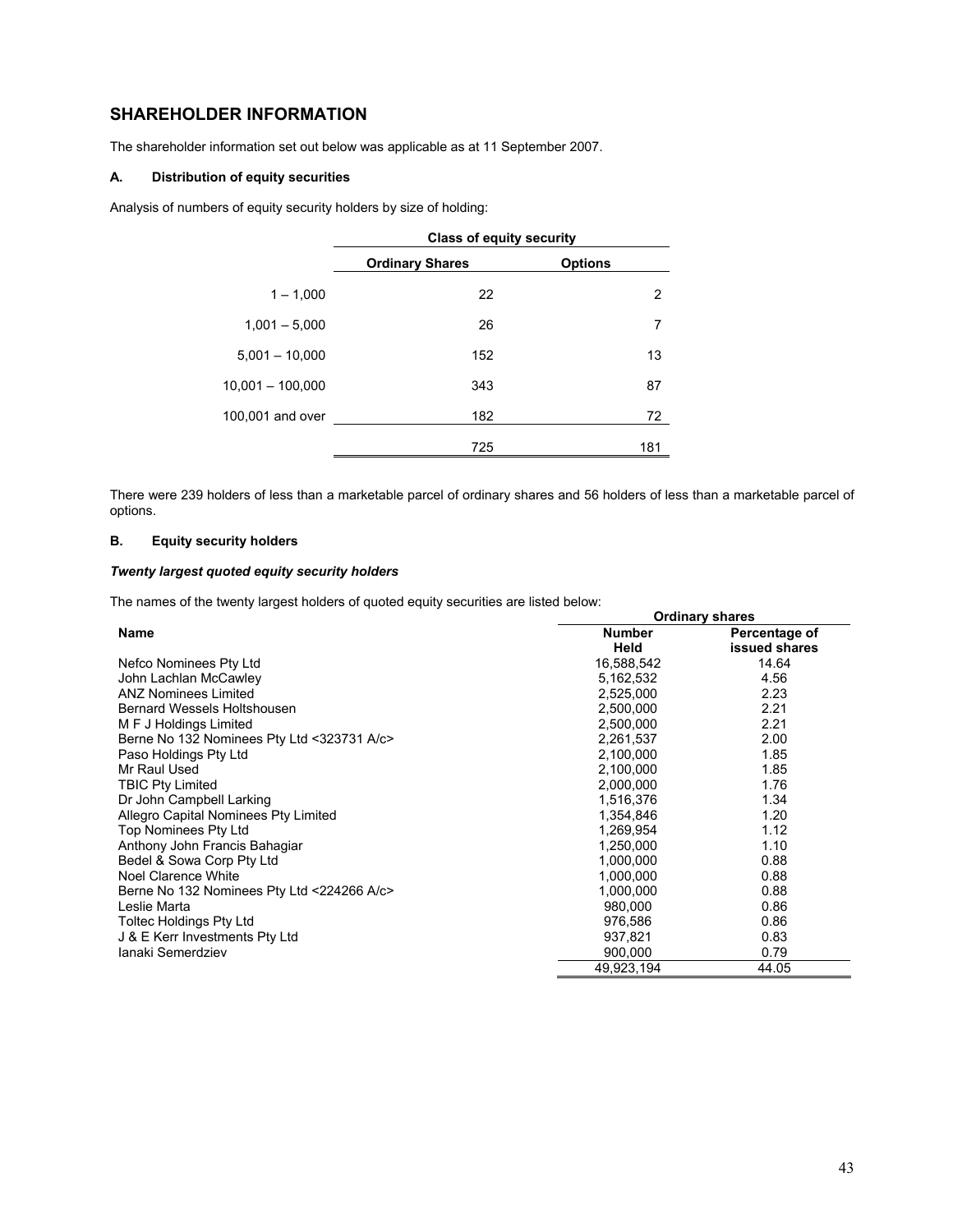# SHAREHOLDER INFORMATION

The shareholder information set out below was applicable as at 11 September 2007.

### A. Distribution of equity securities

Analysis of numbers of equity security holders by size of holding:

| | Class of equity security | |
|---|---|---|
| | Ordinary Shares | Options |
| 1 – 1,000 | 22 | 2 |
| 1,001 – 5,000 | 26 | 7 |
| 5,001 – 10,000 | 152 | 13 |
| 10,001 – 100,000 | 343 | 87 |
| 100,001 and over | 182 | 72 |
| | 725 | 181 |

There were 239 holders of less than a marketable parcel of ordinary shares and 56 holders of less than a marketable parcel of options.

### B. Equity security holders

***Twenty largest quoted equity security holders***

The names of the twenty largest holders of quoted equity securities are listed below:

| | Ordinary shares | |
|---|---|---|
| Name | Number Held | Percentage of issued shares |
| Nefco Nominees Pty Ltd | 16,588,542 | 14.64 |
| John Lachlan McCawley | 5,162,532 | 4.56 |
| ANZ Nominees Limited | 2,525,000 | 2.23 |
| Bernard Wessels Holtshousen | 2,500,000 | 2.21 |
| M F J Holdings Limited | 2,500,000 | 2.21 |
| Berne No 132 Nominees Pty Ltd <323731 A/c> | 2,261,537 | 2.00 |
| Paso Holdings Pty Ltd | 2,100,000 | 1.85 |
| Mr Raul Used | 2,100,000 | 1.85 |
| TBIC Pty Limited | 2,000,000 | 1.76 |
| Dr John Campbell Larking | 1,516,376 | 1.34 |
| Allegro Capital Nominees Pty Limited | 1,354,846 | 1.20 |
| Top Nominees Pty Ltd | 1,269,954 | 1.12 |
| Anthony John Francis Bahagiar | 1,250,000 | 1.10 |
| Bedel & Sowa Corp Pty Ltd | 1,000,000 | 0.88 |
| Noel Clarence White | 1,000,000 | 0.88 |
| Berne No 132 Nominees Pty Ltd <224266 A/c> | 1,000,000 | 0.88 |
| Leslie Marta | 980,000 | 0.86 |
| Toltec Holdings Pty Ltd | 976,586 | 0.86 |
| J & E Kerr Investments Pty Ltd | 937,821 | 0.83 |
| Ianaki Semerdziev | 900,000 | 0.79 |
| | 49,923,194 | 44.05 |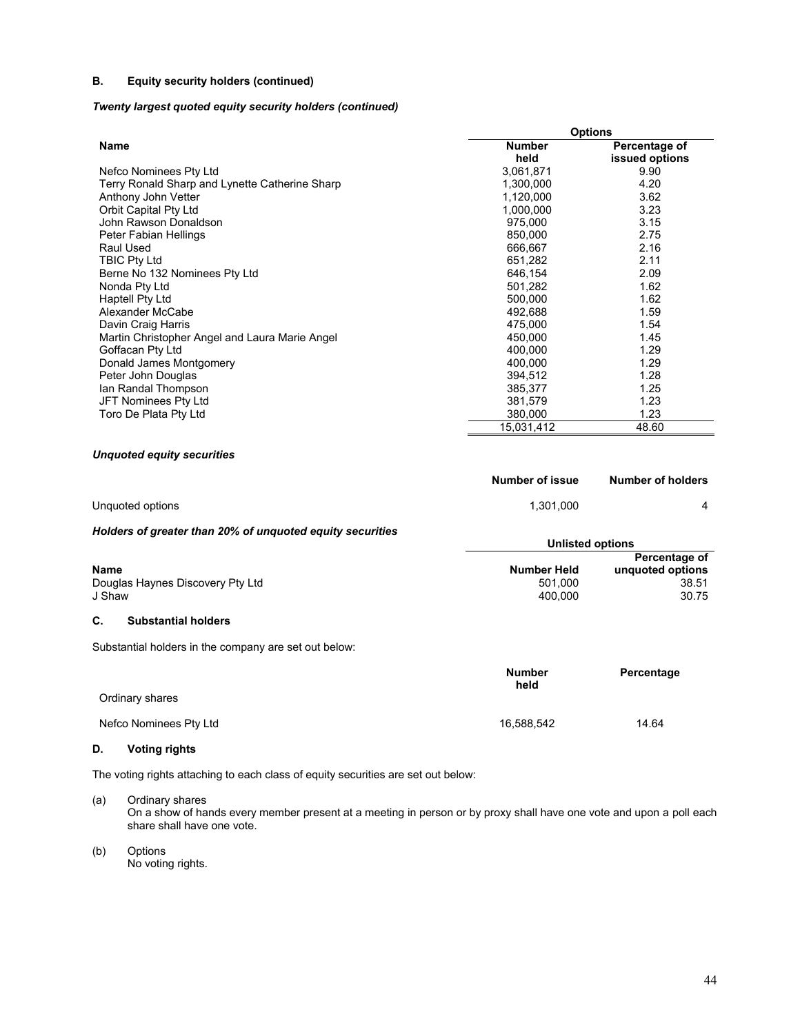## B. Equity security holders (continued)

***Twenty largest quoted equity security holders (continued)***

| Name | Options | |
|---|---|---|
| | **Number held** | **Percentage of issued options** |
| Nefco Nominees Pty Ltd | 3,061,871 | 9.90 |
| Terry Ronald Sharp and Lynette Catherine Sharp | 1,300,000 | 4.20 |
| Anthony John Vetter | 1,120,000 | 3.62 |
| Orbit Capital Pty Ltd | 1,000,000 | 3.23 |
| John Rawson Donaldson | 975,000 | 3.15 |
| Peter Fabian Hellings | 850,000 | 2.75 |
| Raul Used | 666,667 | 2.16 |
| TBIC Pty Ltd | 651,282 | 2.11 |
| Berne No 132 Nominees Pty Ltd | 646,154 | 2.09 |
| Nonda Pty Ltd | 501,282 | 1.62 |
| Haptell Pty Ltd | 500,000 | 1.62 |
| Alexander McCabe | 492,688 | 1.59 |
| Davin Craig Harris | 475,000 | 1.54 |
| Martin Christopher Angel and Laura Marie Angel | 450,000 | 1.45 |
| Goffacan Pty Ltd | 400,000 | 1.29 |
| Donald James Montgomery | 400,000 | 1.29 |
| Peter John Douglas | 394,512 | 1.28 |
| Ian Randal Thompson | 385,377 | 1.25 |
| JFT Nominees Pty Ltd | 381,579 | 1.23 |
| Toro De Plata Pty Ltd | 380,000 | 1.23 |
| | 15,031,412 | 48.60 |

***Unquoted equity securities***

| | Number of issue | Number of holders |
|---|---|---|
| Unquoted options | 1,301,000 | 4 |

***Holders of greater than 20% of unquoted equity securities***

| | Unlisted options | |
|---|---|---|
| **Name** | **Number Held** | **Percentage of unquoted options** |
| Douglas Haynes Discovery Pty Ltd | 501,000 | 38.51 |
| J Shaw | 400,000 | 30.75 |

## C. Substantial holders

Substantial holders in the company are set out below:

| | Number held | Percentage |
|---|---|---|
| Ordinary shares | | |
| Nefco Nominees Pty Ltd | 16,588,542 | 14.64 |

## D. Voting rights

The voting rights attaching to each class of equity securities are set out below:

(a) Ordinary shares
On a show of hands every member present at a meeting in person or by proxy shall have one vote and upon a poll each share shall have one vote.

(b) Options
No voting rights.